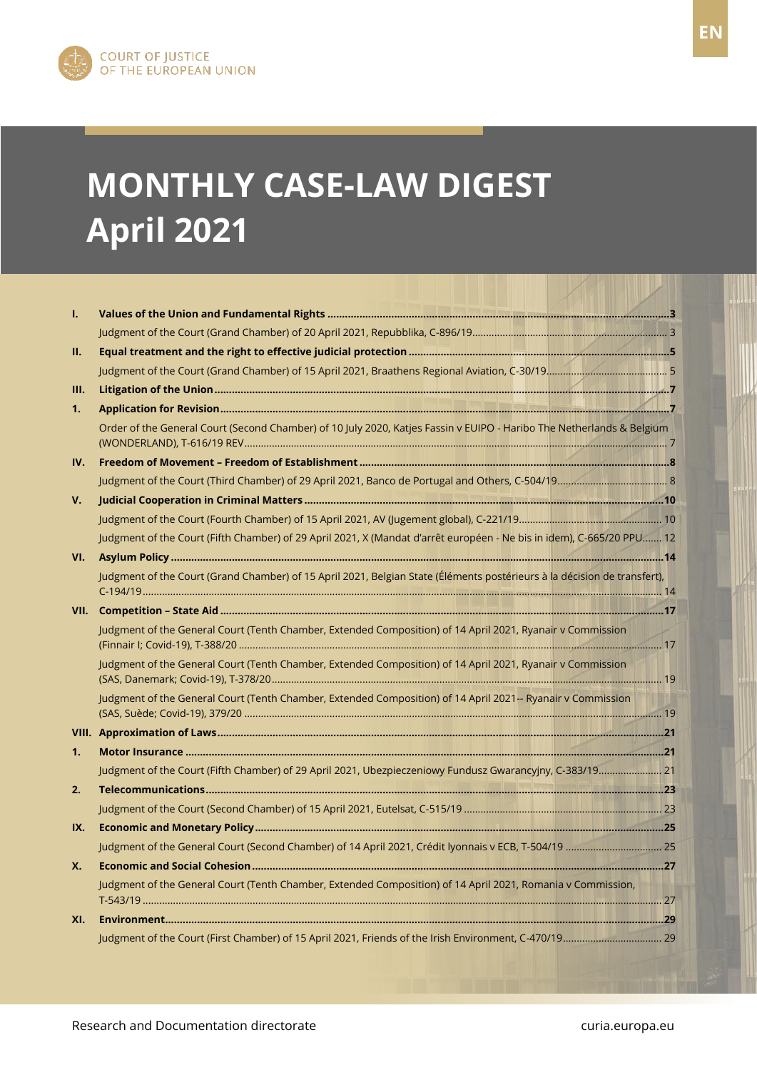COURT OF JUSTICE OF THE EUROPEAN UNION

EN

# MONTHLY CASE-LAW DIGEST April 2021

| | | |
|---|---|---|
| **I.** | **Values of the Union and Fundamental Rights** | **3** |
| | Judgment of the Court (Grand Chamber) of 20 April 2021, Repubblika, C-896/19 | 3 |
| **II.** | **Equal treatment and the right to effective judicial protection** | **5** |
| | Judgment of the Court (Grand Chamber) of 15 April 2021, Braathens Regional Aviation, C-30/19 | 5 |
| **III.** | **Litigation of the Union** | **7** |
| **1.** | **Application for Revision** | **7** |
| | Order of the General Court (Second Chamber) of 10 July 2020, Katjes Fassin v EUIPO - Haribo The Netherlands & Belgium (WONDERLAND), T-616/19 REV | 7 |
| **IV.** | **Freedom of Movement – Freedom of Establishment** | **8** |
| | Judgment of the Court (Third Chamber) of 29 April 2021, Banco de Portugal and Others, C-504/19 | 8 |
| **V.** | **Judicial Cooperation in Criminal Matters** | **10** |
| | Judgment of the Court (Fourth Chamber) of 15 April 2021, AV (Jugement global), C-221/19 | 10 |
| | Judgment of the Court (Fifth Chamber) of 29 April 2021, X (Mandat d'arrêt européen - Ne bis in idem), C-665/20 PPU | 12 |
| **VI.** | **Asylum Policy** | **14** |
| | Judgment of the Court (Grand Chamber) of 15 April 2021, Belgian State (Éléments postérieurs à la décision de transfert), C-194/19 | 14 |
| **VII.** | **Competition – State Aid** | **17** |
| | Judgment of the General Court (Tenth Chamber, Extended Composition) of 14 April 2021, Ryanair v Commission (Finnair I; Covid-19), T-388/20 | 17 |
| | Judgment of the General Court (Tenth Chamber, Extended Composition) of 14 April 2021, Ryanair v Commission (SAS, Danemark; Covid-19), T-378/20 | 19 |
| | Judgment of the General Court (Tenth Chamber, Extended Composition) of 14 April 2021-- Ryanair v Commission (SAS, Suède; Covid-19), 379/20 | 19 |
| **VIII.** | **Approximation of Laws** | **21** |
| **1.** | **Motor Insurance** | **21** |
| | Judgment of the Court (Fifth Chamber) of 29 April 2021, Ubezpieczeniowy Fundusz Gwarancyjny, C-383/19 | 21 |
| **2.** | **Telecommunications** | **23** |
| | Judgment of the Court (Second Chamber) of 15 April 2021, Eutelsat, C-515/19 | 23 |
| **IX.** | **Economic and Monetary Policy** | **25** |
| | Judgment of the General Court (Second Chamber) of 14 April 2021, Crédit lyonnais v ECB, T-504/19 | 25 |
| **X.** | **Economic and Social Cohesion** | **27** |
| | Judgment of the General Court (Tenth Chamber, Extended Composition) of 14 April 2021, Romania v Commission, T-543/19 | 27 |
| **XI.** | **Environment** | **29** |
| | Judgment of the Court (First Chamber) of 15 April 2021, Friends of the Irish Environment, C-470/19 | 29 |

Research and Documentation directorate

curia.europa.eu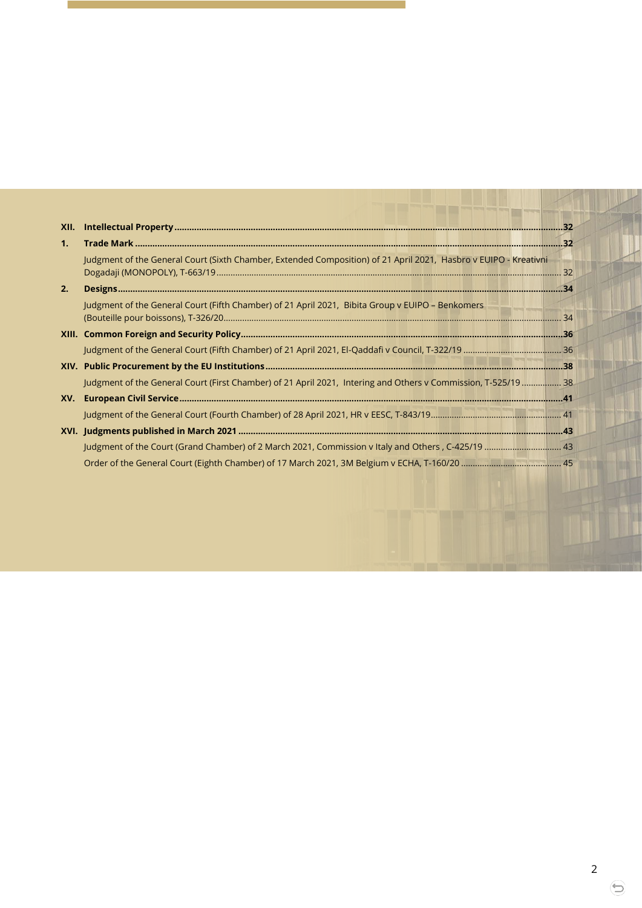| | | |
|---|---|---|
| **XII.** | **Intellectual Property** | **32** |
| **1.** | **Trade Mark** | **32** |
| | Judgment of the General Court (Sixth Chamber, Extended Composition) of 21 April 2021, Hasbro v EUIPO - Kreativni Dogadaji (MONOPOLY), T-663/19 | 32 |
| **2.** | **Designs** | **34** |
| | Judgment of the General Court (Fifth Chamber) of 21 April 2021, Bibita Group v EUIPO – Benkomers (Bouteille pour boissons), T-326/20 | 34 |
| **XIII.** | **Common Foreign and Security Policy** | **36** |
| | Judgment of the General Court (Fifth Chamber) of 21 April 2021, El-Qaddafi v Council, T-322/19 | 36 |
| **XIV.** | **Public Procurement by the EU Institutions** | **38** |
| | Judgment of the General Court (First Chamber) of 21 April 2021, Intering and Others v Commission, T-525/19 | 38 |
| **XV.** | **European Civil Service** | **41** |
| | Judgment of the General Court (Fourth Chamber) of 28 April 2021, HR v EESC, T-843/19 | 41 |
| **XVI.** | **Judgments published in March 2021** | **43** |
| | Judgment of the Court (Grand Chamber) of 2 March 2021, Commission v Italy and Others , C-425/19 | 43 |
| | Order of the General Court (Eighth Chamber) of 17 March 2021, 3M Belgium v ECHA, T-160/20 | 45 |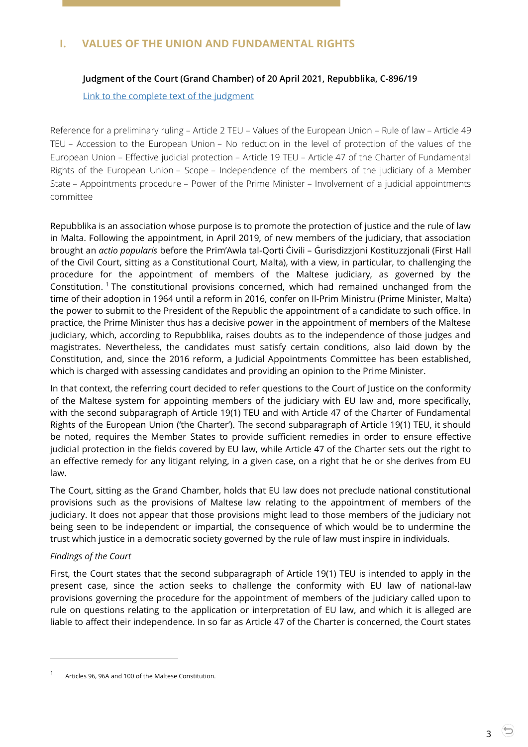# I. VALUES OF THE UNION AND FUNDAMENTAL RIGHTS

**Judgment of the Court (Grand Chamber) of 20 April 2021, Repubblika, C-896/19**

[Link to the complete text of the judgment]

Reference for a preliminary ruling – Article 2 TEU – Values of the European Union – Rule of law – Article 49 TEU – Accession to the European Union – No reduction in the level of protection of the values of the European Union – Effective judicial protection – Article 19 TEU – Article 47 of the Charter of Fundamental Rights of the European Union – Scope – Independence of the members of the judiciary of a Member State – Appointments procedure – Power of the Prime Minister – Involvement of a judicial appointments committee

Repubblika is an association whose purpose is to promote the protection of justice and the rule of law in Malta. Following the appointment, in April 2019, of new members of the judiciary, that association brought an *actio popularis* before the Prim'Awla tal-Qorti Ċivili – Ġurisdizzjoni Kostituzzjonali (First Hall of the Civil Court, sitting as a Constitutional Court, Malta), with a view, in particular, to challenging the procedure for the appointment of members of the Maltese judiciary, as governed by the Constitution.[1] The constitutional provisions concerned, which had remained unchanged from the time of their adoption in 1964 until a reform in 2016, confer on Il-Prim Ministru (Prime Minister, Malta) the power to submit to the President of the Republic the appointment of a candidate to such office. In practice, the Prime Minister thus has a decisive power in the appointment of members of the Maltese judiciary, which, according to Repubblika, raises doubts as to the independence of those judges and magistrates. Nevertheless, the candidates must satisfy certain conditions, also laid down by the Constitution, and, since the 2016 reform, a Judicial Appointments Committee has been established, which is charged with assessing candidates and providing an opinion to the Prime Minister.

In that context, the referring court decided to refer questions to the Court of Justice on the conformity of the Maltese system for appointing members of the judiciary with EU law and, more specifically, with the second subparagraph of Article 19(1) TEU and with Article 47 of the Charter of Fundamental Rights of the European Union ('the Charter'). The second subparagraph of Article 19(1) TEU, it should be noted, requires the Member States to provide sufficient remedies in order to ensure effective judicial protection in the fields covered by EU law, while Article 47 of the Charter sets out the right to an effective remedy for any litigant relying, in a given case, on a right that he or she derives from EU law.

The Court, sitting as the Grand Chamber, holds that EU law does not preclude national constitutional provisions such as the provisions of Maltese law relating to the appointment of members of the judiciary. It does not appear that those provisions might lead to those members of the judiciary not being seen to be independent or impartial, the consequence of which would be to undermine the trust which justice in a democratic society governed by the rule of law must inspire in individuals.

*Findings of the Court*

First, the Court states that the second subparagraph of Article 19(1) TEU is intended to apply in the present case, since the action seeks to challenge the conformity with EU law of national-law provisions governing the procedure for the appointment of members of the judiciary called upon to rule on questions relating to the application or interpretation of EU law, and which it is alleged are liable to affect their independence. In so far as Article 47 of the Charter is concerned, the Court states

[1] Articles 96, 96A and 100 of the Maltese Constitution.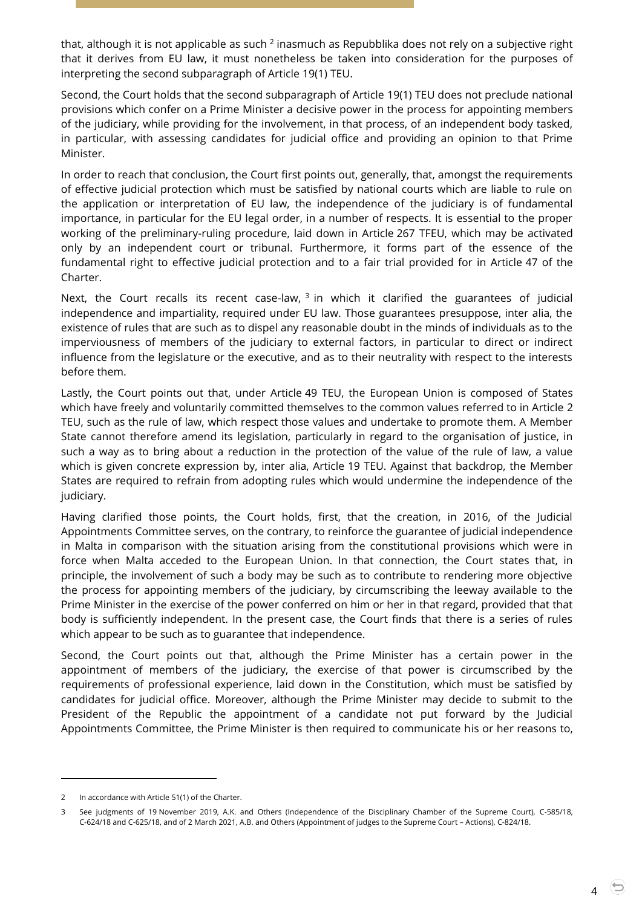that, although it is not applicable as such [2] inasmuch as Repubblika does not rely on a subjective right that it derives from EU law, it must nonetheless be taken into consideration for the purposes of interpreting the second subparagraph of Article 19(1) TEU.

Second, the Court holds that the second subparagraph of Article 19(1) TEU does not preclude national provisions which confer on a Prime Minister a decisive power in the process for appointing members of the judiciary, while providing for the involvement, in that process, of an independent body tasked, in particular, with assessing candidates for judicial office and providing an opinion to that Prime Minister.

In order to reach that conclusion, the Court first points out, generally, that, amongst the requirements of effective judicial protection which must be satisfied by national courts which are liable to rule on the application or interpretation of EU law, the independence of the judiciary is of fundamental importance, in particular for the EU legal order, in a number of respects. It is essential to the proper working of the preliminary-ruling procedure, laid down in Article 267 TFEU, which may be activated only by an independent court or tribunal. Furthermore, it forms part of the essence of the fundamental right to effective judicial protection and to a fair trial provided for in Article 47 of the Charter.

Next, the Court recalls its recent case-law, [3] in which it clarified the guarantees of judicial independence and impartiality, required under EU law. Those guarantees presuppose, inter alia, the existence of rules that are such as to dispel any reasonable doubt in the minds of individuals as to the imperviousness of members of the judiciary to external factors, in particular to direct or indirect influence from the legislature or the executive, and as to their neutrality with respect to the interests before them.

Lastly, the Court points out that, under Article 49 TEU, the European Union is composed of States which have freely and voluntarily committed themselves to the common values referred to in Article 2 TEU, such as the rule of law, which respect those values and undertake to promote them. A Member State cannot therefore amend its legislation, particularly in regard to the organisation of justice, in such a way as to bring about a reduction in the protection of the value of the rule of law, a value which is given concrete expression by, inter alia, Article 19 TEU. Against that backdrop, the Member States are required to refrain from adopting rules which would undermine the independence of the judiciary.

Having clarified those points, the Court holds, first, that the creation, in 2016, of the Judicial Appointments Committee serves, on the contrary, to reinforce the guarantee of judicial independence in Malta in comparison with the situation arising from the constitutional provisions which were in force when Malta acceded to the European Union. In that connection, the Court states that, in principle, the involvement of such a body may be such as to contribute to rendering more objective the process for appointing members of the judiciary, by circumscribing the leeway available to the Prime Minister in the exercise of the power conferred on him or her in that regard, provided that that body is sufficiently independent. In the present case, the Court finds that there is a series of rules which appear to be such as to guarantee that independence.

Second, the Court points out that, although the Prime Minister has a certain power in the appointment of members of the judiciary, the exercise of that power is circumscribed by the requirements of professional experience, laid down in the Constitution, which must be satisfied by candidates for judicial office. Moreover, although the Prime Minister may decide to submit to the President of the Republic the appointment of a candidate not put forward by the Judicial Appointments Committee, the Prime Minister is then required to communicate his or her reasons to,

---

2 In accordance with Article 51(1) of the Charter.

3 See judgments of 19 November 2019, A.K. and Others (Independence of the Disciplinary Chamber of the Supreme Court), C-585/18, C-624/18 and C-625/18, and of 2 March 2021, A.B. and Others (Appointment of judges to the Supreme Court – Actions), C-824/18.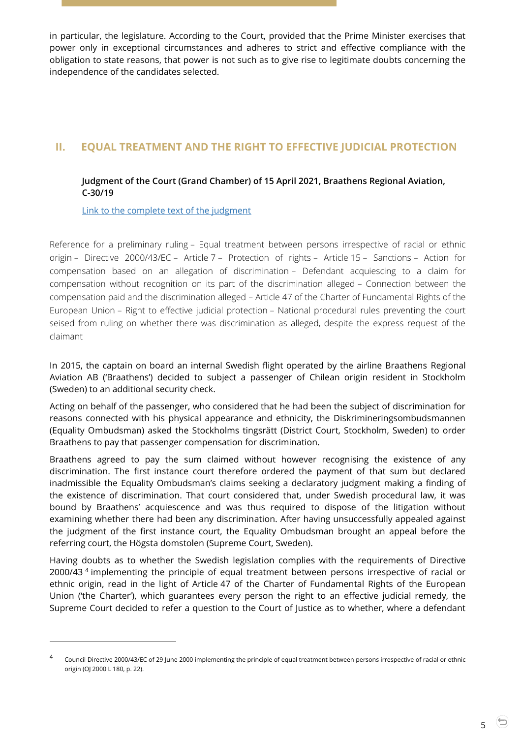in particular, the legislature. According to the Court, provided that the Prime Minister exercises that power only in exceptional circumstances and adheres to strict and effective compliance with the obligation to state reasons, that power is not such as to give rise to legitimate doubts concerning the independence of the candidates selected.

## II. EQUAL TREATMENT AND THE RIGHT TO EFFECTIVE JUDICIAL PROTECTION

### Judgment of the Court (Grand Chamber) of 15 April 2021, Braathens Regional Aviation, C-30/19

Link to the complete text of the judgment

Reference for a preliminary ruling – Equal treatment between persons irrespective of racial or ethnic origin – Directive 2000/43/EC – Article 7 – Protection of rights – Article 15 – Sanctions – Action for compensation based on an allegation of discrimination – Defendant acquiescing to a claim for compensation without recognition on its part of the discrimination alleged – Connection between the compensation paid and the discrimination alleged – Article 47 of the Charter of Fundamental Rights of the European Union – Right to effective judicial protection – National procedural rules preventing the court seised from ruling on whether there was discrimination as alleged, despite the express request of the claimant

In 2015, the captain on board an internal Swedish flight operated by the airline Braathens Regional Aviation AB ('Braathens') decided to subject a passenger of Chilean origin resident in Stockholm (Sweden) to an additional security check.

Acting on behalf of the passenger, who considered that he had been the subject of discrimination for reasons connected with his physical appearance and ethnicity, the Diskrimineringsombudsmannen (Equality Ombudsman) asked the Stockholms tingsrätt (District Court, Stockholm, Sweden) to order Braathens to pay that passenger compensation for discrimination.

Braathens agreed to pay the sum claimed without however recognising the existence of any discrimination. The first instance court therefore ordered the payment of that sum but declared inadmissible the Equality Ombudsman's claims seeking a declaratory judgment making a finding of the existence of discrimination. That court considered that, under Swedish procedural law, it was bound by Braathens' acquiescence and was thus required to dispose of the litigation without examining whether there had been any discrimination. After having unsuccessfully appealed against the judgment of the first instance court, the Equality Ombudsman brought an appeal before the referring court, the Högsta domstolen (Supreme Court, Sweden).

Having doubts as to whether the Swedish legislation complies with the requirements of Directive 2000/43 [4] implementing the principle of equal treatment between persons irrespective of racial or ethnic origin, read in the light of Article 47 of the Charter of Fundamental Rights of the European Union ('the Charter'), which guarantees every person the right to an effective judicial remedy, the Supreme Court decided to refer a question to the Court of Justice as to whether, where a defendant

---

[4] Council Directive 2000/43/EC of 29 June 2000 implementing the principle of equal treatment between persons irrespective of racial or ethnic origin (OJ 2000 L 180, p. 22).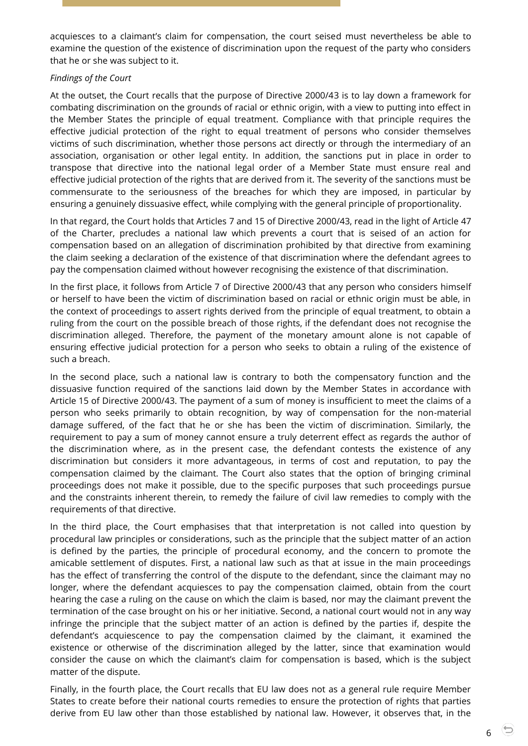acquiesces to a claimant's claim for compensation, the court seised must nevertheless be able to examine the question of the existence of discrimination upon the request of the party who considers that he or she was subject to it.

*Findings of the Court*

At the outset, the Court recalls that the purpose of Directive 2000/43 is to lay down a framework for combating discrimination on the grounds of racial or ethnic origin, with a view to putting into effect in the Member States the principle of equal treatment. Compliance with that principle requires the effective judicial protection of the right to equal treatment of persons who consider themselves victims of such discrimination, whether those persons act directly or through the intermediary of an association, organisation or other legal entity. In addition, the sanctions put in place in order to transpose that directive into the national legal order of a Member State must ensure real and effective judicial protection of the rights that are derived from it. The severity of the sanctions must be commensurate to the seriousness of the breaches for which they are imposed, in particular by ensuring a genuinely dissuasive effect, while complying with the general principle of proportionality.

In that regard, the Court holds that Articles 7 and 15 of Directive 2000/43, read in the light of Article 47 of the Charter, precludes a national law which prevents a court that is seised of an action for compensation based on an allegation of discrimination prohibited by that directive from examining the claim seeking a declaration of the existence of that discrimination where the defendant agrees to pay the compensation claimed without however recognising the existence of that discrimination.

In the first place, it follows from Article 7 of Directive 2000/43 that any person who considers himself or herself to have been the victim of discrimination based on racial or ethnic origin must be able, in the context of proceedings to assert rights derived from the principle of equal treatment, to obtain a ruling from the court on the possible breach of those rights, if the defendant does not recognise the discrimination alleged. Therefore, the payment of the monetary amount alone is not capable of ensuring effective judicial protection for a person who seeks to obtain a ruling of the existence of such a breach.

In the second place, such a national law is contrary to both the compensatory function and the dissuasive function required of the sanctions laid down by the Member States in accordance with Article 15 of Directive 2000/43. The payment of a sum of money is insufficient to meet the claims of a person who seeks primarily to obtain recognition, by way of compensation for the non-material damage suffered, of the fact that he or she has been the victim of discrimination. Similarly, the requirement to pay a sum of money cannot ensure a truly deterrent effect as regards the author of the discrimination where, as in the present case, the defendant contests the existence of any discrimination but considers it more advantageous, in terms of cost and reputation, to pay the compensation claimed by the claimant. The Court also states that the option of bringing criminal proceedings does not make it possible, due to the specific purposes that such proceedings pursue and the constraints inherent therein, to remedy the failure of civil law remedies to comply with the requirements of that directive.

In the third place, the Court emphasises that that interpretation is not called into question by procedural law principles or considerations, such as the principle that the subject matter of an action is defined by the parties, the principle of procedural economy, and the concern to promote the amicable settlement of disputes. First, a national law such as that at issue in the main proceedings has the effect of transferring the control of the dispute to the defendant, since the claimant may no longer, where the defendant acquiesces to pay the compensation claimed, obtain from the court hearing the case a ruling on the cause on which the claim is based, nor may the claimant prevent the termination of the case brought on his or her initiative. Second, a national court would not in any way infringe the principle that the subject matter of an action is defined by the parties if, despite the defendant's acquiescence to pay the compensation claimed by the claimant, it examined the existence or otherwise of the discrimination alleged by the latter, since that examination would consider the cause on which the claimant's claim for compensation is based, which is the subject matter of the dispute.

Finally, in the fourth place, the Court recalls that EU law does not as a general rule require Member States to create before their national courts remedies to ensure the protection of rights that parties derive from EU law other than those established by national law. However, it observes that, in the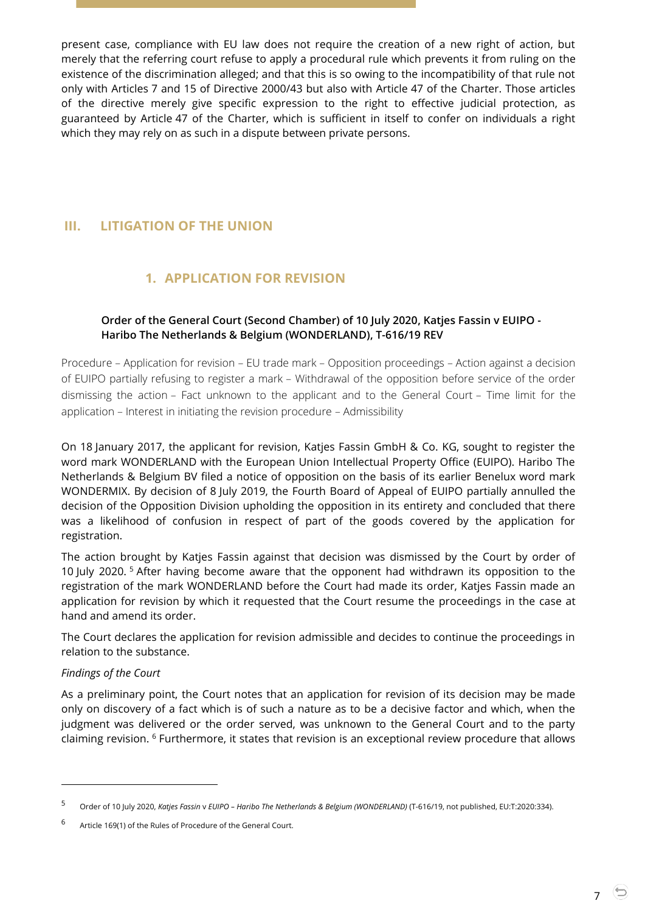present case, compliance with EU law does not require the creation of a new right of action, but merely that the referring court refuse to apply a procedural rule which prevents it from ruling on the existence of the discrimination alleged; and that this is so owing to the incompatibility of that rule not only with Articles 7 and 15 of Directive 2000/43 but also with Article 47 of the Charter. Those articles of the directive merely give specific expression to the right to effective judicial protection, as guaranteed by Article 47 of the Charter, which is sufficient in itself to confer on individuals a right which they may rely on as such in a dispute between private persons.

## III. LITIGATION OF THE UNION

### 1. APPLICATION FOR REVISION

#### Order of the General Court (Second Chamber) of 10 July 2020, Katjes Fassin v EUIPO - Haribo The Netherlands & Belgium (WONDERLAND), T-616/19 REV

Procedure – Application for revision – EU trade mark – Opposition proceedings – Action against a decision of EUIPO partially refusing to register a mark – Withdrawal of the opposition before service of the order dismissing the action – Fact unknown to the applicant and to the General Court – Time limit for the application – Interest in initiating the revision procedure – Admissibility

On 18 January 2017, the applicant for revision, Katjes Fassin GmbH & Co. KG, sought to register the word mark WONDERLAND with the European Union Intellectual Property Office (EUIPO). Haribo The Netherlands & Belgium BV filed a notice of opposition on the basis of its earlier Benelux word mark WONDERMIX. By decision of 8 July 2019, the Fourth Board of Appeal of EUIPO partially annulled the decision of the Opposition Division upholding the opposition in its entirety and concluded that there was a likelihood of confusion in respect of part of the goods covered by the application for registration.

The action brought by Katjes Fassin against that decision was dismissed by the Court by order of 10 July 2020. [5] After having become aware that the opponent had withdrawn its opposition to the registration of the mark WONDERLAND before the Court had made its order, Katjes Fassin made an application for revision by which it requested that the Court resume the proceedings in the case at hand and amend its order.

The Court declares the application for revision admissible and decides to continue the proceedings in relation to the substance.

*Findings of the Court*

As a preliminary point, the Court notes that an application for revision of its decision may be made only on discovery of a fact which is of such a nature as to be a decisive factor and which, when the judgment was delivered or the order served, was unknown to the General Court and to the party claiming revision. [6] Furthermore, it states that revision is an exceptional review procedure that allows

---

[5] Order of 10 July 2020, *Katjes Fassin* v *EUIPO – Haribo The Netherlands & Belgium (WONDERLAND)* (T-616/19, not published, EU:T:2020:334).

[6] Article 169(1) of the Rules of Procedure of the General Court.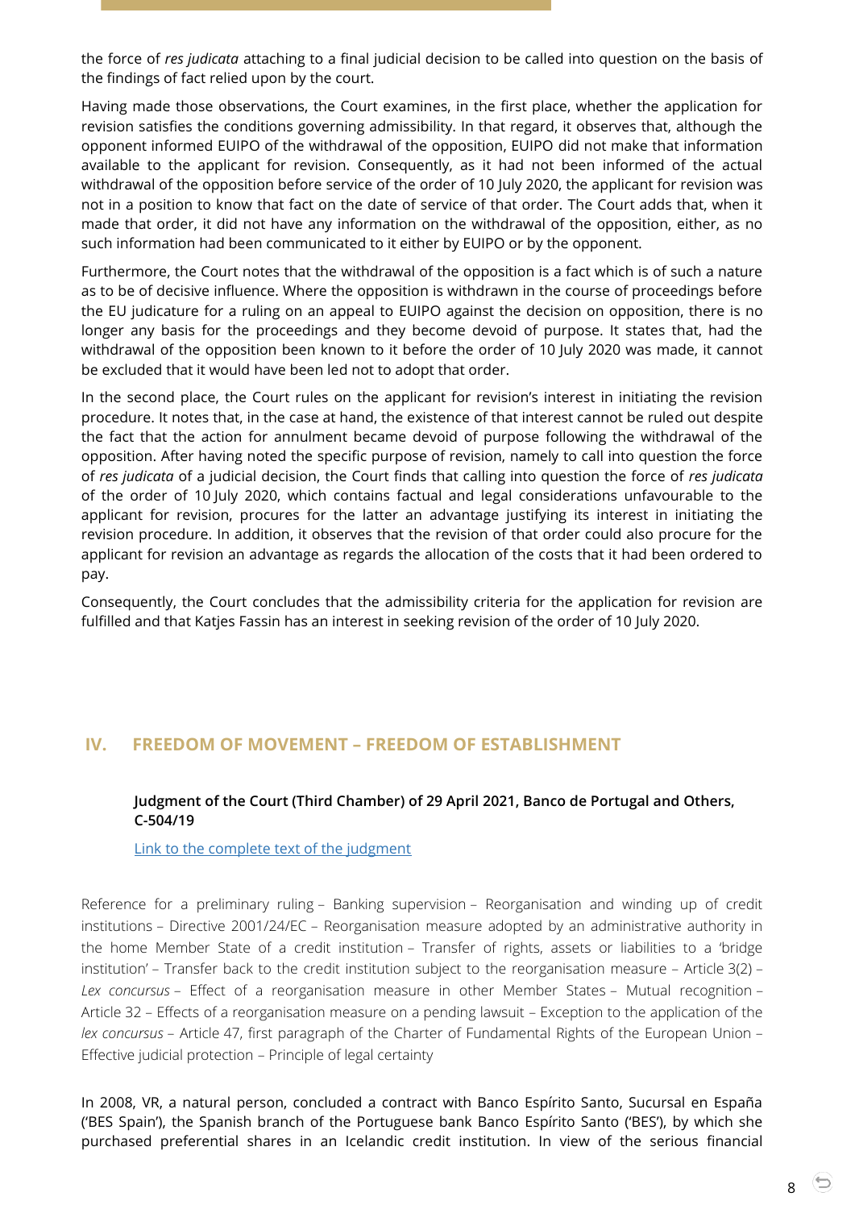the force of *res judicata* attaching to a final judicial decision to be called into question on the basis of the findings of fact relied upon by the court.

Having made those observations, the Court examines, in the first place, whether the application for revision satisfies the conditions governing admissibility. In that regard, it observes that, although the opponent informed EUIPO of the withdrawal of the opposition, EUIPO did not make that information available to the applicant for revision. Consequently, as it had not been informed of the actual withdrawal of the opposition before service of the order of 10 July 2020, the applicant for revision was not in a position to know that fact on the date of service of that order. The Court adds that, when it made that order, it did not have any information on the withdrawal of the opposition, either, as no such information had been communicated to it either by EUIPO or by the opponent.

Furthermore, the Court notes that the withdrawal of the opposition is a fact which is of such a nature as to be of decisive influence. Where the opposition is withdrawn in the course of proceedings before the EU judicature for a ruling on an appeal to EUIPO against the decision on opposition, there is no longer any basis for the proceedings and they become devoid of purpose. It states that, had the withdrawal of the opposition been known to it before the order of 10 July 2020 was made, it cannot be excluded that it would have been led not to adopt that order.

In the second place, the Court rules on the applicant for revision's interest in initiating the revision procedure. It notes that, in the case at hand, the existence of that interest cannot be ruled out despite the fact that the action for annulment became devoid of purpose following the withdrawal of the opposition. After having noted the specific purpose of revision, namely to call into question the force of *res judicata* of a judicial decision, the Court finds that calling into question the force of *res judicata* of the order of 10 July 2020, which contains factual and legal considerations unfavourable to the applicant for revision, procures for the latter an advantage justifying its interest in initiating the revision procedure. In addition, it observes that the revision of that order could also procure for the applicant for revision an advantage as regards the allocation of the costs that it had been ordered to pay.

Consequently, the Court concludes that the admissibility criteria for the application for revision are fulfilled and that Katjes Fassin has an interest in seeking revision of the order of 10 July 2020.

## IV. FREEDOM OF MOVEMENT – FREEDOM OF ESTABLISHMENT

**Judgment of the Court (Third Chamber) of 29 April 2021, Banco de Portugal and Others, C-504/19**

Link to the complete text of the judgment

Reference for a preliminary ruling – Banking supervision – Reorganisation and winding up of credit institutions – Directive 2001/24/EC – Reorganisation measure adopted by an administrative authority in the home Member State of a credit institution – Transfer of rights, assets or liabilities to a 'bridge institution' – Transfer back to the credit institution subject to the reorganisation measure – Article 3(2) – *Lex concursus* – Effect of a reorganisation measure in other Member States – Mutual recognition – Article 32 – Effects of a reorganisation measure on a pending lawsuit – Exception to the application of the *lex concursus* – Article 47, first paragraph of the Charter of Fundamental Rights of the European Union – Effective judicial protection – Principle of legal certainty

In 2008, VR, a natural person, concluded a contract with Banco Espírito Santo, Sucursal en España ('BES Spain'), the Spanish branch of the Portuguese bank Banco Espírito Santo ('BES'), by which she purchased preferential shares in an Icelandic credit institution. In view of the serious financial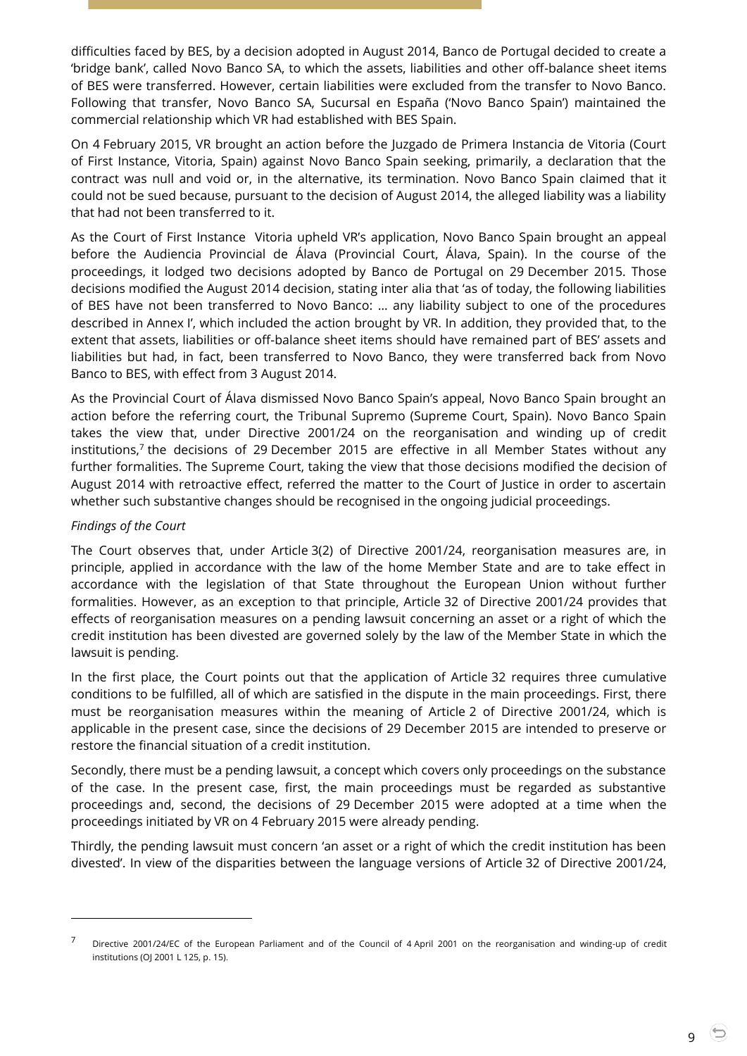difficulties faced by BES, by a decision adopted in August 2014, Banco de Portugal decided to create a 'bridge bank', called Novo Banco SA, to which the assets, liabilities and other off-balance sheet items of BES were transferred. However, certain liabilities were excluded from the transfer to Novo Banco. Following that transfer, Novo Banco SA, Sucursal en España ('Novo Banco Spain') maintained the commercial relationship which VR had established with BES Spain.

On 4 February 2015, VR brought an action before the Juzgado de Primera Instancia de Vitoria (Court of First Instance, Vitoria, Spain) against Novo Banco Spain seeking, primarily, a declaration that the contract was null and void or, in the alternative, its termination. Novo Banco Spain claimed that it could not be sued because, pursuant to the decision of August 2014, the alleged liability was a liability that had not been transferred to it.

As the Court of First Instance Vitoria upheld VR's application, Novo Banco Spain brought an appeal before the Audiencia Provincial de Álava (Provincial Court, Álava, Spain). In the course of the proceedings, it lodged two decisions adopted by Banco de Portugal on 29 December 2015. Those decisions modified the August 2014 decision, stating inter alia that 'as of today, the following liabilities of BES have not been transferred to Novo Banco: … any liability subject to one of the procedures described in Annex I', which included the action brought by VR. In addition, they provided that, to the extent that assets, liabilities or off-balance sheet items should have remained part of BES' assets and liabilities but had, in fact, been transferred to Novo Banco, they were transferred back from Novo Banco to BES, with effect from 3 August 2014.

As the Provincial Court of Álava dismissed Novo Banco Spain's appeal, Novo Banco Spain brought an action before the referring court, the Tribunal Supremo (Supreme Court, Spain). Novo Banco Spain takes the view that, under Directive 2001/24 on the reorganisation and winding up of credit institutions,[7] the decisions of 29 December 2015 are effective in all Member States without any further formalities. The Supreme Court, taking the view that those decisions modified the decision of August 2014 with retroactive effect, referred the matter to the Court of Justice in order to ascertain whether such substantive changes should be recognised in the ongoing judicial proceedings.

*Findings of the Court*

The Court observes that, under Article 3(2) of Directive 2001/24, reorganisation measures are, in principle, applied in accordance with the law of the home Member State and are to take effect in accordance with the legislation of that State throughout the European Union without further formalities. However, as an exception to that principle, Article 32 of Directive 2001/24 provides that effects of reorganisation measures on a pending lawsuit concerning an asset or a right of which the credit institution has been divested are governed solely by the law of the Member State in which the lawsuit is pending.

In the first place, the Court points out that the application of Article 32 requires three cumulative conditions to be fulfilled, all of which are satisfied in the dispute in the main proceedings. First, there must be reorganisation measures within the meaning of Article 2 of Directive 2001/24, which is applicable in the present case, since the decisions of 29 December 2015 are intended to preserve or restore the financial situation of a credit institution.

Secondly, there must be a pending lawsuit, a concept which covers only proceedings on the substance of the case. In the present case, first, the main proceedings must be regarded as substantive proceedings and, second, the decisions of 29 December 2015 were adopted at a time when the proceedings initiated by VR on 4 February 2015 were already pending.

Thirdly, the pending lawsuit must concern 'an asset or a right of which the credit institution has been divested'. In view of the disparities between the language versions of Article 32 of Directive 2001/24,

---

[7] Directive 2001/24/EC of the European Parliament and of the Council of 4 April 2001 on the reorganisation and winding-up of credit institutions (OJ 2001 L 125, p. 15).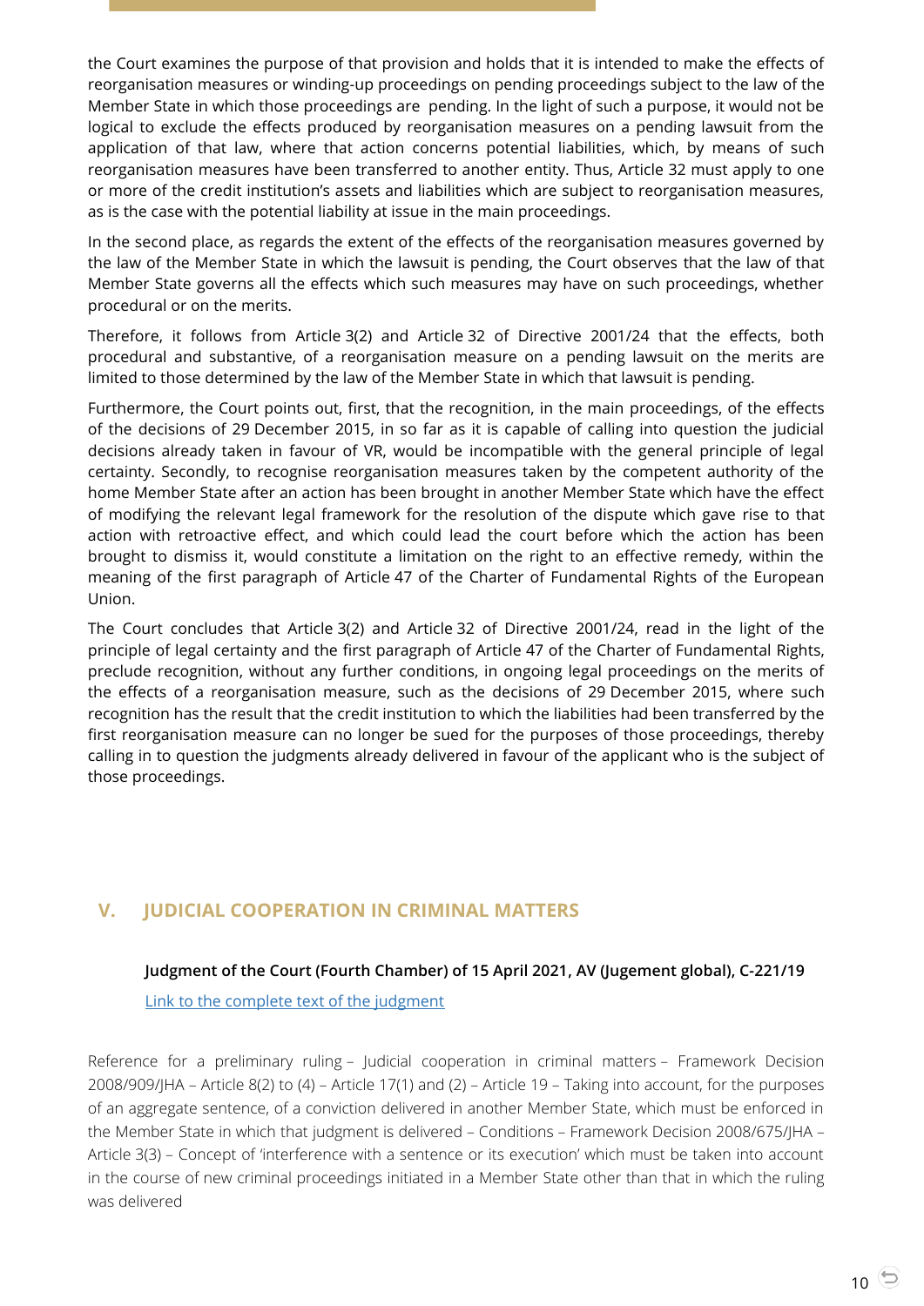the Court examines the purpose of that provision and holds that it is intended to make the effects of reorganisation measures or winding-up proceedings on pending proceedings subject to the law of the Member State in which those proceedings are pending. In the light of such a purpose, it would not be logical to exclude the effects produced by reorganisation measures on a pending lawsuit from the application of that law, where that action concerns potential liabilities, which, by means of such reorganisation measures have been transferred to another entity. Thus, Article 32 must apply to one or more of the credit institution's assets and liabilities which are subject to reorganisation measures, as is the case with the potential liability at issue in the main proceedings.

In the second place, as regards the extent of the effects of the reorganisation measures governed by the law of the Member State in which the lawsuit is pending, the Court observes that the law of that Member State governs all the effects which such measures may have on such proceedings, whether procedural or on the merits.

Therefore, it follows from Article 3(2) and Article 32 of Directive 2001/24 that the effects, both procedural and substantive, of a reorganisation measure on a pending lawsuit on the merits are limited to those determined by the law of the Member State in which that lawsuit is pending.

Furthermore, the Court points out, first, that the recognition, in the main proceedings, of the effects of the decisions of 29 December 2015, in so far as it is capable of calling into question the judicial decisions already taken in favour of VR, would be incompatible with the general principle of legal certainty. Secondly, to recognise reorganisation measures taken by the competent authority of the home Member State after an action has been brought in another Member State which have the effect of modifying the relevant legal framework for the resolution of the dispute which gave rise to that action with retroactive effect, and which could lead the court before which the action has been brought to dismiss it, would constitute a limitation on the right to an effective remedy, within the meaning of the first paragraph of Article 47 of the Charter of Fundamental Rights of the European Union.

The Court concludes that Article 3(2) and Article 32 of Directive 2001/24, read in the light of the principle of legal certainty and the first paragraph of Article 47 of the Charter of Fundamental Rights, preclude recognition, without any further conditions, in ongoing legal proceedings on the merits of the effects of a reorganisation measure, such as the decisions of 29 December 2015, where such recognition has the result that the credit institution to which the liabilities had been transferred by the first reorganisation measure can no longer be sued for the purposes of those proceedings, thereby calling in to question the judgments already delivered in favour of the applicant who is the subject of those proceedings.

## V. JUDICIAL COOPERATION IN CRIMINAL MATTERS

**Judgment of the Court (Fourth Chamber) of 15 April 2021, AV (Jugement global), C-221/19**

[Link to the complete text of the judgment]

Reference for a preliminary ruling – Judicial cooperation in criminal matters – Framework Decision 2008/909/JHA – Article 8(2) to (4) – Article 17(1) and (2) – Article 19 – Taking into account, for the purposes of an aggregate sentence, of a conviction delivered in another Member State, which must be enforced in the Member State in which that judgment is delivered – Conditions – Framework Decision 2008/675/JHA – Article 3(3) – Concept of 'interference with a sentence or its execution' which must be taken into account in the course of new criminal proceedings initiated in a Member State other than that in which the ruling was delivered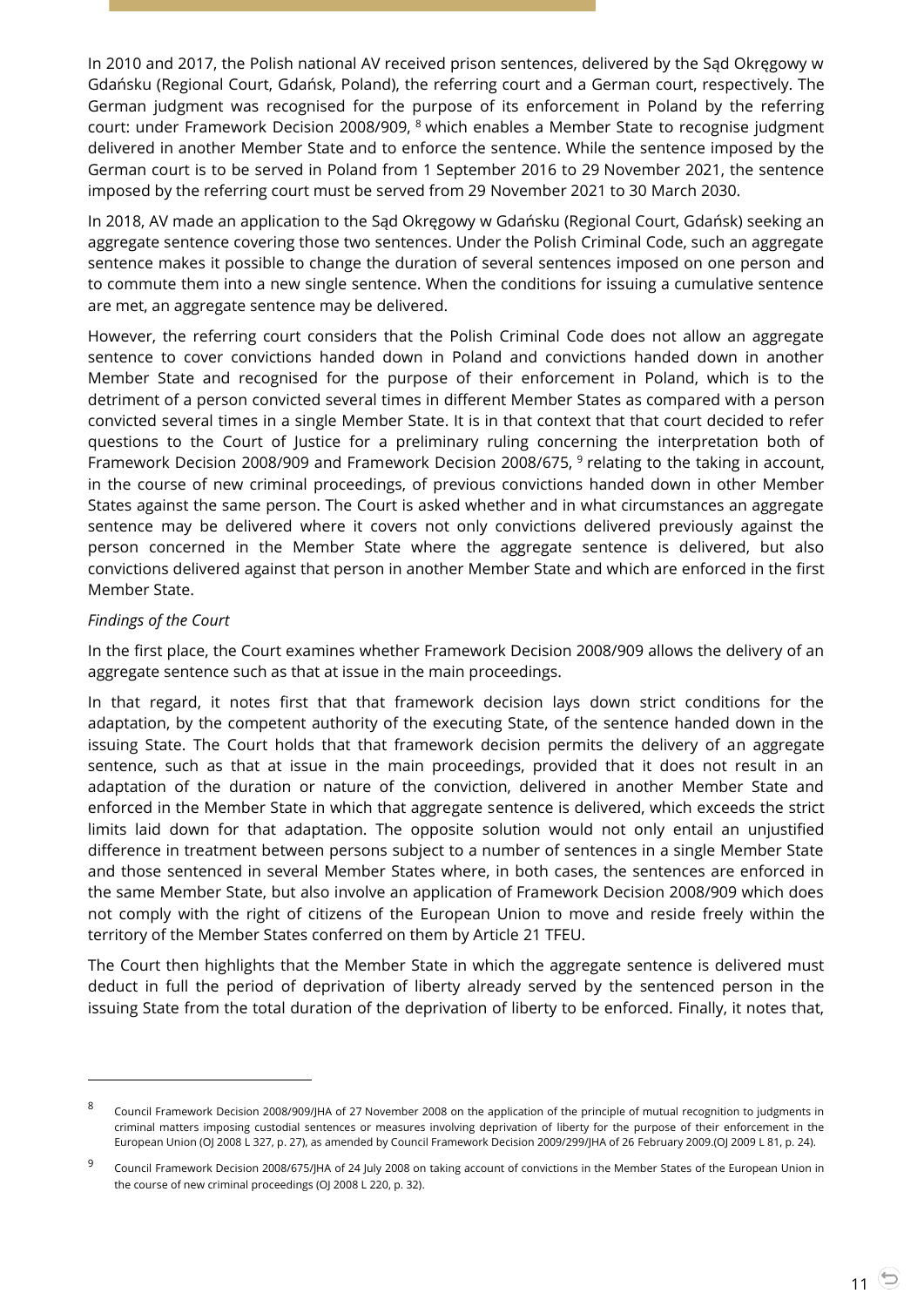In 2010 and 2017, the Polish national AV received prison sentences, delivered by the Sąd Okręgowy w Gdańsku (Regional Court, Gdańsk, Poland), the referring court and a German court, respectively. The German judgment was recognised for the purpose of its enforcement in Poland by the referring court: under Framework Decision 2008/909, [8] which enables a Member State to recognise judgment delivered in another Member State and to enforce the sentence. While the sentence imposed by the German court is to be served in Poland from 1 September 2016 to 29 November 2021, the sentence imposed by the referring court must be served from 29 November 2021 to 30 March 2030.

In 2018, AV made an application to the Sąd Okręgowy w Gdańsku (Regional Court, Gdańsk) seeking an aggregate sentence covering those two sentences. Under the Polish Criminal Code, such an aggregate sentence makes it possible to change the duration of several sentences imposed on one person and to commute them into a new single sentence. When the conditions for issuing a cumulative sentence are met, an aggregate sentence may be delivered.

However, the referring court considers that the Polish Criminal Code does not allow an aggregate sentence to cover convictions handed down in Poland and convictions handed down in another Member State and recognised for the purpose of their enforcement in Poland, which is to the detriment of a person convicted several times in different Member States as compared with a person convicted several times in a single Member State. It is in that context that that court decided to refer questions to the Court of Justice for a preliminary ruling concerning the interpretation both of Framework Decision 2008/909 and Framework Decision 2008/675, [9] relating to the taking in account, in the course of new criminal proceedings, of previous convictions handed down in other Member States against the same person. The Court is asked whether and in what circumstances an aggregate sentence may be delivered where it covers not only convictions delivered previously against the person concerned in the Member State where the aggregate sentence is delivered, but also convictions delivered against that person in another Member State and which are enforced in the first Member State.

*Findings of the Court*

In the first place, the Court examines whether Framework Decision 2008/909 allows the delivery of an aggregate sentence such as that at issue in the main proceedings.

In that regard, it notes first that that framework decision lays down strict conditions for the adaptation, by the competent authority of the executing State, of the sentence handed down in the issuing State. The Court holds that that framework decision permits the delivery of an aggregate sentence, such as that at issue in the main proceedings, provided that it does not result in an adaptation of the duration or nature of the conviction, delivered in another Member State and enforced in the Member State in which that aggregate sentence is delivered, which exceeds the strict limits laid down for that adaptation. The opposite solution would not only entail an unjustified difference in treatment between persons subject to a number of sentences in a single Member State and those sentenced in several Member States where, in both cases, the sentences are enforced in the same Member State, but also involve an application of Framework Decision 2008/909 which does not comply with the right of citizens of the European Union to move and reside freely within the territory of the Member States conferred on them by Article 21 TFEU.

The Court then highlights that the Member State in which the aggregate sentence is delivered must deduct in full the period of deprivation of liberty already served by the sentenced person in the issuing State from the total duration of the deprivation of liberty to be enforced. Finally, it notes that,

---

[8] Council Framework Decision 2008/909/JHA of 27 November 2008 on the application of the principle of mutual recognition to judgments in criminal matters imposing custodial sentences or measures involving deprivation of liberty for the purpose of their enforcement in the European Union (OJ 2008 L 327, p. 27), as amended by Council Framework Decision 2009/299/JHA of 26 February 2009.(OJ 2009 L 81, p. 24).

[9] Council Framework Decision 2008/675/JHA of 24 July 2008 on taking account of convictions in the Member States of the European Union in the course of new criminal proceedings (OJ 2008 L 220, p. 32).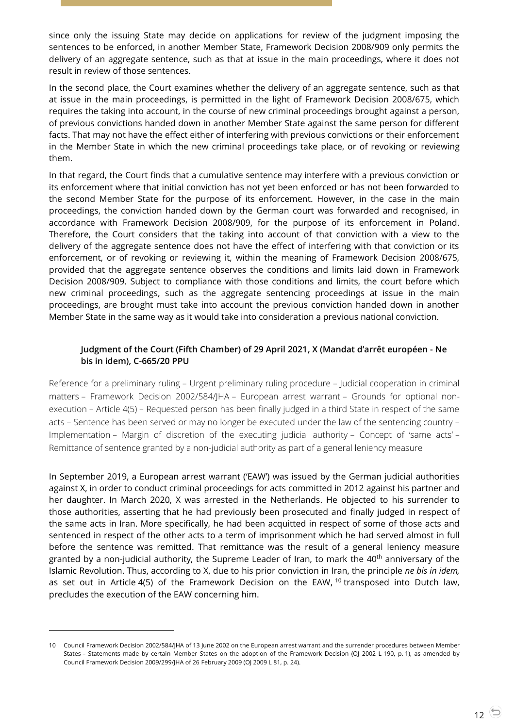since only the issuing State may decide on applications for review of the judgment imposing the sentences to be enforced, in another Member State, Framework Decision 2008/909 only permits the delivery of an aggregate sentence, such as that at issue in the main proceedings, where it does not result in review of those sentences.

In the second place, the Court examines whether the delivery of an aggregate sentence, such as that at issue in the main proceedings, is permitted in the light of Framework Decision 2008/675, which requires the taking into account, in the course of new criminal proceedings brought against a person, of previous convictions handed down in another Member State against the same person for different facts. That may not have the effect either of interfering with previous convictions or their enforcement in the Member State in which the new criminal proceedings take place, or of revoking or reviewing them.

In that regard, the Court finds that a cumulative sentence may interfere with a previous conviction or its enforcement where that initial conviction has not yet been enforced or has not been forwarded to the second Member State for the purpose of its enforcement. However, in the case in the main proceedings, the conviction handed down by the German court was forwarded and recognised, in accordance with Framework Decision 2008/909, for the purpose of its enforcement in Poland. Therefore, the Court considers that the taking into account of that conviction with a view to the delivery of the aggregate sentence does not have the effect of interfering with that conviction or its enforcement, or of revoking or reviewing it, within the meaning of Framework Decision 2008/675, provided that the aggregate sentence observes the conditions and limits laid down in Framework Decision 2008/909. Subject to compliance with those conditions and limits, the court before which new criminal proceedings, such as the aggregate sentencing proceedings at issue in the main proceedings, are brought must take into account the previous conviction handed down in another Member State in the same way as it would take into consideration a previous national conviction.

#### Judgment of the Court (Fifth Chamber) of 29 April 2021, X (Mandat d'arrêt européen - Ne bis in idem), C-665/20 PPU

Reference for a preliminary ruling – Urgent preliminary ruling procedure – Judicial cooperation in criminal matters – Framework Decision 2002/584/JHA – European arrest warrant – Grounds for optional non-execution – Article 4(5) – Requested person has been finally judged in a third State in respect of the same acts – Sentence has been served or may no longer be executed under the law of the sentencing country – Implementation – Margin of discretion of the executing judicial authority – Concept of 'same acts' – Remittance of sentence granted by a non-judicial authority as part of a general leniency measure

In September 2019, a European arrest warrant ('EAW') was issued by the German judicial authorities against X, in order to conduct criminal proceedings for acts committed in 2012 against his partner and her daughter. In March 2020, X was arrested in the Netherlands. He objected to his surrender to those authorities, asserting that he had previously been prosecuted and finally judged in respect of the same acts in Iran. More specifically, he had been acquitted in respect of some of those acts and sentenced in respect of the other acts to a term of imprisonment which he had served almost in full before the sentence was remitted. That remittance was the result of a general leniency measure granted by a non-judicial authority, the Supreme Leader of Iran, to mark the 40th anniversary of the Islamic Revolution. Thus, according to X, due to his prior conviction in Iran, the principle *ne bis in idem,* as set out in Article 4(5) of the Framework Decision on the EAW, [10] transposed into Dutch law, precludes the execution of the EAW concerning him.

---

10 Council Framework Decision 2002/584/JHA of 13 June 2002 on the European arrest warrant and the surrender procedures between Member States – Statements made by certain Member States on the adoption of the Framework Decision (OJ 2002 L 190, p. 1), as amended by Council Framework Decision 2009/299/JHA of 26 February 2009 (OJ 2009 L 81, p. 24).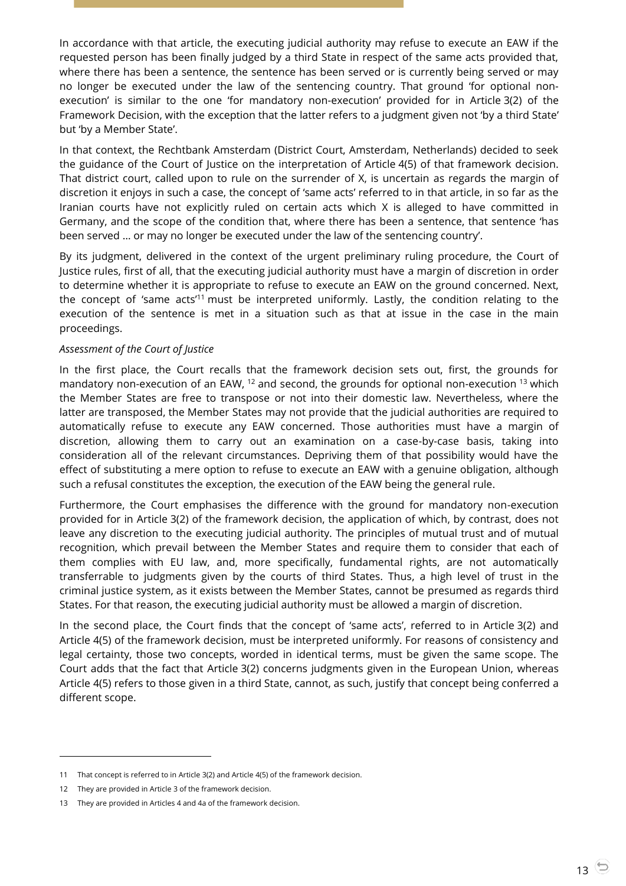In accordance with that article, the executing judicial authority may refuse to execute an EAW if the requested person has been finally judged by a third State in respect of the same acts provided that, where there has been a sentence, the sentence has been served or is currently being served or may no longer be executed under the law of the sentencing country. That ground 'for optional non-execution' is similar to the one 'for mandatory non-execution' provided for in Article 3(2) of the Framework Decision, with the exception that the latter refers to a judgment given not 'by a third State' but 'by a Member State'.

In that context, the Rechtbank Amsterdam (District Court, Amsterdam, Netherlands) decided to seek the guidance of the Court of Justice on the interpretation of Article 4(5) of that framework decision. That district court, called upon to rule on the surrender of X, is uncertain as regards the margin of discretion it enjoys in such a case, the concept of 'same acts' referred to in that article, in so far as the Iranian courts have not explicitly ruled on certain acts which X is alleged to have committed in Germany, and the scope of the condition that, where there has been a sentence, that sentence 'has been served … or may no longer be executed under the law of the sentencing country'.

By its judgment, delivered in the context of the urgent preliminary ruling procedure, the Court of Justice rules, first of all, that the executing judicial authority must have a margin of discretion in order to determine whether it is appropriate to refuse to execute an EAW on the ground concerned. Next, the concept of 'same acts'[11] must be interpreted uniformly. Lastly, the condition relating to the execution of the sentence is met in a situation such as that at issue in the case in the main proceedings.

*Assessment of the Court of Justice*

In the first place, the Court recalls that the framework decision sets out, first, the grounds for mandatory non-execution of an EAW, [12] and second, the grounds for optional non-execution [13] which the Member States are free to transpose or not into their domestic law. Nevertheless, where the latter are transposed, the Member States may not provide that the judicial authorities are required to automatically refuse to execute any EAW concerned. Those authorities must have a margin of discretion, allowing them to carry out an examination on a case-by-case basis, taking into consideration all of the relevant circumstances. Depriving them of that possibility would have the effect of substituting a mere option to refuse to execute an EAW with a genuine obligation, although such a refusal constitutes the exception, the execution of the EAW being the general rule.

Furthermore, the Court emphasises the difference with the ground for mandatory non-execution provided for in Article 3(2) of the framework decision, the application of which, by contrast, does not leave any discretion to the executing judicial authority. The principles of mutual trust and of mutual recognition, which prevail between the Member States and require them to consider that each of them complies with EU law, and, more specifically, fundamental rights, are not automatically transferrable to judgments given by the courts of third States. Thus, a high level of trust in the criminal justice system, as it exists between the Member States, cannot be presumed as regards third States. For that reason, the executing judicial authority must be allowed a margin of discretion.

In the second place, the Court finds that the concept of 'same acts', referred to in Article 3(2) and Article 4(5) of the framework decision, must be interpreted uniformly. For reasons of consistency and legal certainty, those two concepts, worded in identical terms, must be given the same scope. The Court adds that the fact that Article 3(2) concerns judgments given in the European Union, whereas Article 4(5) refers to those given in a third State, cannot, as such, justify that concept being conferred a different scope.

---

11 That concept is referred to in Article 3(2) and Article 4(5) of the framework decision.

12 They are provided in Article 3 of the framework decision.

13 They are provided in Articles 4 and 4a of the framework decision.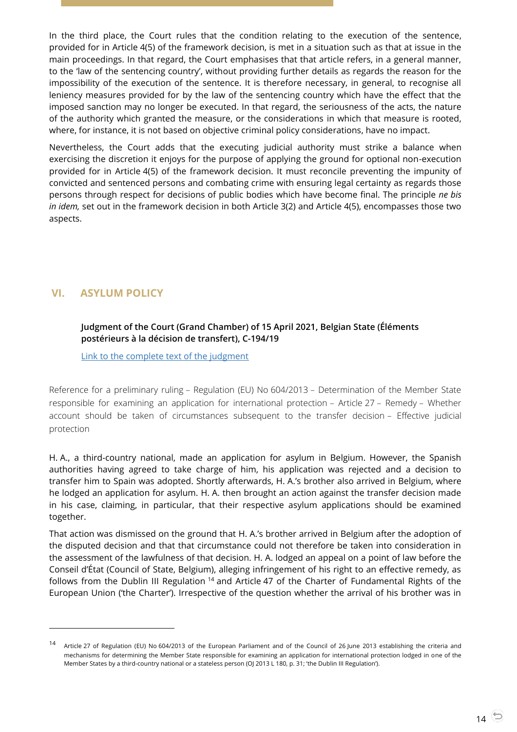In the third place, the Court rules that the condition relating to the execution of the sentence, provided for in Article 4(5) of the framework decision, is met in a situation such as that at issue in the main proceedings. In that regard, the Court emphasises that that article refers, in a general manner, to the 'law of the sentencing country', without providing further details as regards the reason for the impossibility of the execution of the sentence. It is therefore necessary, in general, to recognise all leniency measures provided for by the law of the sentencing country which have the effect that the imposed sanction may no longer be executed. In that regard, the seriousness of the acts, the nature of the authority which granted the measure, or the considerations in which that measure is rooted, where, for instance, it is not based on objective criminal policy considerations, have no impact.

Nevertheless, the Court adds that the executing judicial authority must strike a balance when exercising the discretion it enjoys for the purpose of applying the ground for optional non-execution provided for in Article 4(5) of the framework decision. It must reconcile preventing the impunity of convicted and sentenced persons and combating crime with ensuring legal certainty as regards those persons through respect for decisions of public bodies which have become final. The principle *ne bis in idem,* set out in the framework decision in both Article 3(2) and Article 4(5), encompasses those two aspects.

## VI. ASYLUM POLICY

### Judgment of the Court (Grand Chamber) of 15 April 2021, Belgian State (Éléments postérieurs à la décision de transfert), C-194/19

Link to the complete text of the judgment

Reference for a preliminary ruling – Regulation (EU) No 604/2013 – Determination of the Member State responsible for examining an application for international protection – Article 27 – Remedy – Whether account should be taken of circumstances subsequent to the transfer decision – Effective judicial protection

H. A., a third-country national, made an application for asylum in Belgium. However, the Spanish authorities having agreed to take charge of him, his application was rejected and a decision to transfer him to Spain was adopted. Shortly afterwards, H. A.'s brother also arrived in Belgium, where he lodged an application for asylum. H. A. then brought an action against the transfer decision made in his case, claiming, in particular, that their respective asylum applications should be examined together.

That action was dismissed on the ground that H. A.'s brother arrived in Belgium after the adoption of the disputed decision and that that circumstance could not therefore be taken into consideration in the assessment of the lawfulness of that decision. H. A. lodged an appeal on a point of law before the Conseil d'État (Council of State, Belgium), alleging infringement of his right to an effective remedy, as follows from the Dublin III Regulation [14] and Article 47 of the Charter of Fundamental Rights of the European Union ('the Charter'). Irrespective of the question whether the arrival of his brother was in

---

[14] Article 27 of Regulation (EU) No 604/2013 of the European Parliament and of the Council of 26 June 2013 establishing the criteria and mechanisms for determining the Member State responsible for examining an application for international protection lodged in one of the Member States by a third-country national or a stateless person (OJ 2013 L 180, p. 31; 'the Dublin III Regulation').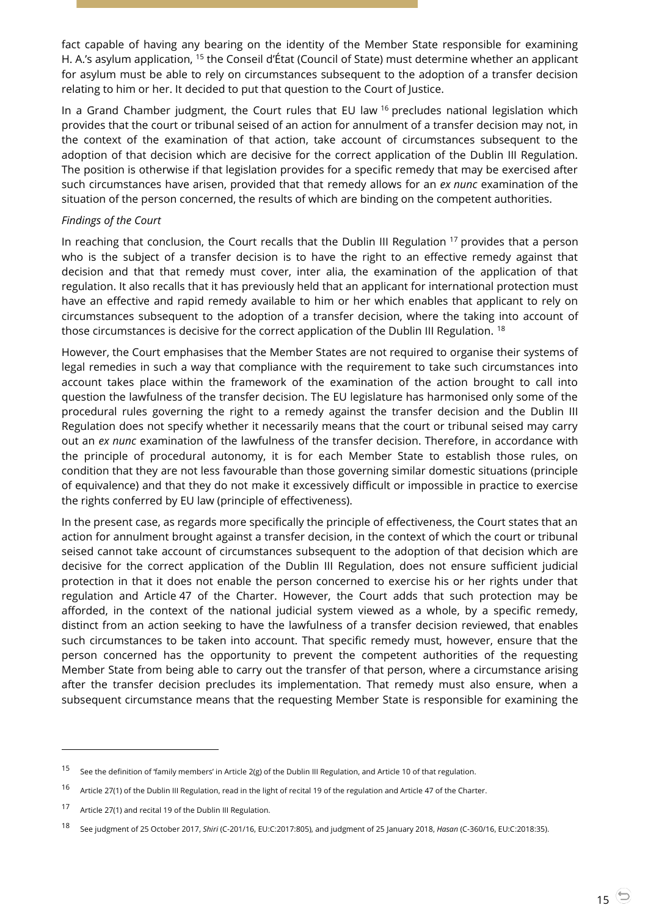fact capable of having any bearing on the identity of the Member State responsible for examining H. A.'s asylum application, [15] the Conseil d'État (Council of State) must determine whether an applicant for asylum must be able to rely on circumstances subsequent to the adoption of a transfer decision relating to him or her. It decided to put that question to the Court of Justice.

In a Grand Chamber judgment, the Court rules that EU law [16] precludes national legislation which provides that the court or tribunal seised of an action for annulment of a transfer decision may not, in the context of the examination of that action, take account of circumstances subsequent to the adoption of that decision which are decisive for the correct application of the Dublin III Regulation. The position is otherwise if that legislation provides for a specific remedy that may be exercised after such circumstances have arisen, provided that that remedy allows for an *ex nunc* examination of the situation of the person concerned, the results of which are binding on the competent authorities.

*Findings of the Court*

In reaching that conclusion, the Court recalls that the Dublin III Regulation [17] provides that a person who is the subject of a transfer decision is to have the right to an effective remedy against that decision and that that remedy must cover, inter alia, the examination of the application of that regulation. It also recalls that it has previously held that an applicant for international protection must have an effective and rapid remedy available to him or her which enables that applicant to rely on circumstances subsequent to the adoption of a transfer decision, where the taking into account of those circumstances is decisive for the correct application of the Dublin III Regulation. [18]

However, the Court emphasises that the Member States are not required to organise their systems of legal remedies in such a way that compliance with the requirement to take such circumstances into account takes place within the framework of the examination of the action brought to call into question the lawfulness of the transfer decision. The EU legislature has harmonised only some of the procedural rules governing the right to a remedy against the transfer decision and the Dublin III Regulation does not specify whether it necessarily means that the court or tribunal seised may carry out an *ex nunc* examination of the lawfulness of the transfer decision. Therefore, in accordance with the principle of procedural autonomy, it is for each Member State to establish those rules, on condition that they are not less favourable than those governing similar domestic situations (principle of equivalence) and that they do not make it excessively difficult or impossible in practice to exercise the rights conferred by EU law (principle of effectiveness).

In the present case, as regards more specifically the principle of effectiveness, the Court states that an action for annulment brought against a transfer decision, in the context of which the court or tribunal seised cannot take account of circumstances subsequent to the adoption of that decision which are decisive for the correct application of the Dublin III Regulation, does not ensure sufficient judicial protection in that it does not enable the person concerned to exercise his or her rights under that regulation and Article 47 of the Charter. However, the Court adds that such protection may be afforded, in the context of the national judicial system viewed as a whole, by a specific remedy, distinct from an action seeking to have the lawfulness of a transfer decision reviewed, that enables such circumstances to be taken into account. That specific remedy must, however, ensure that the person concerned has the opportunity to prevent the competent authorities of the requesting Member State from being able to carry out the transfer of that person, where a circumstance arising after the transfer decision precludes its implementation. That remedy must also ensure, when a subsequent circumstance means that the requesting Member State is responsible for examining the

---

[15] See the definition of 'family members' in Article 2(g) of the Dublin III Regulation, and Article 10 of that regulation.

[16] Article 27(1) of the Dublin III Regulation, read in the light of recital 19 of the regulation and Article 47 of the Charter.

[17] Article 27(1) and recital 19 of the Dublin III Regulation.

[18] See judgment of 25 October 2017, *Shiri* (C-201/16, EU:C:2017:805), and judgment of 25 January 2018, *Hasan* (C-360/16, EU:C:2018:35).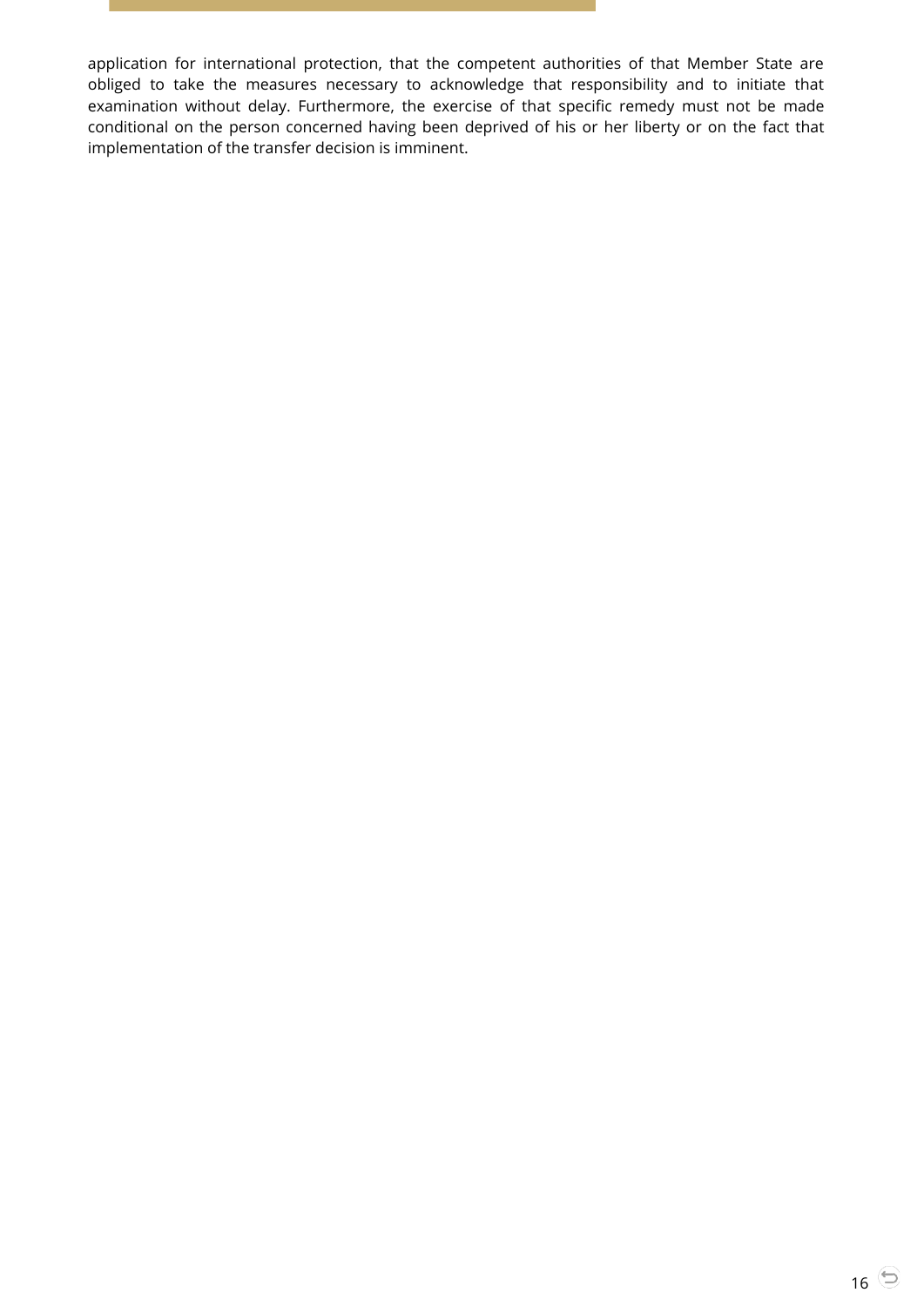application for international protection, that the competent authorities of that Member State are obliged to take the measures necessary to acknowledge that responsibility and to initiate that examination without delay. Furthermore, the exercise of that specific remedy must not be made conditional on the person concerned having been deprived of his or her liberty or on the fact that implementation of the transfer decision is imminent.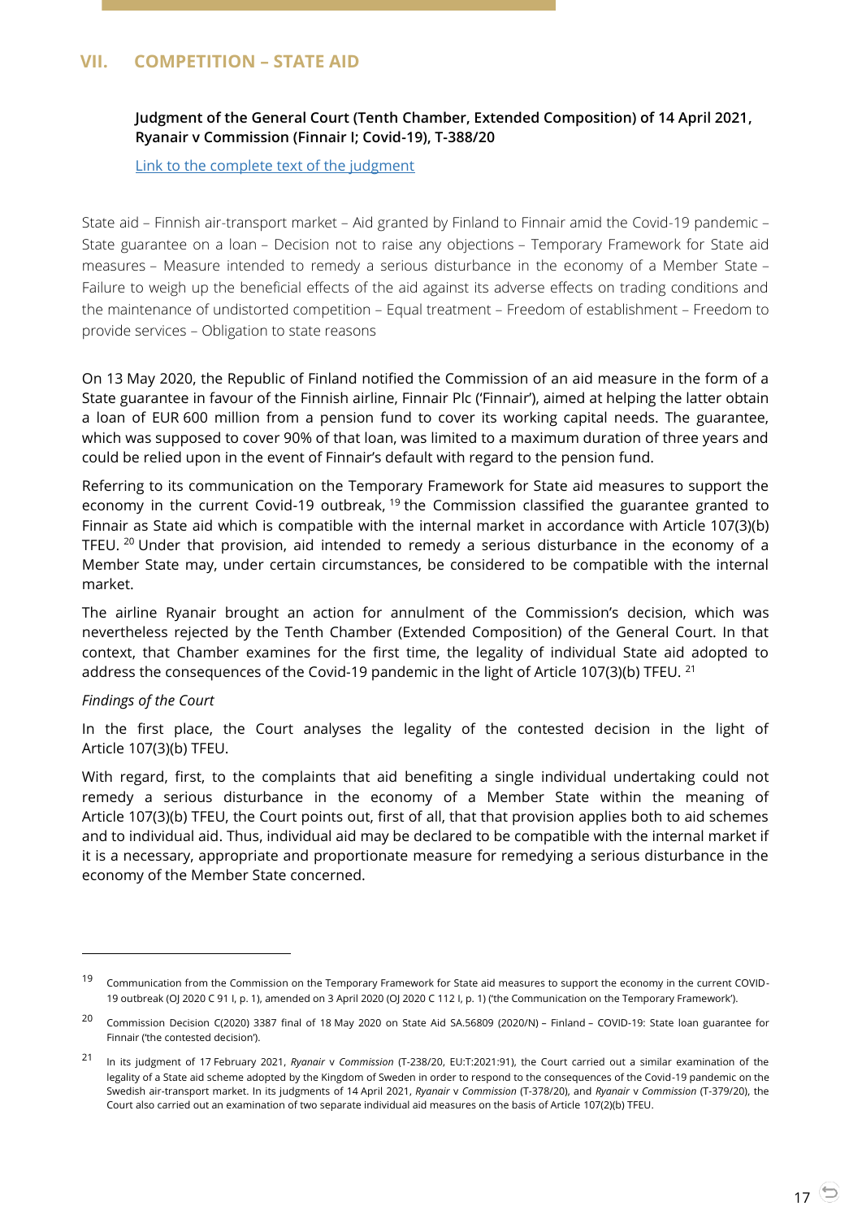## VII. COMPETITION – STATE AID

**Judgment of the General Court (Tenth Chamber, Extended Composition) of 14 April 2021, Ryanair v Commission (Finnair I; Covid-19), T-388/20**

Link to the complete text of the judgment

State aid – Finnish air-transport market – Aid granted by Finland to Finnair amid the Covid-19 pandemic – State guarantee on a loan – Decision not to raise any objections – Temporary Framework for State aid measures – Measure intended to remedy a serious disturbance in the economy of a Member State – Failure to weigh up the beneficial effects of the aid against its adverse effects on trading conditions and the maintenance of undistorted competition – Equal treatment – Freedom of establishment – Freedom to provide services – Obligation to state reasons

On 13 May 2020, the Republic of Finland notified the Commission of an aid measure in the form of a State guarantee in favour of the Finnish airline, Finnair Plc ('Finnair'), aimed at helping the latter obtain a loan of EUR 600 million from a pension fund to cover its working capital needs. The guarantee, which was supposed to cover 90% of that loan, was limited to a maximum duration of three years and could be relied upon in the event of Finnair's default with regard to the pension fund.

Referring to its communication on the Temporary Framework for State aid measures to support the economy in the current Covid-19 outbreak, [19] the Commission classified the guarantee granted to Finnair as State aid which is compatible with the internal market in accordance with Article 107(3)(b) TFEU. [20] Under that provision, aid intended to remedy a serious disturbance in the economy of a Member State may, under certain circumstances, be considered to be compatible with the internal market.

The airline Ryanair brought an action for annulment of the Commission's decision, which was nevertheless rejected by the Tenth Chamber (Extended Composition) of the General Court. In that context, that Chamber examines for the first time, the legality of individual State aid adopted to address the consequences of the Covid-19 pandemic in the light of Article 107(3)(b) TFEU. [21]

*Findings of the Court*

In the first place, the Court analyses the legality of the contested decision in the light of Article 107(3)(b) TFEU.

With regard, first, to the complaints that aid benefiting a single individual undertaking could not remedy a serious disturbance in the economy of a Member State within the meaning of Article 107(3)(b) TFEU, the Court points out, first of all, that that provision applies both to aid schemes and to individual aid. Thus, individual aid may be declared to be compatible with the internal market if it is a necessary, appropriate and proportionate measure for remedying a serious disturbance in the economy of the Member State concerned.

---

[19] Communication from the Commission on the Temporary Framework for State aid measures to support the economy in the current COVID-19 outbreak (OJ 2020 C 91 I, p. 1), amended on 3 April 2020 (OJ 2020 C 112 I, p. 1) ('the Communication on the Temporary Framework').

[20] Commission Decision C(2020) 3387 final of 18 May 2020 on State Aid SA.56809 (2020/N) – Finland – COVID-19: State loan guarantee for Finnair ('the contested decision').

[21] In its judgment of 17 February 2021, *Ryanair* v *Commission* (T-238/20, EU:T:2021:91), the Court carried out a similar examination of the legality of a State aid scheme adopted by the Kingdom of Sweden in order to respond to the consequences of the Covid-19 pandemic on the Swedish air-transport market. In its judgments of 14 April 2021, *Ryanair* v *Commission* (T-378/20), and *Ryanair* v *Commission* (T-379/20), the Court also carried out an examination of two separate individual aid measures on the basis of Article 107(2)(b) TFEU.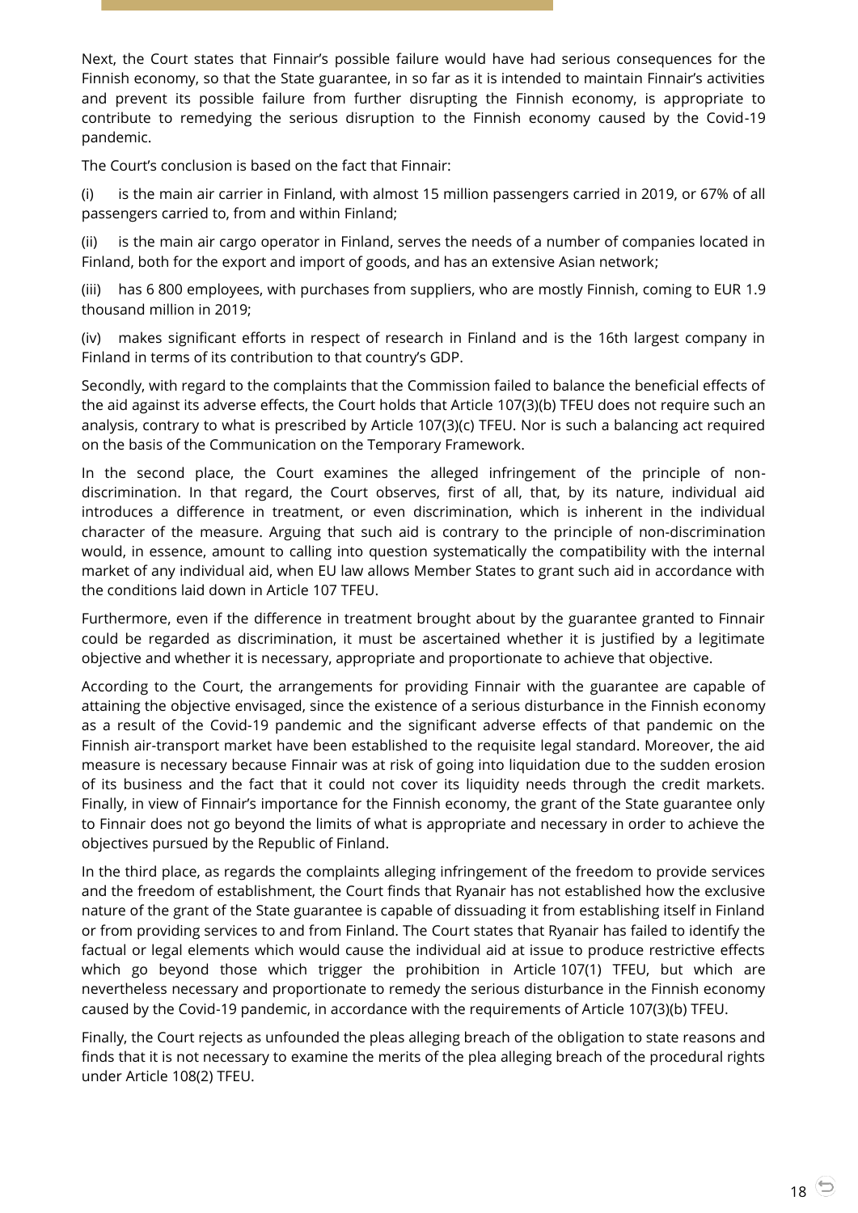Next, the Court states that Finnair's possible failure would have had serious consequences for the Finnish economy, so that the State guarantee, in so far as it is intended to maintain Finnair's activities and prevent its possible failure from further disrupting the Finnish economy, is appropriate to contribute to remedying the serious disruption to the Finnish economy caused by the Covid-19 pandemic.

The Court's conclusion is based on the fact that Finnair:

(i) is the main air carrier in Finland, with almost 15 million passengers carried in 2019, or 67% of all passengers carried to, from and within Finland;

(ii) is the main air cargo operator in Finland, serves the needs of a number of companies located in Finland, both for the export and import of goods, and has an extensive Asian network;

(iii) has 6 800 employees, with purchases from suppliers, who are mostly Finnish, coming to EUR 1.9 thousand million in 2019;

(iv) makes significant efforts in respect of research in Finland and is the 16th largest company in Finland in terms of its contribution to that country's GDP.

Secondly, with regard to the complaints that the Commission failed to balance the beneficial effects of the aid against its adverse effects, the Court holds that Article 107(3)(b) TFEU does not require such an analysis, contrary to what is prescribed by Article 107(3)(c) TFEU. Nor is such a balancing act required on the basis of the Communication on the Temporary Framework.

In the second place, the Court examines the alleged infringement of the principle of non-discrimination. In that regard, the Court observes, first of all, that, by its nature, individual aid introduces a difference in treatment, or even discrimination, which is inherent in the individual character of the measure. Arguing that such aid is contrary to the principle of non-discrimination would, in essence, amount to calling into question systematically the compatibility with the internal market of any individual aid, when EU law allows Member States to grant such aid in accordance with the conditions laid down in Article 107 TFEU.

Furthermore, even if the difference in treatment brought about by the guarantee granted to Finnair could be regarded as discrimination, it must be ascertained whether it is justified by a legitimate objective and whether it is necessary, appropriate and proportionate to achieve that objective.

According to the Court, the arrangements for providing Finnair with the guarantee are capable of attaining the objective envisaged, since the existence of a serious disturbance in the Finnish economy as a result of the Covid-19 pandemic and the significant adverse effects of that pandemic on the Finnish air-transport market have been established to the requisite legal standard. Moreover, the aid measure is necessary because Finnair was at risk of going into liquidation due to the sudden erosion of its business and the fact that it could not cover its liquidity needs through the credit markets. Finally, in view of Finnair's importance for the Finnish economy, the grant of the State guarantee only to Finnair does not go beyond the limits of what is appropriate and necessary in order to achieve the objectives pursued by the Republic of Finland.

In the third place, as regards the complaints alleging infringement of the freedom to provide services and the freedom of establishment, the Court finds that Ryanair has not established how the exclusive nature of the grant of the State guarantee is capable of dissuading it from establishing itself in Finland or from providing services to and from Finland. The Court states that Ryanair has failed to identify the factual or legal elements which would cause the individual aid at issue to produce restrictive effects which go beyond those which trigger the prohibition in Article 107(1) TFEU, but which are nevertheless necessary and proportionate to remedy the serious disturbance in the Finnish economy caused by the Covid-19 pandemic, in accordance with the requirements of Article 107(3)(b) TFEU.

Finally, the Court rejects as unfounded the pleas alleging breach of the obligation to state reasons and finds that it is not necessary to examine the merits of the plea alleging breach of the procedural rights under Article 108(2) TFEU.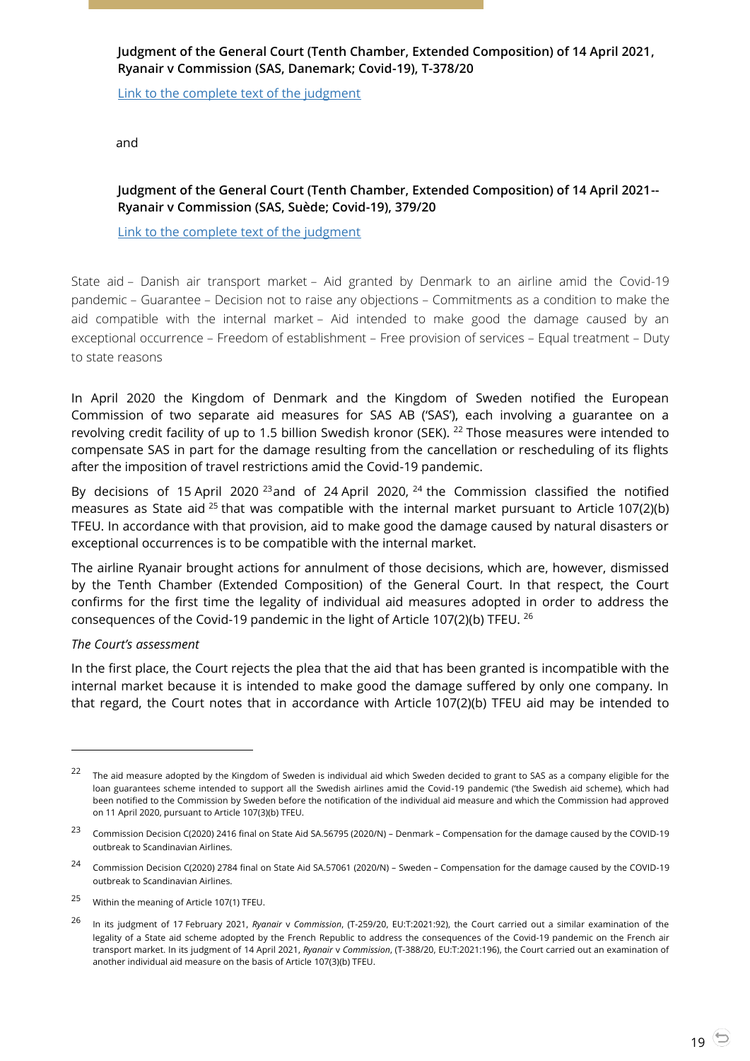**Judgment of the General Court (Tenth Chamber, Extended Composition) of 14 April 2021, Ryanair v Commission (SAS, Danemark; Covid-19), T-378/20**

[Link to the complete text of the judgment]()

and

**Judgment of the General Court (Tenth Chamber, Extended Composition) of 14 April 2021-- Ryanair v Commission (SAS, Suède; Covid-19), 379/20**

[Link to the complete text of the judgment]()

State aid – Danish air transport market – Aid granted by Denmark to an airline amid the Covid-19 pandemic – Guarantee – Decision not to raise any objections – Commitments as a condition to make the aid compatible with the internal market – Aid intended to make good the damage caused by an exceptional occurrence – Freedom of establishment – Free provision of services – Equal treatment – Duty to state reasons

In April 2020 the Kingdom of Denmark and the Kingdom of Sweden notified the European Commission of two separate aid measures for SAS AB ('SAS'), each involving a guarantee on a revolving credit facility of up to 1.5 billion Swedish kronor (SEK). [22] Those measures were intended to compensate SAS in part for the damage resulting from the cancellation or rescheduling of its flights after the imposition of travel restrictions amid the Covid-19 pandemic.

By decisions of 15 April 2020 [23] and of 24 April 2020, [24] the Commission classified the notified measures as State aid [25] that was compatible with the internal market pursuant to Article 107(2)(b) TFEU. In accordance with that provision, aid to make good the damage caused by natural disasters or exceptional occurrences is to be compatible with the internal market.

The airline Ryanair brought actions for annulment of those decisions, which are, however, dismissed by the Tenth Chamber (Extended Composition) of the General Court. In that respect, the Court confirms for the first time the legality of individual aid measures adopted in order to address the consequences of the Covid-19 pandemic in the light of Article 107(2)(b) TFEU. [26]

*The Court's assessment*

In the first place, the Court rejects the plea that the aid that has been granted is incompatible with the internal market because it is intended to make good the damage suffered by only one company. In that regard, the Court notes that in accordance with Article 107(2)(b) TFEU aid may be intended to

---

[22] The aid measure adopted by the Kingdom of Sweden is individual aid which Sweden decided to grant to SAS as a company eligible for the loan guarantees scheme intended to support all the Swedish airlines amid the Covid-19 pandemic ('the Swedish aid scheme), which had been notified to the Commission by Sweden before the notification of the individual aid measure and which the Commission had approved on 11 April 2020, pursuant to Article 107(3)(b) TFEU.

[23] Commission Decision C(2020) 2416 final on State Aid SA.56795 (2020/N) – Denmark – Compensation for the damage caused by the COVID-19 outbreak to Scandinavian Airlines.

[24] Commission Decision C(2020) 2784 final on State Aid SA.57061 (2020/N) – Sweden – Compensation for the damage caused by the COVID-19 outbreak to Scandinavian Airlines.

[25] Within the meaning of Article 107(1) TFEU.

[26] In its judgment of 17 February 2021, *Ryanair* v *Commission*, (T-259/20, EU:T:2021:92), the Court carried out a similar examination of the legality of a State aid scheme adopted by the French Republic to address the consequences of the Covid-19 pandemic on the French air transport market. In its judgment of 14 April 2021, *Ryanair* v *Commission*, (T-388/20, EU:T:2021:196), the Court carried out an examination of another individual aid measure on the basis of Article 107(3)(b) TFEU.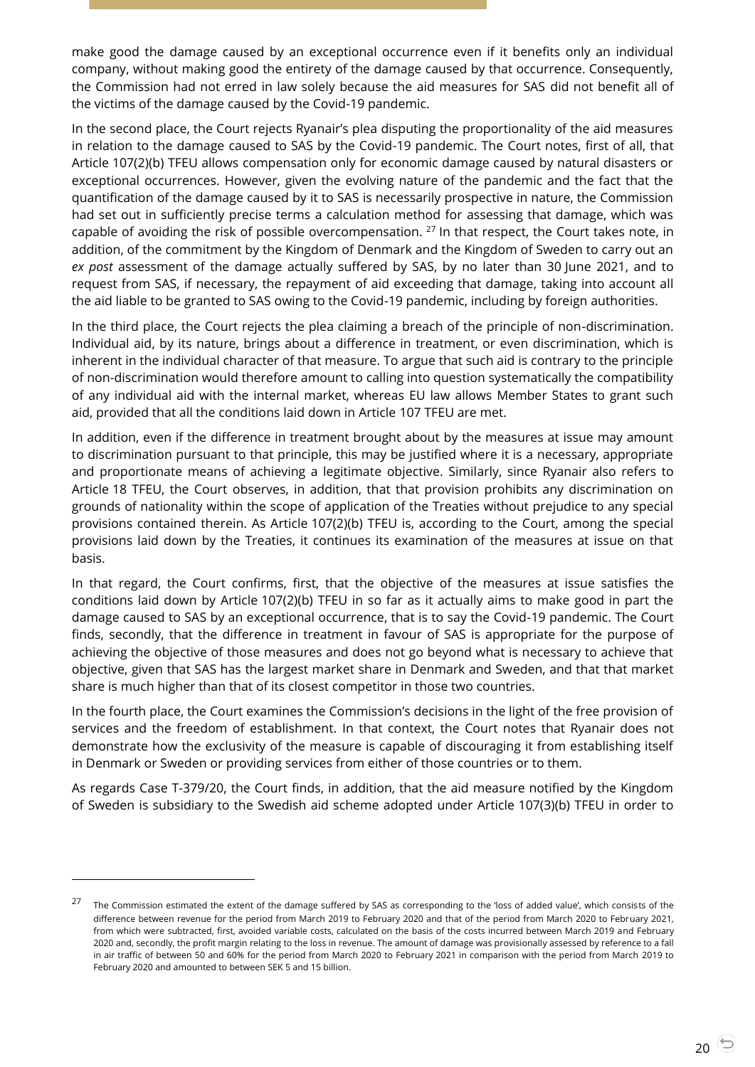make good the damage caused by an exceptional occurrence even if it benefits only an individual company, without making good the entirety of the damage caused by that occurrence. Consequently, the Commission had not erred in law solely because the aid measures for SAS did not benefit all of the victims of the damage caused by the Covid-19 pandemic.

In the second place, the Court rejects Ryanair's plea disputing the proportionality of the aid measures in relation to the damage caused to SAS by the Covid-19 pandemic. The Court notes, first of all, that Article 107(2)(b) TFEU allows compensation only for economic damage caused by natural disasters or exceptional occurrences. However, given the evolving nature of the pandemic and the fact that the quantification of the damage caused by it to SAS is necessarily prospective in nature, the Commission had set out in sufficiently precise terms a calculation method for assessing that damage, which was capable of avoiding the risk of possible overcompensation. [27] In that respect, the Court takes note, in addition, of the commitment by the Kingdom of Denmark and the Kingdom of Sweden to carry out an *ex post* assessment of the damage actually suffered by SAS, by no later than 30 June 2021, and to request from SAS, if necessary, the repayment of aid exceeding that damage, taking into account all the aid liable to be granted to SAS owing to the Covid-19 pandemic, including by foreign authorities.

In the third place, the Court rejects the plea claiming a breach of the principle of non-discrimination. Individual aid, by its nature, brings about a difference in treatment, or even discrimination, which is inherent in the individual character of that measure. To argue that such aid is contrary to the principle of non-discrimination would therefore amount to calling into question systematically the compatibility of any individual aid with the internal market, whereas EU law allows Member States to grant such aid, provided that all the conditions laid down in Article 107 TFEU are met.

In addition, even if the difference in treatment brought about by the measures at issue may amount to discrimination pursuant to that principle, this may be justified where it is a necessary, appropriate and proportionate means of achieving a legitimate objective. Similarly, since Ryanair also refers to Article 18 TFEU, the Court observes, in addition, that that provision prohibits any discrimination on grounds of nationality within the scope of application of the Treaties without prejudice to any special provisions contained therein. As Article 107(2)(b) TFEU is, according to the Court, among the special provisions laid down by the Treaties, it continues its examination of the measures at issue on that basis.

In that regard, the Court confirms, first, that the objective of the measures at issue satisfies the conditions laid down by Article 107(2)(b) TFEU in so far as it actually aims to make good in part the damage caused to SAS by an exceptional occurrence, that is to say the Covid-19 pandemic. The Court finds, secondly, that the difference in treatment in favour of SAS is appropriate for the purpose of achieving the objective of those measures and does not go beyond what is necessary to achieve that objective, given that SAS has the largest market share in Denmark and Sweden, and that that market share is much higher than that of its closest competitor in those two countries.

In the fourth place, the Court examines the Commission's decisions in the light of the free provision of services and the freedom of establishment. In that context, the Court notes that Ryanair does not demonstrate how the exclusivity of the measure is capable of discouraging it from establishing itself in Denmark or Sweden or providing services from either of those countries or to them.

As regards Case T-379/20, the Court finds, in addition, that the aid measure notified by the Kingdom of Sweden is subsidiary to the Swedish aid scheme adopted under Article 107(3)(b) TFEU in order to

---

[27] The Commission estimated the extent of the damage suffered by SAS as corresponding to the 'loss of added value', which consists of the difference between revenue for the period from March 2019 to February 2020 and that of the period from March 2020 to February 2021, from which were subtracted, first, avoided variable costs, calculated on the basis of the costs incurred between March 2019 and February 2020 and, secondly, the profit margin relating to the loss in revenue. The amount of damage was provisionally assessed by reference to a fall in air traffic of between 50 and 60% for the period from March 2020 to February 2021 in comparison with the period from March 2019 to February 2020 and amounted to between SEK 5 and 15 billion.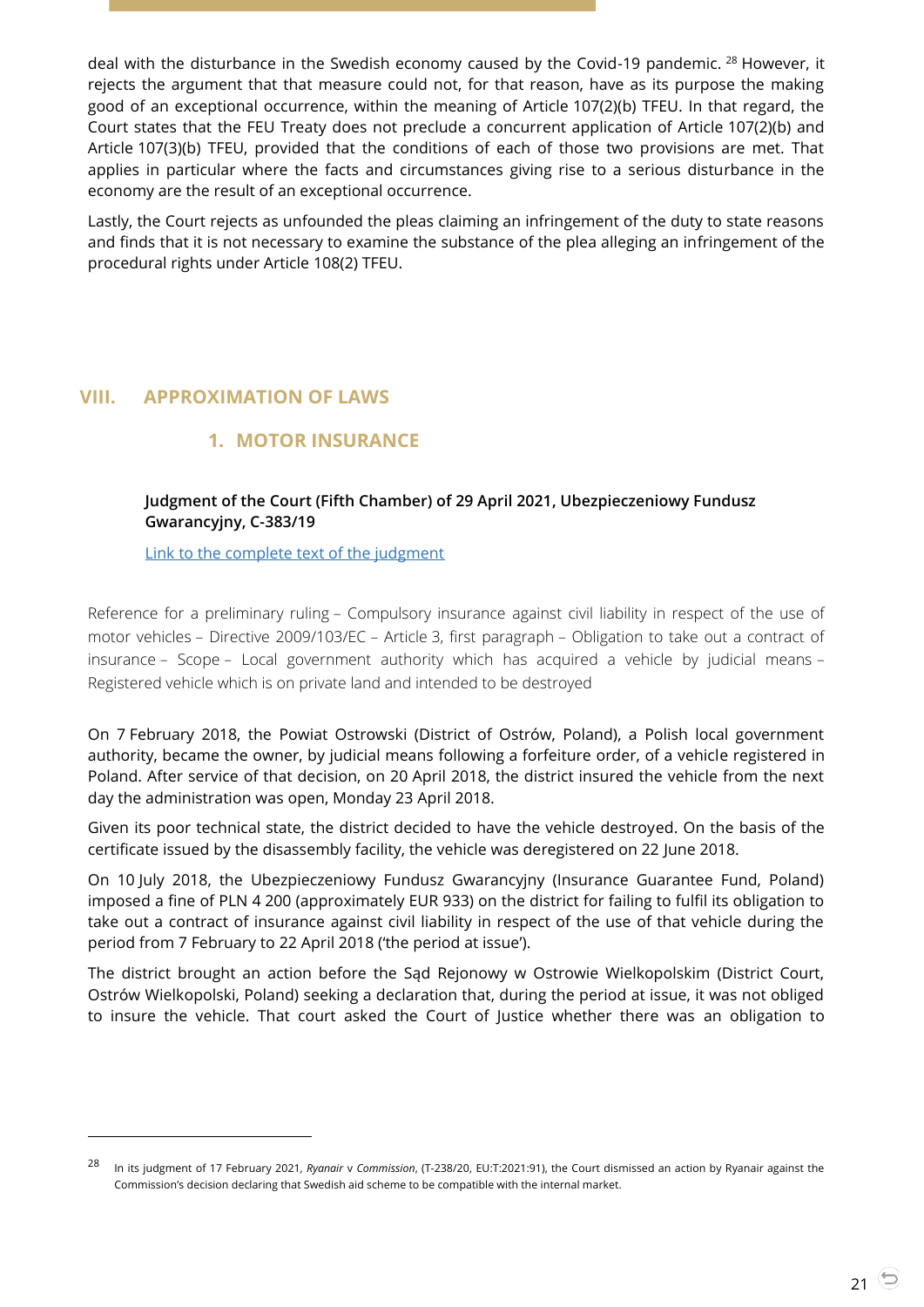deal with the disturbance in the Swedish economy caused by the Covid-19 pandemic. [28] However, it rejects the argument that that measure could not, for that reason, have as its purpose the making good of an exceptional occurrence, within the meaning of Article 107(2)(b) TFEU. In that regard, the Court states that the FEU Treaty does not preclude a concurrent application of Article 107(2)(b) and Article 107(3)(b) TFEU, provided that the conditions of each of those two provisions are met. That applies in particular where the facts and circumstances giving rise to a serious disturbance in the economy are the result of an exceptional occurrence.

Lastly, the Court rejects as unfounded the pleas claiming an infringement of the duty to state reasons and finds that it is not necessary to examine the substance of the plea alleging an infringement of the procedural rights under Article 108(2) TFEU.

## VIII. APPROXIMATION OF LAWS

### 1. MOTOR INSURANCE

**Judgment of the Court (Fifth Chamber) of 29 April 2021, Ubezpieczeniowy Fundusz Gwarancyjny, C-383/19**

Link to the complete text of the judgment

Reference for a preliminary ruling – Compulsory insurance against civil liability in respect of the use of motor vehicles – Directive 2009/103/EC – Article 3, first paragraph – Obligation to take out a contract of insurance – Scope – Local government authority which has acquired a vehicle by judicial means – Registered vehicle which is on private land and intended to be destroyed

On 7 February 2018, the Powiat Ostrowski (District of Ostrów, Poland), a Polish local government authority, became the owner, by judicial means following a forfeiture order, of a vehicle registered in Poland. After service of that decision, on 20 April 2018, the district insured the vehicle from the next day the administration was open, Monday 23 April 2018.

Given its poor technical state, the district decided to have the vehicle destroyed. On the basis of the certificate issued by the disassembly facility, the vehicle was deregistered on 22 June 2018.

On 10 July 2018, the Ubezpieczeniowy Fundusz Gwarancyjny (Insurance Guarantee Fund, Poland) imposed a fine of PLN 4 200 (approximately EUR 933) on the district for failing to fulfil its obligation to take out a contract of insurance against civil liability in respect of the use of that vehicle during the period from 7 February to 22 April 2018 ('the period at issue').

The district brought an action before the Sąd Rejonowy w Ostrowie Wielkopolskim (District Court, Ostrów Wielkopolski, Poland) seeking a declaration that, during the period at issue, it was not obliged to insure the vehicle. That court asked the Court of Justice whether there was an obligation to

---

[28] In its judgment of 17 February 2021, *Ryanair* v *Commission*, (T-238/20, EU:T:2021:91), the Court dismissed an action by Ryanair against the Commission's decision declaring that Swedish aid scheme to be compatible with the internal market.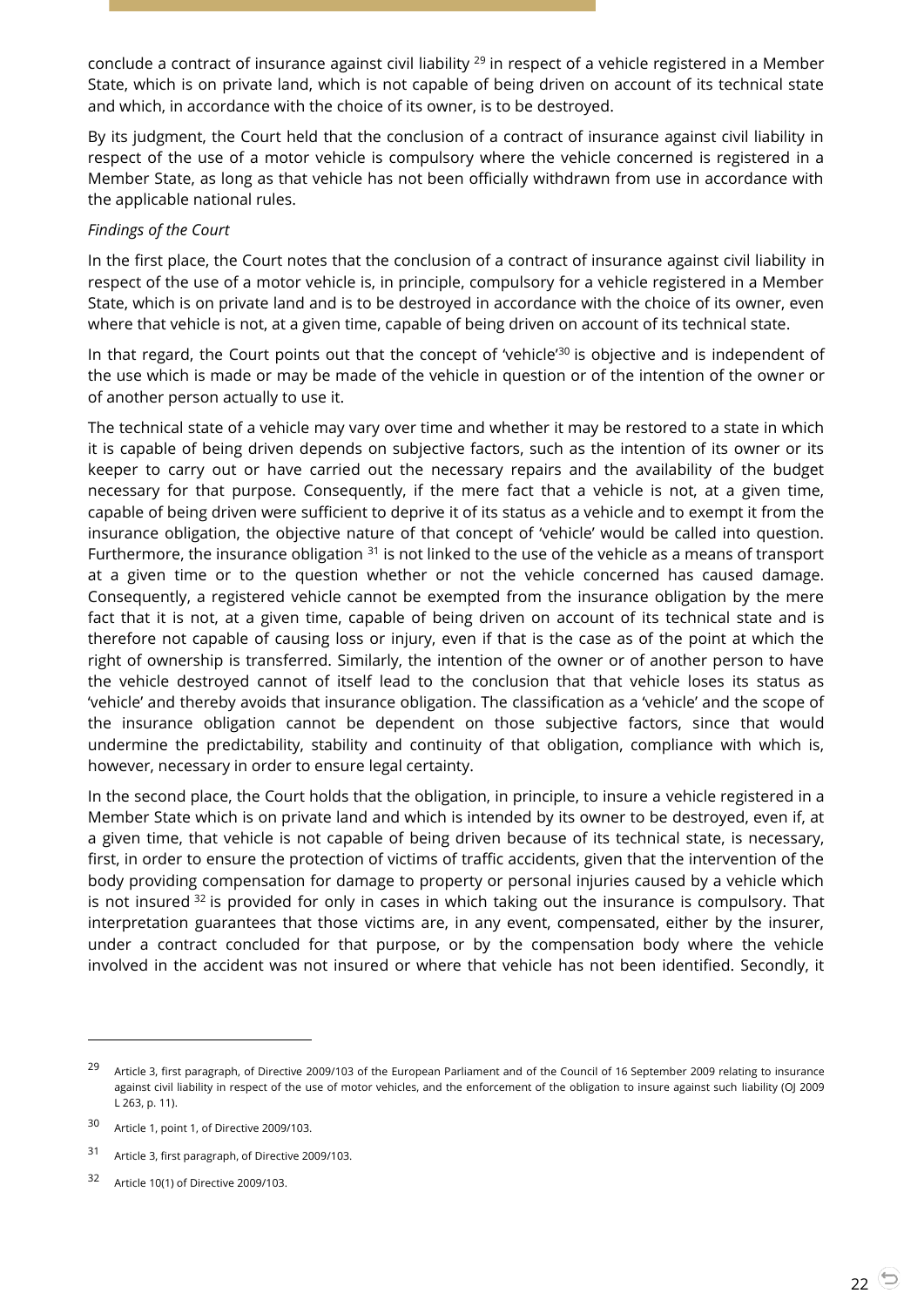conclude a contract of insurance against civil liability [29] in respect of a vehicle registered in a Member State, which is on private land, which is not capable of being driven on account of its technical state and which, in accordance with the choice of its owner, is to be destroyed.

By its judgment, the Court held that the conclusion of a contract of insurance against civil liability in respect of the use of a motor vehicle is compulsory where the vehicle concerned is registered in a Member State, as long as that vehicle has not been officially withdrawn from use in accordance with the applicable national rules.

*Findings of the Court*

In the first place, the Court notes that the conclusion of a contract of insurance against civil liability in respect of the use of a motor vehicle is, in principle, compulsory for a vehicle registered in a Member State, which is on private land and is to be destroyed in accordance with the choice of its owner, even where that vehicle is not, at a given time, capable of being driven on account of its technical state.

In that regard, the Court points out that the concept of 'vehicle'[30] is objective and is independent of the use which is made or may be made of the vehicle in question or of the intention of the owner or of another person actually to use it.

The technical state of a vehicle may vary over time and whether it may be restored to a state in which it is capable of being driven depends on subjective factors, such as the intention of its owner or its keeper to carry out or have carried out the necessary repairs and the availability of the budget necessary for that purpose. Consequently, if the mere fact that a vehicle is not, at a given time, capable of being driven were sufficient to deprive it of its status as a vehicle and to exempt it from the insurance obligation, the objective nature of that concept of 'vehicle' would be called into question. Furthermore, the insurance obligation [31] is not linked to the use of the vehicle as a means of transport at a given time or to the question whether or not the vehicle concerned has caused damage. Consequently, a registered vehicle cannot be exempted from the insurance obligation by the mere fact that it is not, at a given time, capable of being driven on account of its technical state and is therefore not capable of causing loss or injury, even if that is the case as of the point at which the right of ownership is transferred. Similarly, the intention of the owner or of another person to have the vehicle destroyed cannot of itself lead to the conclusion that that vehicle loses its status as 'vehicle' and thereby avoids that insurance obligation. The classification as a 'vehicle' and the scope of the insurance obligation cannot be dependent on those subjective factors, since that would undermine the predictability, stability and continuity of that obligation, compliance with which is, however, necessary in order to ensure legal certainty.

In the second place, the Court holds that the obligation, in principle, to insure a vehicle registered in a Member State which is on private land and which is intended by its owner to be destroyed, even if, at a given time, that vehicle is not capable of being driven because of its technical state, is necessary, first, in order to ensure the protection of victims of traffic accidents, given that the intervention of the body providing compensation for damage to property or personal injuries caused by a vehicle which is not insured [32] is provided for only in cases in which taking out the insurance is compulsory. That interpretation guarantees that those victims are, in any event, compensated, either by the insurer, under a contract concluded for that purpose, or by the compensation body where the vehicle involved in the accident was not insured or where that vehicle has not been identified. Secondly, it

---

[29] Article 3, first paragraph, of Directive 2009/103 of the European Parliament and of the Council of 16 September 2009 relating to insurance against civil liability in respect of the use of motor vehicles, and the enforcement of the obligation to insure against such liability (OJ 2009 L 263, p. 11).

[30] Article 1, point 1, of Directive 2009/103.

[31] Article 3, first paragraph, of Directive 2009/103.

[32] Article 10(1) of Directive 2009/103.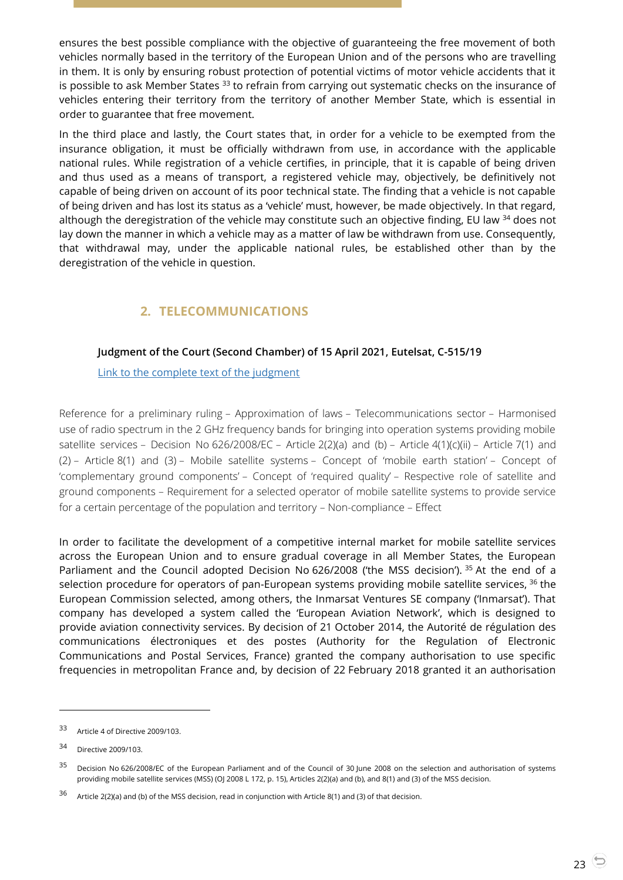ensures the best possible compliance with the objective of guaranteeing the free movement of both vehicles normally based in the territory of the European Union and of the persons who are travelling in them. It is only by ensuring robust protection of potential victims of motor vehicle accidents that it is possible to ask Member States [33] to refrain from carrying out systematic checks on the insurance of vehicles entering their territory from the territory of another Member State, which is essential in order to guarantee that free movement.

In the third place and lastly, the Court states that, in order for a vehicle to be exempted from the insurance obligation, it must be officially withdrawn from use, in accordance with the applicable national rules. While registration of a vehicle certifies, in principle, that it is capable of being driven and thus used as a means of transport, a registered vehicle may, objectively, be definitively not capable of being driven on account of its poor technical state. The finding that a vehicle is not capable of being driven and has lost its status as a 'vehicle' must, however, be made objectively. In that regard, although the deregistration of the vehicle may constitute such an objective finding, EU law [34] does not lay down the manner in which a vehicle may as a matter of law be withdrawn from use. Consequently, that withdrawal may, under the applicable national rules, be established other than by the deregistration of the vehicle in question.

## 2. TELECOMMUNICATIONS

**Judgment of the Court (Second Chamber) of 15 April 2021, Eutelsat, C-515/19**

Link to the complete text of the judgment

Reference for a preliminary ruling – Approximation of laws – Telecommunications sector – Harmonised use of radio spectrum in the 2 GHz frequency bands for bringing into operation systems providing mobile satellite services – Decision No 626/2008/EC – Article 2(2)(a) and (b) – Article 4(1)(c)(ii) – Article 7(1) and (2) – Article 8(1) and (3) – Mobile satellite systems – Concept of 'mobile earth station' – Concept of 'complementary ground components' – Concept of 'required quality' – Respective role of satellite and ground components – Requirement for a selected operator of mobile satellite systems to provide service for a certain percentage of the population and territory – Non-compliance – Effect

In order to facilitate the development of a competitive internal market for mobile satellite services across the European Union and to ensure gradual coverage in all Member States, the European Parliament and the Council adopted Decision No 626/2008 ('the MSS decision'). [35] At the end of a selection procedure for operators of pan-European systems providing mobile satellite services, [36] the European Commission selected, among others, the Inmarsat Ventures SE company ('Inmarsat'). That company has developed a system called the 'European Aviation Network', which is designed to provide aviation connectivity services. By decision of 21 October 2014, the Autorité de régulation des communications électroniques et des postes (Authority for the Regulation of Electronic Communications and Postal Services, France) granted the company authorisation to use specific frequencies in metropolitan France and, by decision of 22 February 2018 granted it an authorisation

---

[33] Article 4 of Directive 2009/103.

[34] Directive 2009/103.

[35] Decision No 626/2008/EC of the European Parliament and of the Council of 30 June 2008 on the selection and authorisation of systems providing mobile satellite services (MSS) (OJ 2008 L 172, p. 15), Articles 2(2)(a) and (b), and 8(1) and (3) of the MSS decision.

[36] Article 2(2)(a) and (b) of the MSS decision, read in conjunction with Article 8(1) and (3) of that decision.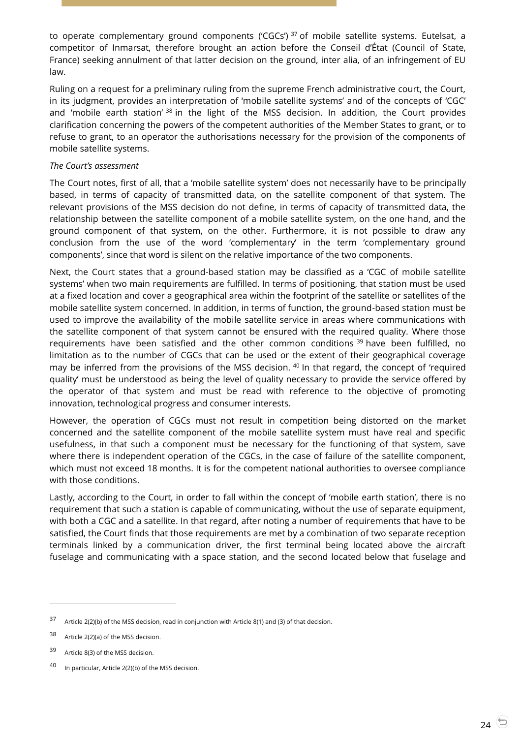to operate complementary ground components ('CGCs') [37] of mobile satellite systems. Eutelsat, a competitor of Inmarsat, therefore brought an action before the Conseil d'État (Council of State, France) seeking annulment of that latter decision on the ground, inter alia, of an infringement of EU law.

Ruling on a request for a preliminary ruling from the supreme French administrative court, the Court, in its judgment, provides an interpretation of 'mobile satellite systems' and of the concepts of 'CGC' and 'mobile earth station' [38] in the light of the MSS decision. In addition, the Court provides clarification concerning the powers of the competent authorities of the Member States to grant, or to refuse to grant, to an operator the authorisations necessary for the provision of the components of mobile satellite systems.

*The Court's assessment*

The Court notes, first of all, that a 'mobile satellite system' does not necessarily have to be principally based, in terms of capacity of transmitted data, on the satellite component of that system. The relevant provisions of the MSS decision do not define, in terms of capacity of transmitted data, the relationship between the satellite component of a mobile satellite system, on the one hand, and the ground component of that system, on the other. Furthermore, it is not possible to draw any conclusion from the use of the word 'complementary' in the term 'complementary ground components', since that word is silent on the relative importance of the two components.

Next, the Court states that a ground-based station may be classified as a 'CGC of mobile satellite systems' when two main requirements are fulfilled. In terms of positioning, that station must be used at a fixed location and cover a geographical area within the footprint of the satellite or satellites of the mobile satellite system concerned. In addition, in terms of function, the ground-based station must be used to improve the availability of the mobile satellite service in areas where communications with the satellite component of that system cannot be ensured with the required quality. Where those requirements have been satisfied and the other common conditions [39] have been fulfilled, no limitation as to the number of CGCs that can be used or the extent of their geographical coverage may be inferred from the provisions of the MSS decision. [40] In that regard, the concept of 'required quality' must be understood as being the level of quality necessary to provide the service offered by the operator of that system and must be read with reference to the objective of promoting innovation, technological progress and consumer interests.

However, the operation of CGCs must not result in competition being distorted on the market concerned and the satellite component of the mobile satellite system must have real and specific usefulness, in that such a component must be necessary for the functioning of that system, save where there is independent operation of the CGCs, in the case of failure of the satellite component, which must not exceed 18 months. It is for the competent national authorities to oversee compliance with those conditions.

Lastly, according to the Court, in order to fall within the concept of 'mobile earth station', there is no requirement that such a station is capable of communicating, without the use of separate equipment, with both a CGC and a satellite. In that regard, after noting a number of requirements that have to be satisfied, the Court finds that those requirements are met by a combination of two separate reception terminals linked by a communication driver, the first terminal being located above the aircraft fuselage and communicating with a space station, and the second located below that fuselage and

---

[37] Article 2(2)(b) of the MSS decision, read in conjunction with Article 8(1) and (3) of that decision.

[38] Article 2(2)(a) of the MSS decision.

[39] Article 8(3) of the MSS decision.

[40] In particular, Article 2(2)(b) of the MSS decision.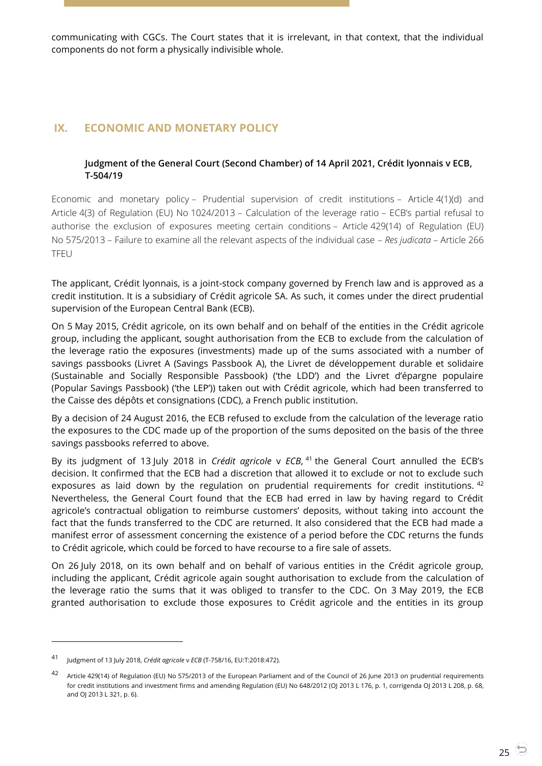communicating with CGCs. The Court states that it is irrelevant, in that context, that the individual components do not form a physically indivisible whole.

## IX. ECONOMIC AND MONETARY POLICY

### Judgment of the General Court (Second Chamber) of 14 April 2021, Crédit lyonnais v ECB, T-504/19

Economic and monetary policy – Prudential supervision of credit institutions – Article 4(1)(d) and Article 4(3) of Regulation (EU) No 1024/2013 – Calculation of the leverage ratio – ECB's partial refusal to authorise the exclusion of exposures meeting certain conditions – Article 429(14) of Regulation (EU) No 575/2013 – Failure to examine all the relevant aspects of the individual case – *Res judicata* – Article 266 TFEU

The applicant, Crédit lyonnais, is a joint-stock company governed by French law and is approved as a credit institution. It is a subsidiary of Crédit agricole SA. As such, it comes under the direct prudential supervision of the European Central Bank (ECB).

On 5 May 2015, Crédit agricole, on its own behalf and on behalf of the entities in the Crédit agricole group, including the applicant, sought authorisation from the ECB to exclude from the calculation of the leverage ratio the exposures (investments) made up of the sums associated with a number of savings passbooks (Livret A (Savings Passbook A), the Livret de développement durable et solidaire (Sustainable and Socially Responsible Passbook) ('the LDD') and the Livret d'épargne populaire (Popular Savings Passbook) ('the LEP')) taken out with Crédit agricole, which had been transferred to the Caisse des dépôts et consignations (CDC), a French public institution.

By a decision of 24 August 2016, the ECB refused to exclude from the calculation of the leverage ratio the exposures to the CDC made up of the proportion of the sums deposited on the basis of the three savings passbooks referred to above.

By its judgment of 13 July 2018 in *Crédit agricole* v *ECB*, [41] the General Court annulled the ECB's decision. It confirmed that the ECB had a discretion that allowed it to exclude or not to exclude such exposures as laid down by the regulation on prudential requirements for credit institutions. [42] Nevertheless, the General Court found that the ECB had erred in law by having regard to Crédit agricole's contractual obligation to reimburse customers' deposits, without taking into account the fact that the funds transferred to the CDC are returned. It also considered that the ECB had made a manifest error of assessment concerning the existence of a period before the CDC returns the funds to Crédit agricole, which could be forced to have recourse to a fire sale of assets.

On 26 July 2018, on its own behalf and on behalf of various entities in the Crédit agricole group, including the applicant, Crédit agricole again sought authorisation to exclude from the calculation of the leverage ratio the sums that it was obliged to transfer to the CDC. On 3 May 2019, the ECB granted authorisation to exclude those exposures to Crédit agricole and the entities in its group

---

[41] Judgment of 13 July 2018, *Crédit agricole* v *ECB* (T-758/16, EU:T:2018:472).

[42] Article 429(14) of Regulation (EU) No 575/2013 of the European Parliament and of the Council of 26 June 2013 on prudential requirements for credit institutions and investment firms and amending Regulation (EU) No 648/2012 (OJ 2013 L 176, p. 1, corrigenda OJ 2013 L 208, p. 68, and OJ 2013 L 321, p. 6).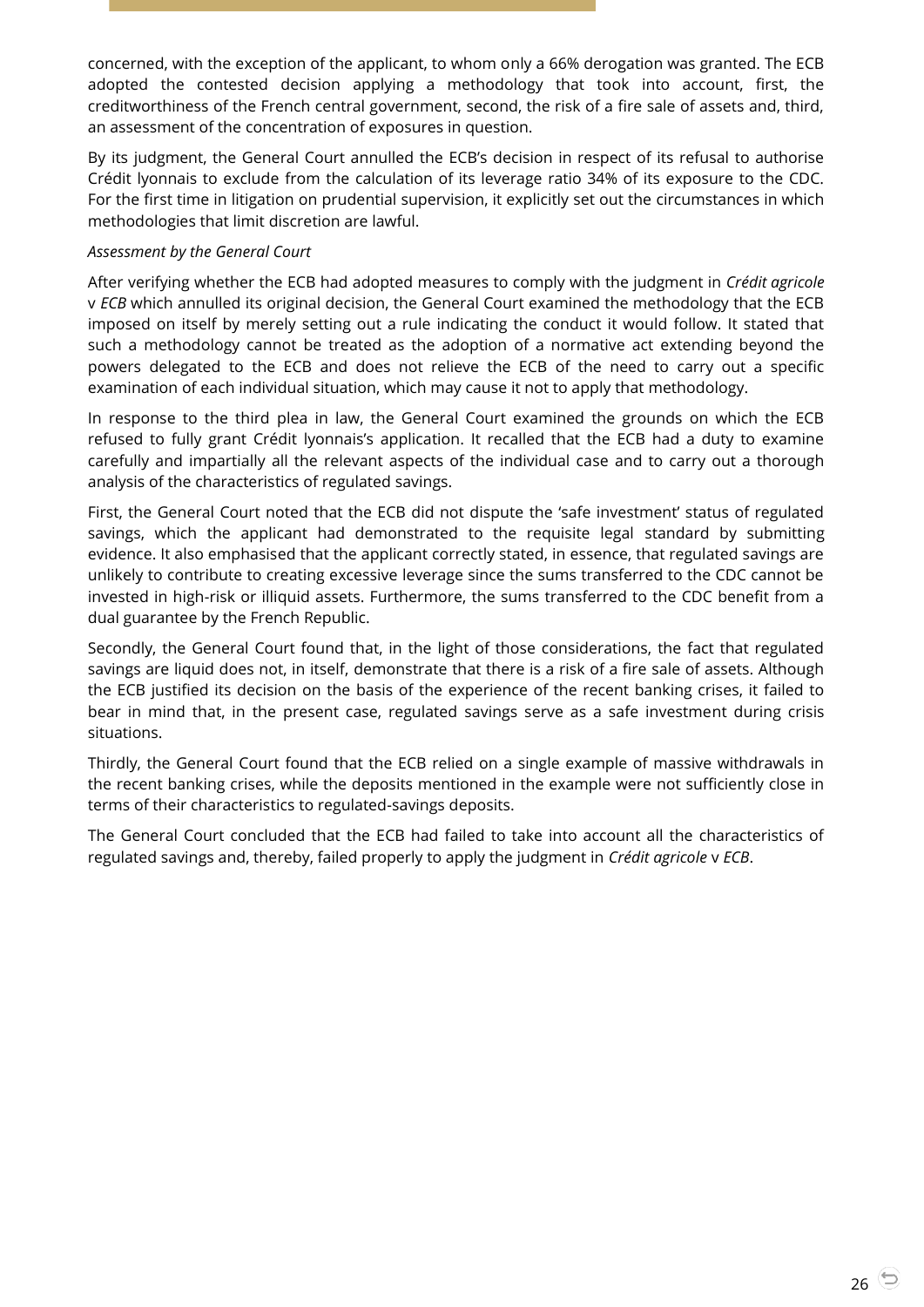concerned, with the exception of the applicant, to whom only a 66% derogation was granted. The ECB adopted the contested decision applying a methodology that took into account, first, the creditworthiness of the French central government, second, the risk of a fire sale of assets and, third, an assessment of the concentration of exposures in question.

By its judgment, the General Court annulled the ECB's decision in respect of its refusal to authorise Crédit lyonnais to exclude from the calculation of its leverage ratio 34% of its exposure to the CDC. For the first time in litigation on prudential supervision, it explicitly set out the circumstances in which methodologies that limit discretion are lawful.

*Assessment by the General Court*

After verifying whether the ECB had adopted measures to comply with the judgment in *Crédit agricole* v *ECB* which annulled its original decision, the General Court examined the methodology that the ECB imposed on itself by merely setting out a rule indicating the conduct it would follow. It stated that such a methodology cannot be treated as the adoption of a normative act extending beyond the powers delegated to the ECB and does not relieve the ECB of the need to carry out a specific examination of each individual situation, which may cause it not to apply that methodology.

In response to the third plea in law, the General Court examined the grounds on which the ECB refused to fully grant Crédit lyonnais's application. It recalled that the ECB had a duty to examine carefully and impartially all the relevant aspects of the individual case and to carry out a thorough analysis of the characteristics of regulated savings.

First, the General Court noted that the ECB did not dispute the 'safe investment' status of regulated savings, which the applicant had demonstrated to the requisite legal standard by submitting evidence. It also emphasised that the applicant correctly stated, in essence, that regulated savings are unlikely to contribute to creating excessive leverage since the sums transferred to the CDC cannot be invested in high-risk or illiquid assets. Furthermore, the sums transferred to the CDC benefit from a dual guarantee by the French Republic.

Secondly, the General Court found that, in the light of those considerations, the fact that regulated savings are liquid does not, in itself, demonstrate that there is a risk of a fire sale of assets. Although the ECB justified its decision on the basis of the experience of the recent banking crises, it failed to bear in mind that, in the present case, regulated savings serve as a safe investment during crisis situations.

Thirdly, the General Court found that the ECB relied on a single example of massive withdrawals in the recent banking crises, while the deposits mentioned in the example were not sufficiently close in terms of their characteristics to regulated-savings deposits.

The General Court concluded that the ECB had failed to take into account all the characteristics of regulated savings and, thereby, failed properly to apply the judgment in *Crédit agricole* v *ECB*.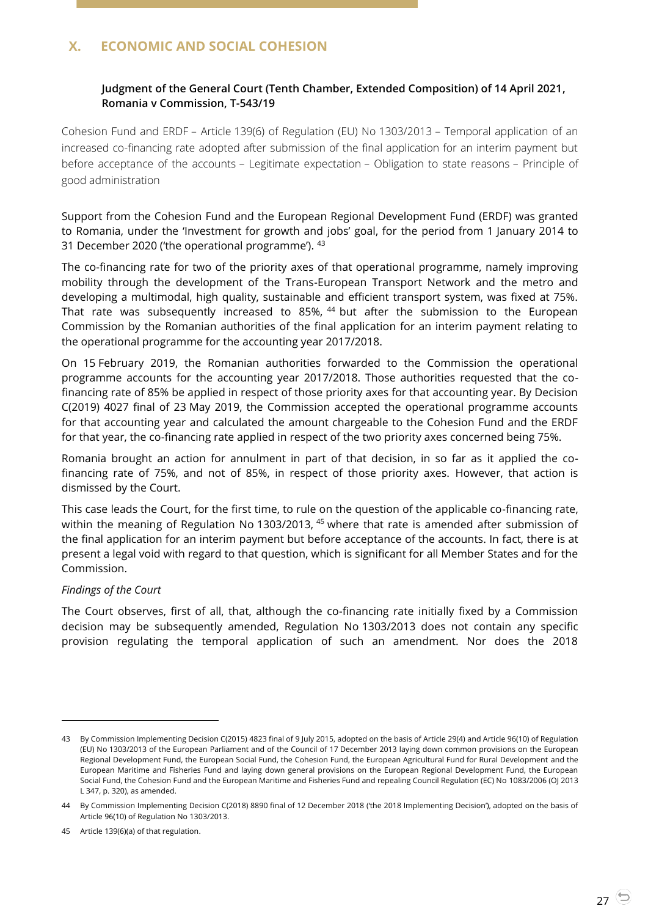## X. ECONOMIC AND SOCIAL COHESION

### Judgment of the General Court (Tenth Chamber, Extended Composition) of 14 April 2021, Romania v Commission, T-543/19

Cohesion Fund and ERDF – Article 139(6) of Regulation (EU) No 1303/2013 – Temporal application of an increased co-financing rate adopted after submission of the final application for an interim payment but before acceptance of the accounts – Legitimate expectation – Obligation to state reasons – Principle of good administration

Support from the Cohesion Fund and the European Regional Development Fund (ERDF) was granted to Romania, under the 'Investment for growth and jobs' goal, for the period from 1 January 2014 to 31 December 2020 ('the operational programme'). [43]

The co-financing rate for two of the priority axes of that operational programme, namely improving mobility through the development of the Trans-European Transport Network and the metro and developing a multimodal, high quality, sustainable and efficient transport system, was fixed at 75%. That rate was subsequently increased to 85%, [44] but after the submission to the European Commission by the Romanian authorities of the final application for an interim payment relating to the operational programme for the accounting year 2017/2018.

On 15 February 2019, the Romanian authorities forwarded to the Commission the operational programme accounts for the accounting year 2017/2018. Those authorities requested that the co-financing rate of 85% be applied in respect of those priority axes for that accounting year. By Decision C(2019) 4027 final of 23 May 2019, the Commission accepted the operational programme accounts for that accounting year and calculated the amount chargeable to the Cohesion Fund and the ERDF for that year, the co-financing rate applied in respect of the two priority axes concerned being 75%.

Romania brought an action for annulment in part of that decision, in so far as it applied the co-financing rate of 75%, and not of 85%, in respect of those priority axes. However, that action is dismissed by the Court.

This case leads the Court, for the first time, to rule on the question of the applicable co-financing rate, within the meaning of Regulation No 1303/2013, [45] where that rate is amended after submission of the final application for an interim payment but before acceptance of the accounts. In fact, there is at present a legal void with regard to that question, which is significant for all Member States and for the Commission.

*Findings of the Court*

The Court observes, first of all, that, although the co-financing rate initially fixed by a Commission decision may be subsequently amended, Regulation No 1303/2013 does not contain any specific provision regulating the temporal application of such an amendment. Nor does the 2018

---

[43] By Commission Implementing Decision C(2015) 4823 final of 9 July 2015, adopted on the basis of Article 29(4) and Article 96(10) of Regulation (EU) No 1303/2013 of the European Parliament and of the Council of 17 December 2013 laying down common provisions on the European Regional Development Fund, the European Social Fund, the Cohesion Fund, the European Agricultural Fund for Rural Development and the European Maritime and Fisheries Fund and laying down general provisions on the European Regional Development Fund, the European Social Fund, the Cohesion Fund and the European Maritime and Fisheries Fund and repealing Council Regulation (EC) No 1083/2006 (OJ 2013 L 347, p. 320), as amended.

[44] By Commission Implementing Decision C(2018) 8890 final of 12 December 2018 ('the 2018 Implementing Decision'), adopted on the basis of Article 96(10) of Regulation No 1303/2013.

[45] Article 139(6)(a) of that regulation.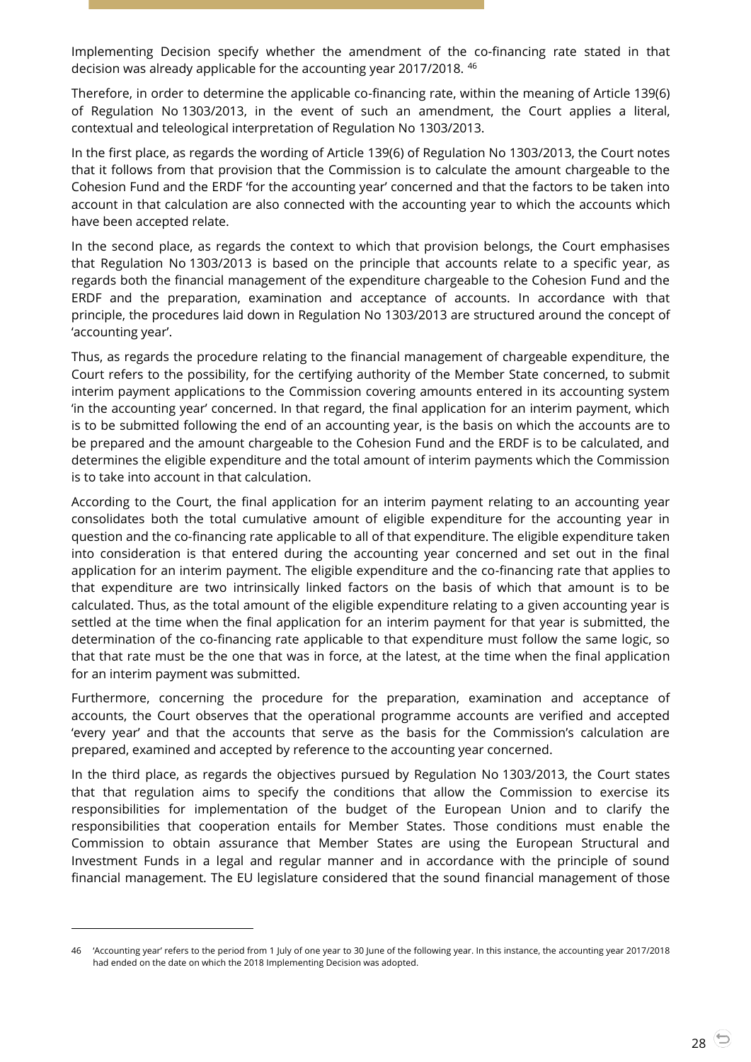Implementing Decision specify whether the amendment of the co-financing rate stated in that decision was already applicable for the accounting year 2017/2018. [46]

Therefore, in order to determine the applicable co-financing rate, within the meaning of Article 139(6) of Regulation No 1303/2013, in the event of such an amendment, the Court applies a literal, contextual and teleological interpretation of Regulation No 1303/2013.

In the first place, as regards the wording of Article 139(6) of Regulation No 1303/2013, the Court notes that it follows from that provision that the Commission is to calculate the amount chargeable to the Cohesion Fund and the ERDF 'for the accounting year' concerned and that the factors to be taken into account in that calculation are also connected with the accounting year to which the accounts which have been accepted relate.

In the second place, as regards the context to which that provision belongs, the Court emphasises that Regulation No 1303/2013 is based on the principle that accounts relate to a specific year, as regards both the financial management of the expenditure chargeable to the Cohesion Fund and the ERDF and the preparation, examination and acceptance of accounts. In accordance with that principle, the procedures laid down in Regulation No 1303/2013 are structured around the concept of 'accounting year'.

Thus, as regards the procedure relating to the financial management of chargeable expenditure, the Court refers to the possibility, for the certifying authority of the Member State concerned, to submit interim payment applications to the Commission covering amounts entered in its accounting system 'in the accounting year' concerned. In that regard, the final application for an interim payment, which is to be submitted following the end of an accounting year, is the basis on which the accounts are to be prepared and the amount chargeable to the Cohesion Fund and the ERDF is to be calculated, and determines the eligible expenditure and the total amount of interim payments which the Commission is to take into account in that calculation.

According to the Court, the final application for an interim payment relating to an accounting year consolidates both the total cumulative amount of eligible expenditure for the accounting year in question and the co-financing rate applicable to all of that expenditure. The eligible expenditure taken into consideration is that entered during the accounting year concerned and set out in the final application for an interim payment. The eligible expenditure and the co-financing rate that applies to that expenditure are two intrinsically linked factors on the basis of which that amount is to be calculated. Thus, as the total amount of the eligible expenditure relating to a given accounting year is settled at the time when the final application for an interim payment for that year is submitted, the determination of the co-financing rate applicable to that expenditure must follow the same logic, so that that rate must be the one that was in force, at the latest, at the time when the final application for an interim payment was submitted.

Furthermore, concerning the procedure for the preparation, examination and acceptance of accounts, the Court observes that the operational programme accounts are verified and accepted 'every year' and that the accounts that serve as the basis for the Commission's calculation are prepared, examined and accepted by reference to the accounting year concerned.

In the third place, as regards the objectives pursued by Regulation No 1303/2013, the Court states that that regulation aims to specify the conditions that allow the Commission to exercise its responsibilities for implementation of the budget of the European Union and to clarify the responsibilities that cooperation entails for Member States. Those conditions must enable the Commission to obtain assurance that Member States are using the European Structural and Investment Funds in a legal and regular manner and in accordance with the principle of sound financial management. The EU legislature considered that the sound financial management of those

---

46 'Accounting year' refers to the period from 1 July of one year to 30 June of the following year. In this instance, the accounting year 2017/2018 had ended on the date on which the 2018 Implementing Decision was adopted.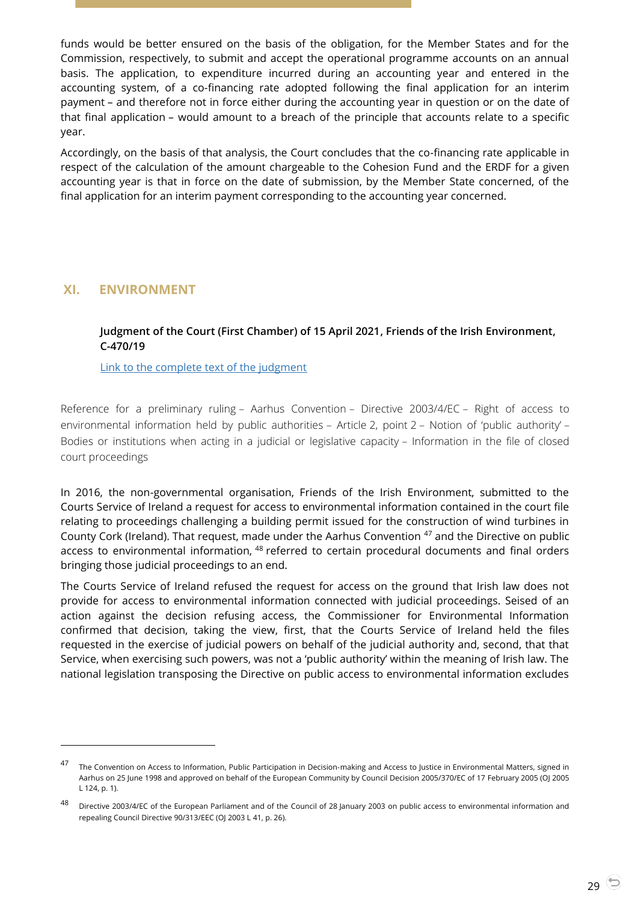funds would be better ensured on the basis of the obligation, for the Member States and for the Commission, respectively, to submit and accept the operational programme accounts on an annual basis. The application, to expenditure incurred during an accounting year and entered in the accounting system, of a co-financing rate adopted following the final application for an interim payment – and therefore not in force either during the accounting year in question or on the date of that final application – would amount to a breach of the principle that accounts relate to a specific year.

Accordingly, on the basis of that analysis, the Court concludes that the co-financing rate applicable in respect of the calculation of the amount chargeable to the Cohesion Fund and the ERDF for a given accounting year is that in force on the date of submission, by the Member State concerned, of the final application for an interim payment corresponding to the accounting year concerned.

## XI. ENVIRONMENT

### Judgment of the Court (First Chamber) of 15 April 2021, Friends of the Irish Environment, C-470/19

Link to the complete text of the judgment

Reference for a preliminary ruling – Aarhus Convention – Directive 2003/4/EC – Right of access to environmental information held by public authorities – Article 2, point 2 – Notion of 'public authority' – Bodies or institutions when acting in a judicial or legislative capacity – Information in the file of closed court proceedings

In 2016, the non-governmental organisation, Friends of the Irish Environment, submitted to the Courts Service of Ireland a request for access to environmental information contained in the court file relating to proceedings challenging a building permit issued for the construction of wind turbines in County Cork (Ireland). That request, made under the Aarhus Convention [47] and the Directive on public access to environmental information, [48] referred to certain procedural documents and final orders bringing those judicial proceedings to an end.

The Courts Service of Ireland refused the request for access on the ground that Irish law does not provide for access to environmental information connected with judicial proceedings. Seised of an action against the decision refusing access, the Commissioner for Environmental Information confirmed that decision, taking the view, first, that the Courts Service of Ireland held the files requested in the exercise of judicial powers on behalf of the judicial authority and, second, that that Service, when exercising such powers, was not a 'public authority' within the meaning of Irish law. The national legislation transposing the Directive on public access to environmental information excludes

---

[47] The Convention on Access to Information, Public Participation in Decision-making and Access to Justice in Environmental Matters, signed in Aarhus on 25 June 1998 and approved on behalf of the European Community by Council Decision 2005/370/EC of 17 February 2005 (OJ 2005 L 124, p. 1).

[48] Directive 2003/4/EC of the European Parliament and of the Council of 28 January 2003 on public access to environmental information and repealing Council Directive 90/313/EEC (OJ 2003 L 41, p. 26).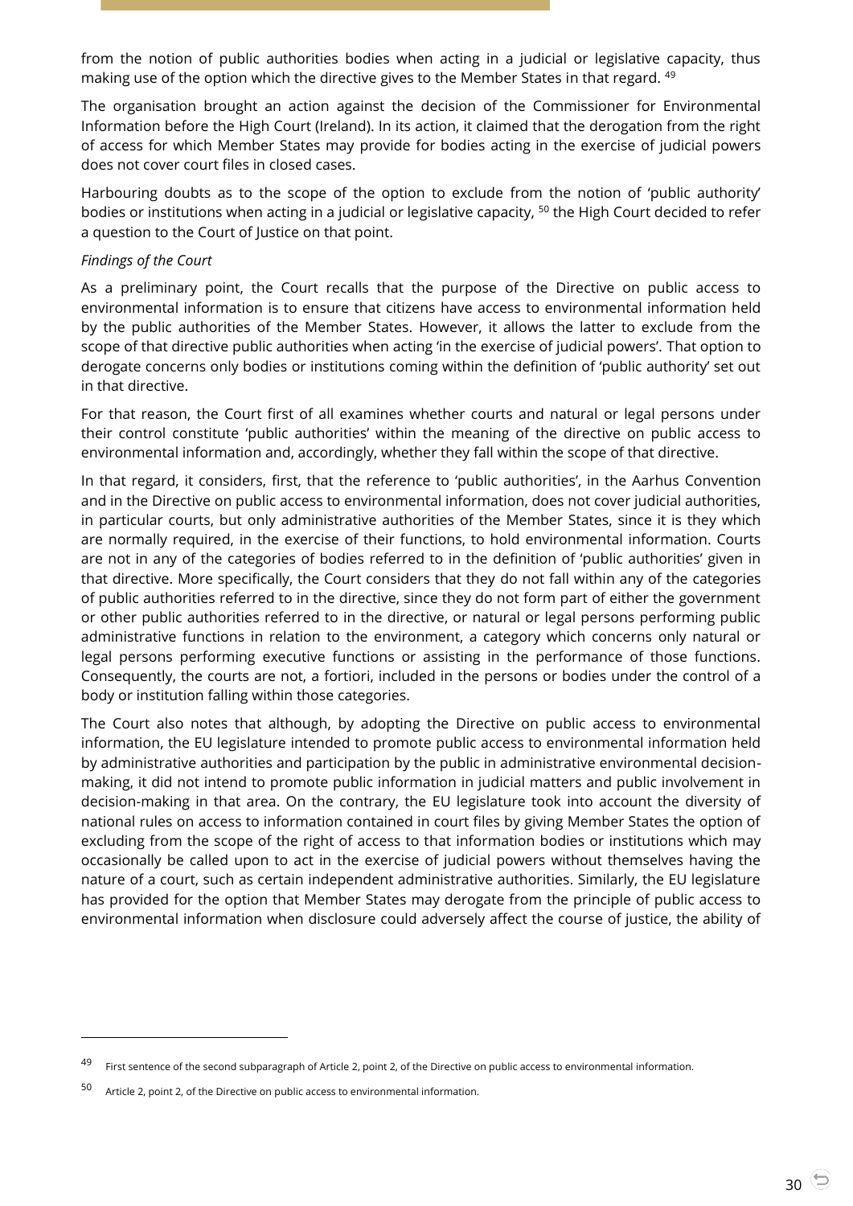from the notion of public authorities bodies when acting in a judicial or legislative capacity, thus making use of the option which the directive gives to the Member States in that regard. [49]

The organisation brought an action against the decision of the Commissioner for Environmental Information before the High Court (Ireland). In its action, it claimed that the derogation from the right of access for which Member States may provide for bodies acting in the exercise of judicial powers does not cover court files in closed cases.

Harbouring doubts as to the scope of the option to exclude from the notion of 'public authority' bodies or institutions when acting in a judicial or legislative capacity, [50] the High Court decided to refer a question to the Court of Justice on that point.

*Findings of the Court*

As a preliminary point, the Court recalls that the purpose of the Directive on public access to environmental information is to ensure that citizens have access to environmental information held by the public authorities of the Member States. However, it allows the latter to exclude from the scope of that directive public authorities when acting 'in the exercise of judicial powers'. That option to derogate concerns only bodies or institutions coming within the definition of 'public authority' set out in that directive.

For that reason, the Court first of all examines whether courts and natural or legal persons under their control constitute 'public authorities' within the meaning of the directive on public access to environmental information and, accordingly, whether they fall within the scope of that directive.

In that regard, it considers, first, that the reference to 'public authorities', in the Aarhus Convention and in the Directive on public access to environmental information, does not cover judicial authorities, in particular courts, but only administrative authorities of the Member States, since it is they which are normally required, in the exercise of their functions, to hold environmental information. Courts are not in any of the categories of bodies referred to in the definition of 'public authorities' given in that directive. More specifically, the Court considers that they do not fall within any of the categories of public authorities referred to in the directive, since they do not form part of either the government or other public authorities referred to in the directive, or natural or legal persons performing public administrative functions in relation to the environment, a category which concerns only natural or legal persons performing executive functions or assisting in the performance of those functions. Consequently, the courts are not, a fortiori, included in the persons or bodies under the control of a body or institution falling within those categories.

The Court also notes that although, by adopting the Directive on public access to environmental information, the EU legislature intended to promote public access to environmental information held by administrative authorities and participation by the public in administrative environmental decision-making, it did not intend to promote public information in judicial matters and public involvement in decision-making in that area. On the contrary, the EU legislature took into account the diversity of national rules on access to information contained in court files by giving Member States the option of excluding from the scope of the right of access to that information bodies or institutions which may occasionally be called upon to act in the exercise of judicial powers without themselves having the nature of a court, such as certain independent administrative authorities. Similarly, the EU legislature has provided for the option that Member States may derogate from the principle of public access to environmental information when disclosure could adversely affect the course of justice, the ability of

---

[49] First sentence of the second subparagraph of Article 2, point 2, of the Directive on public access to environmental information.

[50] Article 2, point 2, of the Directive on public access to environmental information.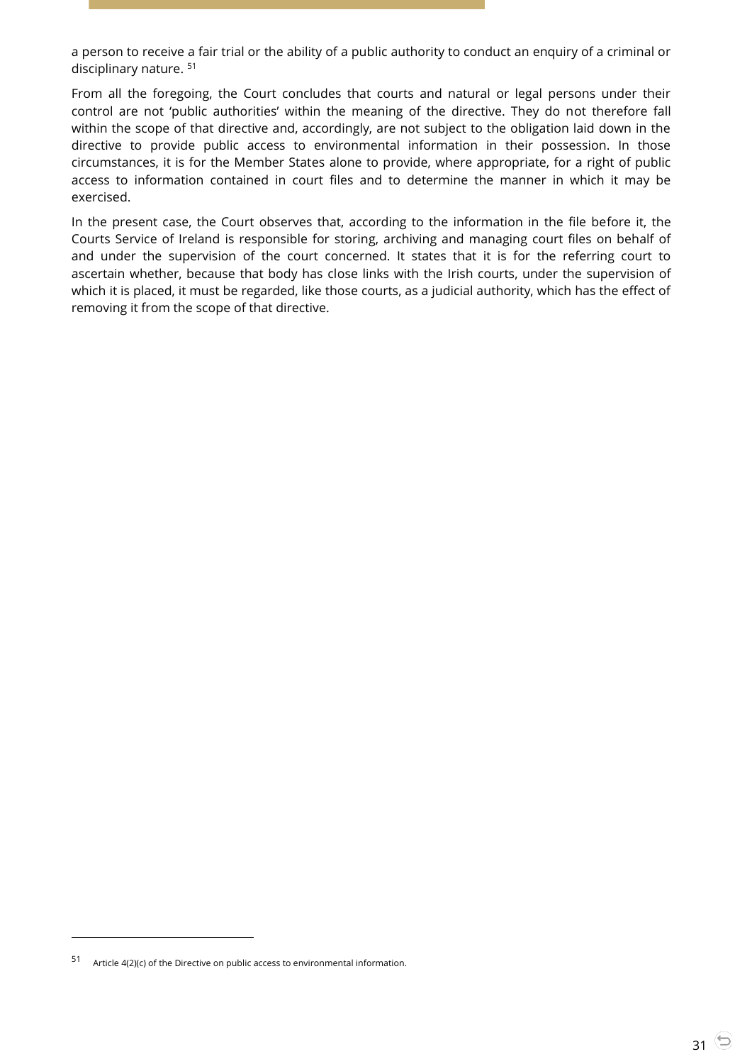a person to receive a fair trial or the ability of a public authority to conduct an enquiry of a criminal or disciplinary nature. [51]

From all the foregoing, the Court concludes that courts and natural or legal persons under their control are not 'public authorities' within the meaning of the directive. They do not therefore fall within the scope of that directive and, accordingly, are not subject to the obligation laid down in the directive to provide public access to environmental information in their possession. In those circumstances, it is for the Member States alone to provide, where appropriate, for a right of public access to information contained in court files and to determine the manner in which it may be exercised.

In the present case, the Court observes that, according to the information in the file before it, the Courts Service of Ireland is responsible for storing, archiving and managing court files on behalf of and under the supervision of the court concerned. It states that it is for the referring court to ascertain whether, because that body has close links with the Irish courts, under the supervision of which it is placed, it must be regarded, like those courts, as a judicial authority, which has the effect of removing it from the scope of that directive.

---

[51] Article 4(2)(c) of the Directive on public access to environmental information.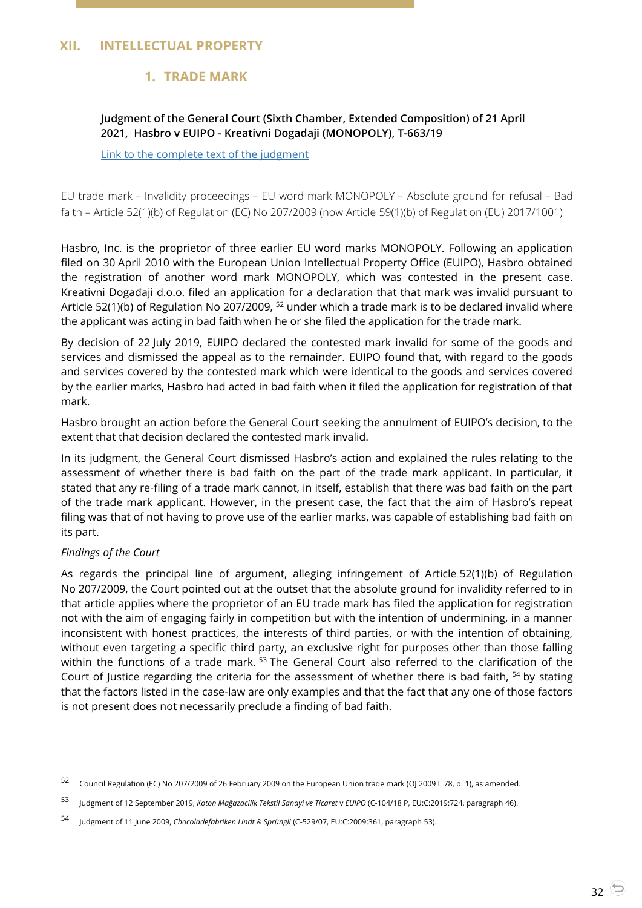# XII. INTELLECTUAL PROPERTY

## 1. TRADE MARK

**Judgment of the General Court (Sixth Chamber, Extended Composition) of 21 April 2021, Hasbro v EUIPO - Kreativni Dogadaji (MONOPOLY), T-663/19**

[Link to the complete text of the judgment]

EU trade mark – Invalidity proceedings – EU word mark MONOPOLY – Absolute ground for refusal – Bad faith – Article 52(1)(b) of Regulation (EC) No 207/2009 (now Article 59(1)(b) of Regulation (EU) 2017/1001)

Hasbro, Inc. is the proprietor of three earlier EU word marks MONOPOLY. Following an application filed on 30 April 2010 with the European Union Intellectual Property Office (EUIPO), Hasbro obtained the registration of another word mark MONOPOLY, which was contested in the present case. Kreativni Događaji d.o.o. filed an application for a declaration that that mark was invalid pursuant to Article 52(1)(b) of Regulation No 207/2009, [52] under which a trade mark is to be declared invalid where the applicant was acting in bad faith when he or she filed the application for the trade mark.

By decision of 22 July 2019, EUIPO declared the contested mark invalid for some of the goods and services and dismissed the appeal as to the remainder. EUIPO found that, with regard to the goods and services covered by the contested mark which were identical to the goods and services covered by the earlier marks, Hasbro had acted in bad faith when it filed the application for registration of that mark.

Hasbro brought an action before the General Court seeking the annulment of EUIPO's decision, to the extent that that decision declared the contested mark invalid.

In its judgment, the General Court dismissed Hasbro's action and explained the rules relating to the assessment of whether there is bad faith on the part of the trade mark applicant. In particular, it stated that any re-filing of a trade mark cannot, in itself, establish that there was bad faith on the part of the trade mark applicant. However, in the present case, the fact that the aim of Hasbro's repeat filing was that of not having to prove use of the earlier marks, was capable of establishing bad faith on its part.

*Findings of the Court*

As regards the principal line of argument, alleging infringement of Article 52(1)(b) of Regulation No 207/2009, the Court pointed out at the outset that the absolute ground for invalidity referred to in that article applies where the proprietor of an EU trade mark has filed the application for registration not with the aim of engaging fairly in competition but with the intention of undermining, in a manner inconsistent with honest practices, the interests of third parties, or with the intention of obtaining, without even targeting a specific third party, an exclusive right for purposes other than those falling within the functions of a trade mark. [53] The General Court also referred to the clarification of the Court of Justice regarding the criteria for the assessment of whether there is bad faith, [54] by stating that the factors listed in the case-law are only examples and that the fact that any one of those factors is not present does not necessarily preclude a finding of bad faith.

---

[52] Council Regulation (EC) No 207/2009 of 26 February 2009 on the European Union trade mark (OJ 2009 L 78, p. 1), as amended.

[53] Judgment of 12 September 2019, *Koton Mağazacilik Tekstil Sanayi ve Ticaret* v *EUIPO* (C-104/18 P, EU:C:2019:724, paragraph 46).

[54] Judgment of 11 June 2009, *Chocoladefabriken Lindt & Sprüngli* (C-529/07, EU:C:2009:361, paragraph 53).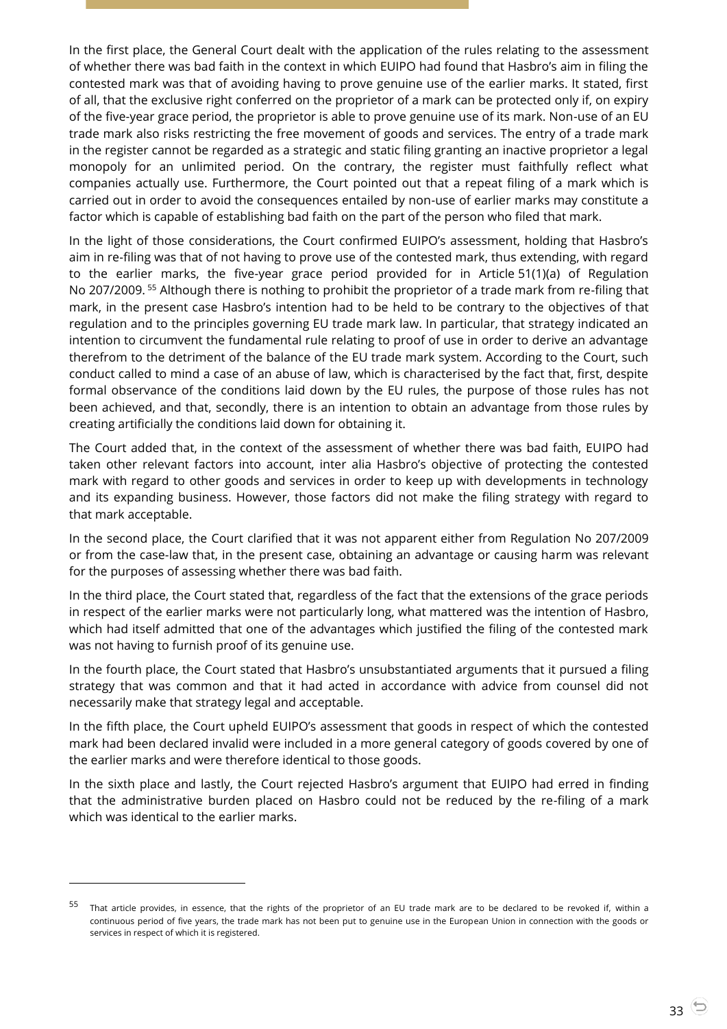In the first place, the General Court dealt with the application of the rules relating to the assessment of whether there was bad faith in the context in which EUIPO had found that Hasbro's aim in filing the contested mark was that of avoiding having to prove genuine use of the earlier marks. It stated, first of all, that the exclusive right conferred on the proprietor of a mark can be protected only if, on expiry of the five-year grace period, the proprietor is able to prove genuine use of its mark. Non-use of an EU trade mark also risks restricting the free movement of goods and services. The entry of a trade mark in the register cannot be regarded as a strategic and static filing granting an inactive proprietor a legal monopoly for an unlimited period. On the contrary, the register must faithfully reflect what companies actually use. Furthermore, the Court pointed out that a repeat filing of a mark which is carried out in order to avoid the consequences entailed by non-use of earlier marks may constitute a factor which is capable of establishing bad faith on the part of the person who filed that mark.

In the light of those considerations, the Court confirmed EUIPO's assessment, holding that Hasbro's aim in re-filing was that of not having to prove use of the contested mark, thus extending, with regard to the earlier marks, the five-year grace period provided for in Article 51(1)(a) of Regulation No 207/2009.[55] Although there is nothing to prohibit the proprietor of a trade mark from re-filing that mark, in the present case Hasbro's intention had to be held to be contrary to the objectives of that regulation and to the principles governing EU trade mark law. In particular, that strategy indicated an intention to circumvent the fundamental rule relating to proof of use in order to derive an advantage therefrom to the detriment of the balance of the EU trade mark system. According to the Court, such conduct called to mind a case of an abuse of law, which is characterised by the fact that, first, despite formal observance of the conditions laid down by the EU rules, the purpose of those rules has not been achieved, and that, secondly, there is an intention to obtain an advantage from those rules by creating artificially the conditions laid down for obtaining it.

The Court added that, in the context of the assessment of whether there was bad faith, EUIPO had taken other relevant factors into account, inter alia Hasbro's objective of protecting the contested mark with regard to other goods and services in order to keep up with developments in technology and its expanding business. However, those factors did not make the filing strategy with regard to that mark acceptable.

In the second place, the Court clarified that it was not apparent either from Regulation No 207/2009 or from the case-law that, in the present case, obtaining an advantage or causing harm was relevant for the purposes of assessing whether there was bad faith.

In the third place, the Court stated that, regardless of the fact that the extensions of the grace periods in respect of the earlier marks were not particularly long, what mattered was the intention of Hasbro, which had itself admitted that one of the advantages which justified the filing of the contested mark was not having to furnish proof of its genuine use.

In the fourth place, the Court stated that Hasbro's unsubstantiated arguments that it pursued a filing strategy that was common and that it had acted in accordance with advice from counsel did not necessarily make that strategy legal and acceptable.

In the fifth place, the Court upheld EUIPO's assessment that goods in respect of which the contested mark had been declared invalid were included in a more general category of goods covered by one of the earlier marks and were therefore identical to those goods.

In the sixth place and lastly, the Court rejected Hasbro's argument that EUIPO had erred in finding that the administrative burden placed on Hasbro could not be reduced by the re-filing of a mark which was identical to the earlier marks.

---

[55] That article provides, in essence, that the rights of the proprietor of an EU trade mark are to be declared to be revoked if, within a continuous period of five years, the trade mark has not been put to genuine use in the European Union in connection with the goods or services in respect of which it is registered.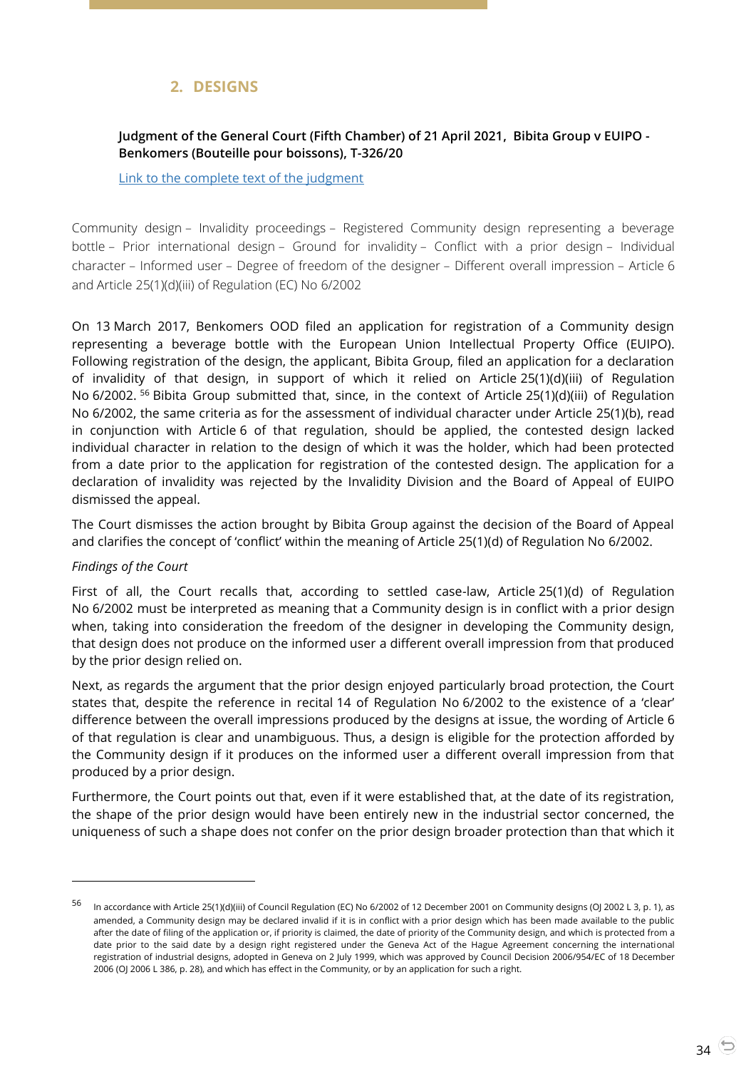## 2. DESIGNS

**Judgment of the General Court (Fifth Chamber) of 21 April 2021, Bibita Group v EUIPO - Benkomers (Bouteille pour boissons), T-326/20**

Link to the complete text of the judgment

Community design – Invalidity proceedings – Registered Community design representing a beverage bottle – Prior international design – Ground for invalidity – Conflict with a prior design – Individual character – Informed user – Degree of freedom of the designer – Different overall impression – Article 6 and Article 25(1)(d)(iii) of Regulation (EC) No 6/2002

On 13 March 2017, Benkomers OOD filed an application for registration of a Community design representing a beverage bottle with the European Union Intellectual Property Office (EUIPO). Following registration of the design, the applicant, Bibita Group, filed an application for a declaration of invalidity of that design, in support of which it relied on Article 25(1)(d)(iii) of Regulation No 6/2002. [56] Bibita Group submitted that, since, in the context of Article 25(1)(d)(iii) of Regulation No 6/2002, the same criteria as for the assessment of individual character under Article 25(1)(b), read in conjunction with Article 6 of that regulation, should be applied, the contested design lacked individual character in relation to the design of which it was the holder, which had been protected from a date prior to the application for registration of the contested design. The application for a declaration of invalidity was rejected by the Invalidity Division and the Board of Appeal of EUIPO dismissed the appeal.

The Court dismisses the action brought by Bibita Group against the decision of the Board of Appeal and clarifies the concept of 'conflict' within the meaning of Article 25(1)(d) of Regulation No 6/2002.

*Findings of the Court*

First of all, the Court recalls that, according to settled case-law, Article 25(1)(d) of Regulation No 6/2002 must be interpreted as meaning that a Community design is in conflict with a prior design when, taking into consideration the freedom of the designer in developing the Community design, that design does not produce on the informed user a different overall impression from that produced by the prior design relied on.

Next, as regards the argument that the prior design enjoyed particularly broad protection, the Court states that, despite the reference in recital 14 of Regulation No 6/2002 to the existence of a 'clear' difference between the overall impressions produced by the designs at issue, the wording of Article 6 of that regulation is clear and unambiguous. Thus, a design is eligible for the protection afforded by the Community design if it produces on the informed user a different overall impression from that produced by a prior design.

Furthermore, the Court points out that, even if it were established that, at the date of its registration, the shape of the prior design would have been entirely new in the industrial sector concerned, the uniqueness of such a shape does not confer on the prior design broader protection than that which it

---

[56] In accordance with Article 25(1)(d)(iii) of Council Regulation (EC) No 6/2002 of 12 December 2001 on Community designs (OJ 2002 L 3, p. 1), as amended, a Community design may be declared invalid if it is in conflict with a prior design which has been made available to the public after the date of filing of the application or, if priority is claimed, the date of priority of the Community design, and which is protected from a date prior to the said date by a design right registered under the Geneva Act of the Hague Agreement concerning the international registration of industrial designs, adopted in Geneva on 2 July 1999, which was approved by Council Decision 2006/954/EC of 18 December 2006 (OJ 2006 L 386, p. 28), and which has effect in the Community, or by an application for such a right.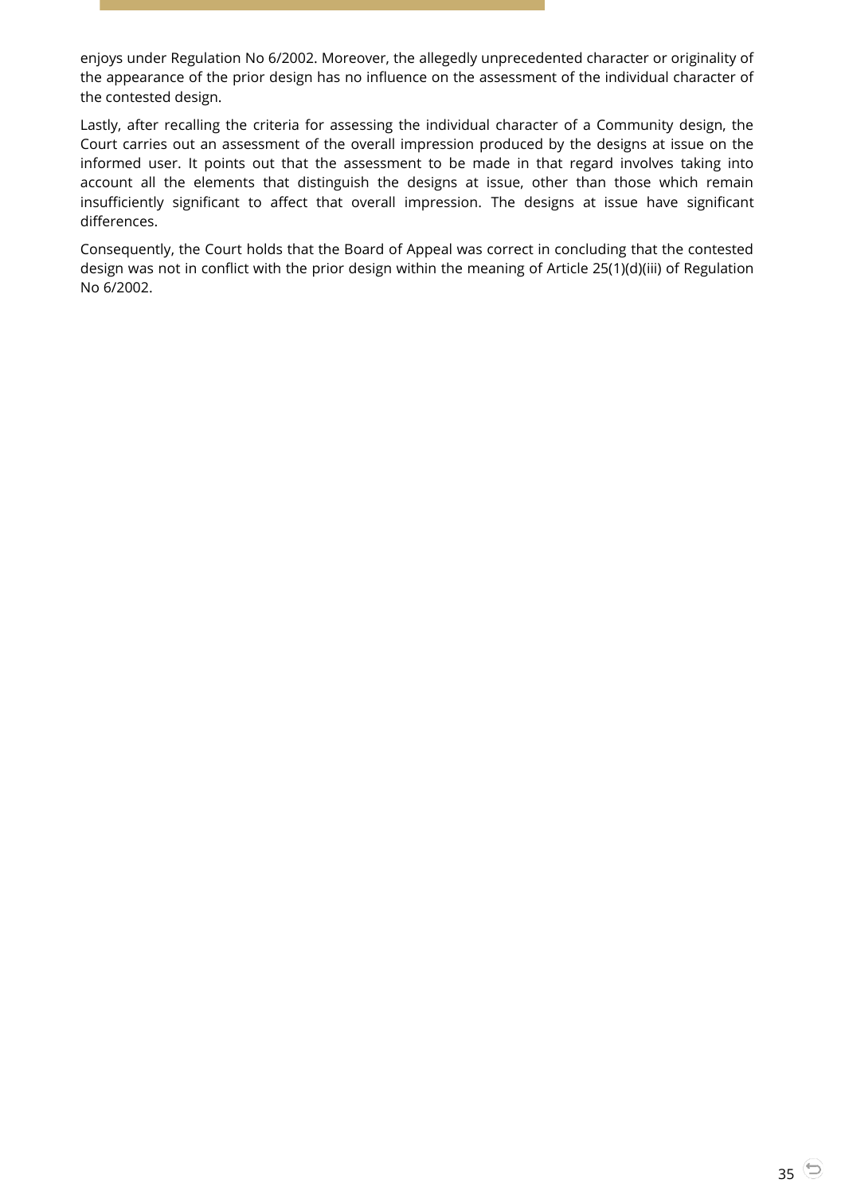enjoys under Regulation No 6/2002. Moreover, the allegedly unprecedented character or originality of the appearance of the prior design has no influence on the assessment of the individual character of the contested design.

Lastly, after recalling the criteria for assessing the individual character of a Community design, the Court carries out an assessment of the overall impression produced by the designs at issue on the informed user. It points out that the assessment to be made in that regard involves taking into account all the elements that distinguish the designs at issue, other than those which remain insufficiently significant to affect that overall impression. The designs at issue have significant differences.

Consequently, the Court holds that the Board of Appeal was correct in concluding that the contested design was not in conflict with the prior design within the meaning of Article 25(1)(d)(iii) of Regulation No 6/2002.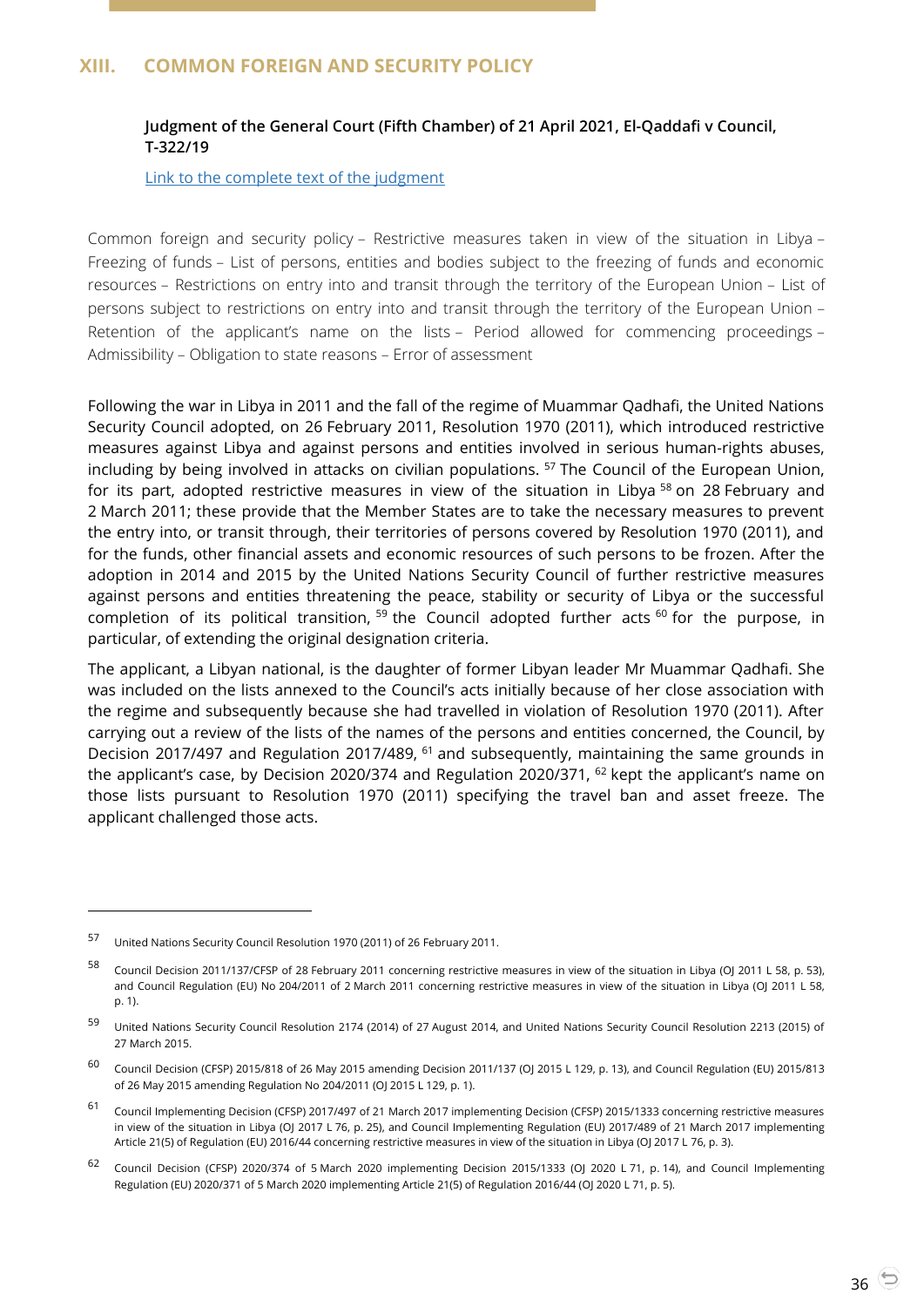## XIII. COMMON FOREIGN AND SECURITY POLICY

### Judgment of the General Court (Fifth Chamber) of 21 April 2021, El-Qaddafi v Council, T-322/19

Link to the complete text of the judgment

Common foreign and security policy – Restrictive measures taken in view of the situation in Libya – Freezing of funds – List of persons, entities and bodies subject to the freezing of funds and economic resources – Restrictions on entry into and transit through the territory of the European Union – List of persons subject to restrictions on entry into and transit through the territory of the European Union – Retention of the applicant's name on the lists – Period allowed for commencing proceedings – Admissibility – Obligation to state reasons – Error of assessment

Following the war in Libya in 2011 and the fall of the regime of Muammar Qadhafi, the United Nations Security Council adopted, on 26 February 2011, Resolution 1970 (2011), which introduced restrictive measures against Libya and against persons and entities involved in serious human-rights abuses, including by being involved in attacks on civilian populations. [57] The Council of the European Union, for its part, adopted restrictive measures in view of the situation in Libya [58] on 28 February and 2 March 2011; these provide that the Member States are to take the necessary measures to prevent the entry into, or transit through, their territories of persons covered by Resolution 1970 (2011), and for the funds, other financial assets and economic resources of such persons to be frozen. After the adoption in 2014 and 2015 by the United Nations Security Council of further restrictive measures against persons and entities threatening the peace, stability or security of Libya or the successful completion of its political transition, [59] the Council adopted further acts [60] for the purpose, in particular, of extending the original designation criteria.

The applicant, a Libyan national, is the daughter of former Libyan leader Mr Muammar Qadhafi. She was included on the lists annexed to the Council's acts initially because of her close association with the regime and subsequently because she had travelled in violation of Resolution 1970 (2011). After carrying out a review of the lists of the names of the persons and entities concerned, the Council, by Decision 2017/497 and Regulation 2017/489, [61] and subsequently, maintaining the same grounds in the applicant's case, by Decision 2020/374 and Regulation 2020/371, [62] kept the applicant's name on those lists pursuant to Resolution 1970 (2011) specifying the travel ban and asset freeze. The applicant challenged those acts.

---

[57] United Nations Security Council Resolution 1970 (2011) of 26 February 2011.

[58] Council Decision 2011/137/CFSP of 28 February 2011 concerning restrictive measures in view of the situation in Libya (OJ 2011 L 58, p. 53), and Council Regulation (EU) No 204/2011 of 2 March 2011 concerning restrictive measures in view of the situation in Libya (OJ 2011 L 58, p. 1).

[59] United Nations Security Council Resolution 2174 (2014) of 27 August 2014, and United Nations Security Council Resolution 2213 (2015) of 27 March 2015.

[60] Council Decision (CFSP) 2015/818 of 26 May 2015 amending Decision 2011/137 (OJ 2015 L 129, p. 13), and Council Regulation (EU) 2015/813 of 26 May 2015 amending Regulation No 204/2011 (OJ 2015 L 129, p. 1).

[61] Council Implementing Decision (CFSP) 2017/497 of 21 March 2017 implementing Decision (CFSP) 2015/1333 concerning restrictive measures in view of the situation in Libya (OJ 2017 L 76, p. 25), and Council Implementing Regulation (EU) 2017/489 of 21 March 2017 implementing Article 21(5) of Regulation (EU) 2016/44 concerning restrictive measures in view of the situation in Libya (OJ 2017 L 76, p. 3).

[62] Council Decision (CFSP) 2020/374 of 5 March 2020 implementing Decision 2015/1333 (OJ 2020 L 71, p. 14), and Council Implementing Regulation (EU) 2020/371 of 5 March 2020 implementing Article 21(5) of Regulation 2016/44 (OJ 2020 L 71, p. 5).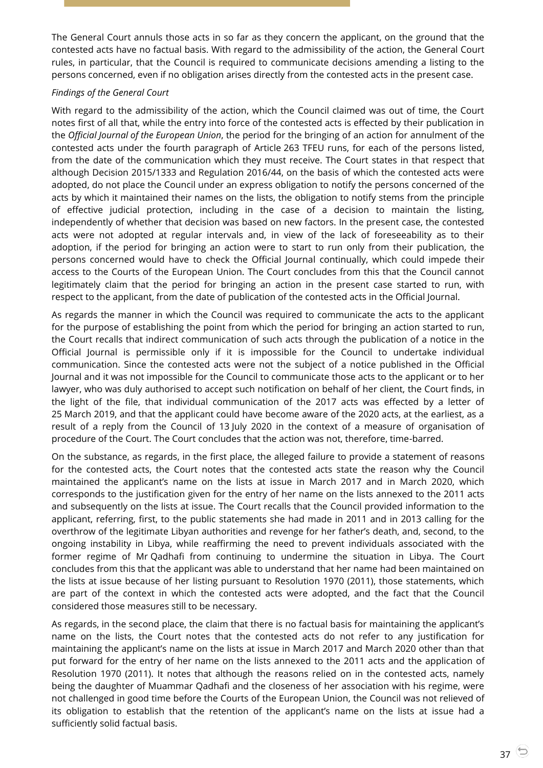The General Court annuls those acts in so far as they concern the applicant, on the ground that the contested acts have no factual basis. With regard to the admissibility of the action, the General Court rules, in particular, that the Council is required to communicate decisions amending a listing to the persons concerned, even if no obligation arises directly from the contested acts in the present case.

*Findings of the General Court*

With regard to the admissibility of the action, which the Council claimed was out of time, the Court notes first of all that, while the entry into force of the contested acts is effected by their publication in the *Official Journal of the European Union*, the period for the bringing of an action for annulment of the contested acts under the fourth paragraph of Article 263 TFEU runs, for each of the persons listed, from the date of the communication which they must receive. The Court states in that respect that although Decision 2015/1333 and Regulation 2016/44, on the basis of which the contested acts were adopted, do not place the Council under an express obligation to notify the persons concerned of the acts by which it maintained their names on the lists, the obligation to notify stems from the principle of effective judicial protection, including in the case of a decision to maintain the listing, independently of whether that decision was based on new factors. In the present case, the contested acts were not adopted at regular intervals and, in view of the lack of foreseeability as to their adoption, if the period for bringing an action were to start to run only from their publication, the persons concerned would have to check the Official Journal continually, which could impede their access to the Courts of the European Union. The Court concludes from this that the Council cannot legitimately claim that the period for bringing an action in the present case started to run, with respect to the applicant, from the date of publication of the contested acts in the Official Journal.

As regards the manner in which the Council was required to communicate the acts to the applicant for the purpose of establishing the point from which the period for bringing an action started to run, the Court recalls that indirect communication of such acts through the publication of a notice in the Official Journal is permissible only if it is impossible for the Council to undertake individual communication. Since the contested acts were not the subject of a notice published in the Official Journal and it was not impossible for the Council to communicate those acts to the applicant or to her lawyer, who was duly authorised to accept such notification on behalf of her client, the Court finds, in the light of the file, that individual communication of the 2017 acts was effected by a letter of 25 March 2019, and that the applicant could have become aware of the 2020 acts, at the earliest, as a result of a reply from the Council of 13 July 2020 in the context of a measure of organisation of procedure of the Court. The Court concludes that the action was not, therefore, time-barred.

On the substance, as regards, in the first place, the alleged failure to provide a statement of reasons for the contested acts, the Court notes that the contested acts state the reason why the Council maintained the applicant's name on the lists at issue in March 2017 and in March 2020, which corresponds to the justification given for the entry of her name on the lists annexed to the 2011 acts and subsequently on the lists at issue. The Court recalls that the Council provided information to the applicant, referring, first, to the public statements she had made in 2011 and in 2013 calling for the overthrow of the legitimate Libyan authorities and revenge for her father's death, and, second, to the ongoing instability in Libya, while reaffirming the need to prevent individuals associated with the former regime of Mr Qadhafi from continuing to undermine the situation in Libya. The Court concludes from this that the applicant was able to understand that her name had been maintained on the lists at issue because of her listing pursuant to Resolution 1970 (2011), those statements, which are part of the context in which the contested acts were adopted, and the fact that the Council considered those measures still to be necessary.

As regards, in the second place, the claim that there is no factual basis for maintaining the applicant's name on the lists, the Court notes that the contested acts do not refer to any justification for maintaining the applicant's name on the lists at issue in March 2017 and March 2020 other than that put forward for the entry of her name on the lists annexed to the 2011 acts and the application of Resolution 1970 (2011). It notes that although the reasons relied on in the contested acts, namely being the daughter of Muammar Qadhafi and the closeness of her association with his regime, were not challenged in good time before the Courts of the European Union, the Council was not relieved of its obligation to establish that the retention of the applicant's name on the lists at issue had a sufficiently solid factual basis.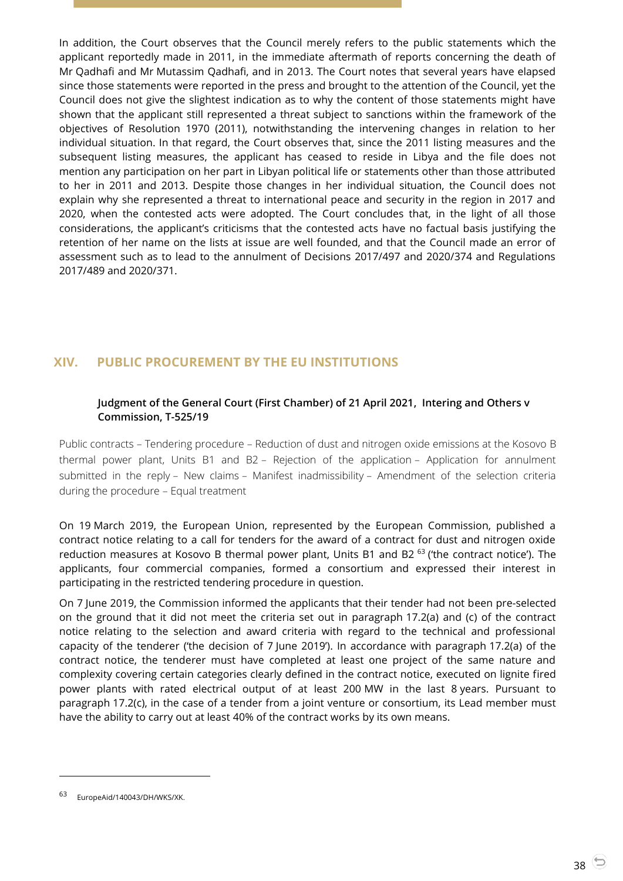In addition, the Court observes that the Council merely refers to the public statements which the applicant reportedly made in 2011, in the immediate aftermath of reports concerning the death of Mr Qadhafi and Mr Mutassim Qadhafi, and in 2013. The Court notes that several years have elapsed since those statements were reported in the press and brought to the attention of the Council, yet the Council does not give the slightest indication as to why the content of those statements might have shown that the applicant still represented a threat subject to sanctions within the framework of the objectives of Resolution 1970 (2011), notwithstanding the intervening changes in relation to her individual situation. In that regard, the Court observes that, since the 2011 listing measures and the subsequent listing measures, the applicant has ceased to reside in Libya and the file does not mention any participation on her part in Libyan political life or statements other than those attributed to her in 2011 and 2013. Despite those changes in her individual situation, the Council does not explain why she represented a threat to international peace and security in the region in 2017 and 2020, when the contested acts were adopted. The Court concludes that, in the light of all those considerations, the applicant's criticisms that the contested acts have no factual basis justifying the retention of her name on the lists at issue are well founded, and that the Council made an error of assessment such as to lead to the annulment of Decisions 2017/497 and 2020/374 and Regulations 2017/489 and 2020/371.

## XIV. PUBLIC PROCUREMENT BY THE EU INSTITUTIONS

### Judgment of the General Court (First Chamber) of 21 April 2021, Intering and Others v Commission, T-525/19

Public contracts – Tendering procedure – Reduction of dust and nitrogen oxide emissions at the Kosovo B thermal power plant, Units B1 and B2 – Rejection of the application – Application for annulment submitted in the reply – New claims – Manifest inadmissibility – Amendment of the selection criteria during the procedure – Equal treatment

On 19 March 2019, the European Union, represented by the European Commission, published a contract notice relating to a call for tenders for the award of a contract for dust and nitrogen oxide reduction measures at Kosovo B thermal power plant, Units B1 and B2 [63] ('the contract notice'). The applicants, four commercial companies, formed a consortium and expressed their interest in participating in the restricted tendering procedure in question.

On 7 June 2019, the Commission informed the applicants that their tender had not been pre-selected on the ground that it did not meet the criteria set out in paragraph 17.2(a) and (c) of the contract notice relating to the selection and award criteria with regard to the technical and professional capacity of the tenderer ('the decision of 7 June 2019'). In accordance with paragraph 17.2(a) of the contract notice, the tenderer must have completed at least one project of the same nature and complexity covering certain categories clearly defined in the contract notice, executed on lignite fired power plants with rated electrical output of at least 200 MW in the last 8 years. Pursuant to paragraph 17.2(c), in the case of a tender from a joint venture or consortium, its Lead member must have the ability to carry out at least 40% of the contract works by its own means.

---

[63] EuropeAid/140043/DH/WKS/XK.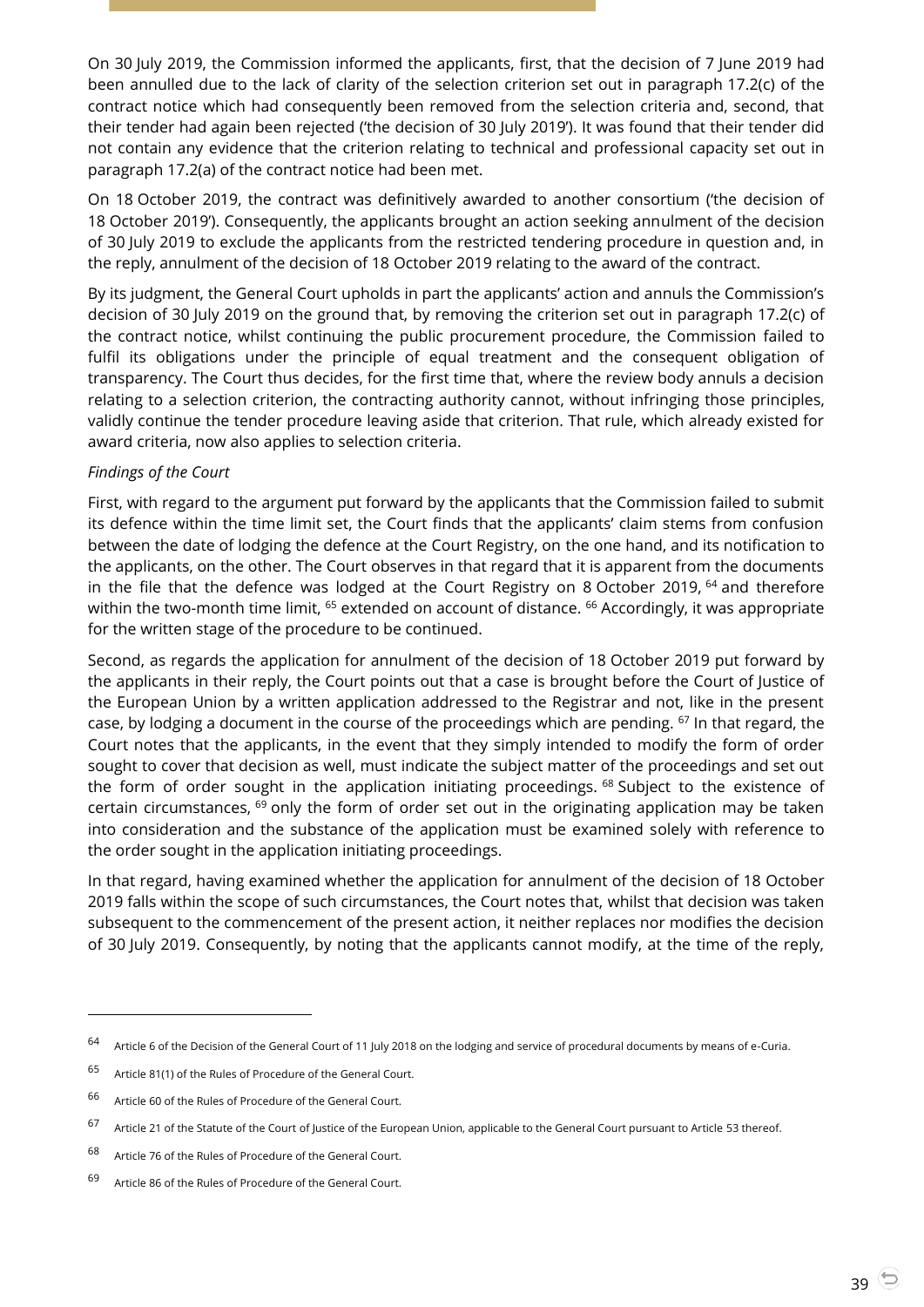On 30 July 2019, the Commission informed the applicants, first, that the decision of 7 June 2019 had been annulled due to the lack of clarity of the selection criterion set out in paragraph 17.2(c) of the contract notice which had consequently been removed from the selection criteria and, second, that their tender had again been rejected ('the decision of 30 July 2019'). It was found that their tender did not contain any evidence that the criterion relating to technical and professional capacity set out in paragraph 17.2(a) of the contract notice had been met.

On 18 October 2019, the contract was definitively awarded to another consortium ('the decision of 18 October 2019'). Consequently, the applicants brought an action seeking annulment of the decision of 30 July 2019 to exclude the applicants from the restricted tendering procedure in question and, in the reply, annulment of the decision of 18 October 2019 relating to the award of the contract.

By its judgment, the General Court upholds in part the applicants' action and annuls the Commission's decision of 30 July 2019 on the ground that, by removing the criterion set out in paragraph 17.2(c) of the contract notice, whilst continuing the public procurement procedure, the Commission failed to fulfil its obligations under the principle of equal treatment and the consequent obligation of transparency. The Court thus decides, for the first time that, where the review body annuls a decision relating to a selection criterion, the contracting authority cannot, without infringing those principles, validly continue the tender procedure leaving aside that criterion. That rule, which already existed for award criteria, now also applies to selection criteria.

*Findings of the Court*

First, with regard to the argument put forward by the applicants that the Commission failed to submit its defence within the time limit set, the Court finds that the applicants' claim stems from confusion between the date of lodging the defence at the Court Registry, on the one hand, and its notification to the applicants, on the other. The Court observes in that regard that it is apparent from the documents in the file that the defence was lodged at the Court Registry on 8 October 2019, [64] and therefore within the two-month time limit, [65] extended on account of distance. [66] Accordingly, it was appropriate for the written stage of the procedure to be continued.

Second, as regards the application for annulment of the decision of 18 October 2019 put forward by the applicants in their reply, the Court points out that a case is brought before the Court of Justice of the European Union by a written application addressed to the Registrar and not, like in the present case, by lodging a document in the course of the proceedings which are pending. [67] In that regard, the Court notes that the applicants, in the event that they simply intended to modify the form of order sought to cover that decision as well, must indicate the subject matter of the proceedings and set out the form of order sought in the application initiating proceedings. [68] Subject to the existence of certain circumstances, [69] only the form of order set out in the originating application may be taken into consideration and the substance of the application must be examined solely with reference to the order sought in the application initiating proceedings.

In that regard, having examined whether the application for annulment of the decision of 18 October 2019 falls within the scope of such circumstances, the Court notes that, whilst that decision was taken subsequent to the commencement of the present action, it neither replaces nor modifies the decision of 30 July 2019. Consequently, by noting that the applicants cannot modify, at the time of the reply,

---

[64] Article 6 of the Decision of the General Court of 11 July 2018 on the lodging and service of procedural documents by means of e-Curia.

[65] Article 81(1) of the Rules of Procedure of the General Court.

[66] Article 60 of the Rules of Procedure of the General Court.

[67] Article 21 of the Statute of the Court of Justice of the European Union, applicable to the General Court pursuant to Article 53 thereof.

[68] Article 76 of the Rules of Procedure of the General Court.

[69] Article 86 of the Rules of Procedure of the General Court.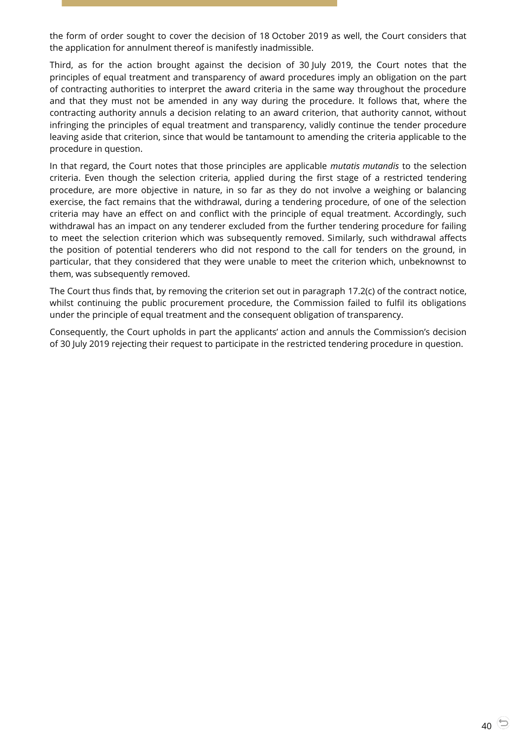the form of order sought to cover the decision of 18 October 2019 as well, the Court considers that the application for annulment thereof is manifestly inadmissible.

Third, as for the action brought against the decision of 30 July 2019, the Court notes that the principles of equal treatment and transparency of award procedures imply an obligation on the part of contracting authorities to interpret the award criteria in the same way throughout the procedure and that they must not be amended in any way during the procedure. It follows that, where the contracting authority annuls a decision relating to an award criterion, that authority cannot, without infringing the principles of equal treatment and transparency, validly continue the tender procedure leaving aside that criterion, since that would be tantamount to amending the criteria applicable to the procedure in question.

In that regard, the Court notes that those principles are applicable *mutatis mutandis* to the selection criteria. Even though the selection criteria, applied during the first stage of a restricted tendering procedure, are more objective in nature, in so far as they do not involve a weighing or balancing exercise, the fact remains that the withdrawal, during a tendering procedure, of one of the selection criteria may have an effect on and conflict with the principle of equal treatment. Accordingly, such withdrawal has an impact on any tenderer excluded from the further tendering procedure for failing to meet the selection criterion which was subsequently removed. Similarly, such withdrawal affects the position of potential tenderers who did not respond to the call for tenders on the ground, in particular, that they considered that they were unable to meet the criterion which, unbeknownst to them, was subsequently removed.

The Court thus finds that, by removing the criterion set out in paragraph 17.2(c) of the contract notice, whilst continuing the public procurement procedure, the Commission failed to fulfil its obligations under the principle of equal treatment and the consequent obligation of transparency.

Consequently, the Court upholds in part the applicants' action and annuls the Commission's decision of 30 July 2019 rejecting their request to participate in the restricted tendering procedure in question.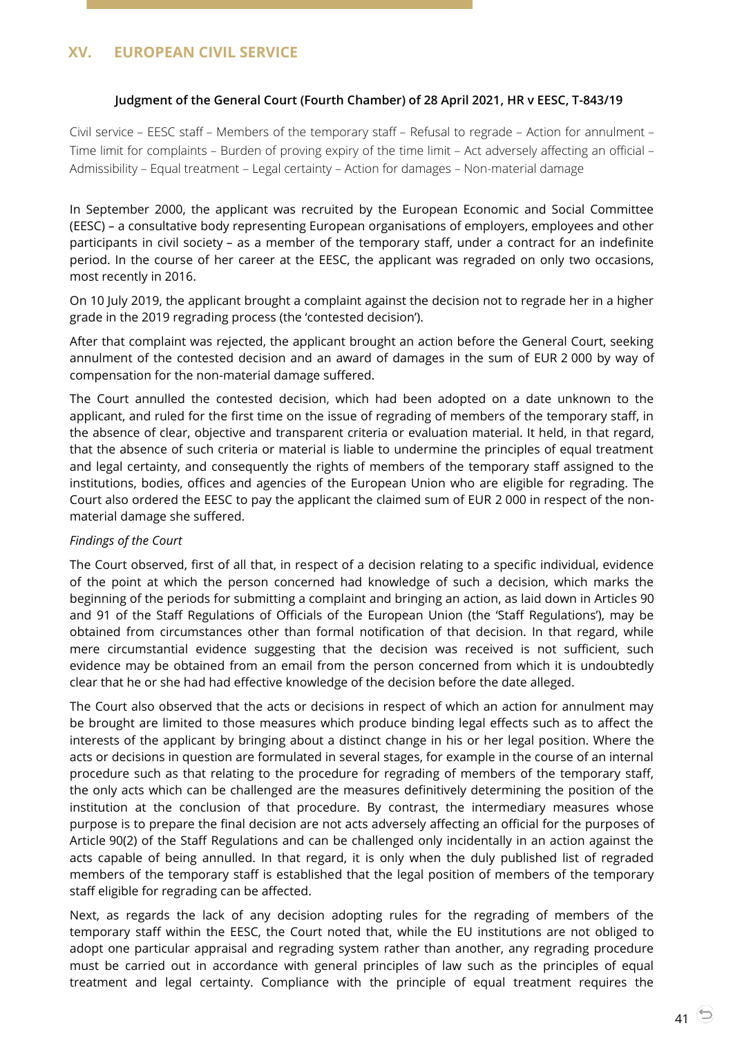## XV. EUROPEAN CIVIL SERVICE

### Judgment of the General Court (Fourth Chamber) of 28 April 2021, HR v EESC, T-843/19

Civil service – EESC staff – Members of the temporary staff – Refusal to regrade – Action for annulment – Time limit for complaints – Burden of proving expiry of the time limit – Act adversely affecting an official – Admissibility – Equal treatment – Legal certainty – Action for damages – Non-material damage

In September 2000, the applicant was recruited by the European Economic and Social Committee (EESC) – a consultative body representing European organisations of employers, employees and other participants in civil society – as a member of the temporary staff, under a contract for an indefinite period. In the course of her career at the EESC, the applicant was regraded on only two occasions, most recently in 2016.

On 10 July 2019, the applicant brought a complaint against the decision not to regrade her in a higher grade in the 2019 regrading process (the 'contested decision').

After that complaint was rejected, the applicant brought an action before the General Court, seeking annulment of the contested decision and an award of damages in the sum of EUR 2 000 by way of compensation for the non-material damage suffered.

The Court annulled the contested decision, which had been adopted on a date unknown to the applicant, and ruled for the first time on the issue of regrading of members of the temporary staff, in the absence of clear, objective and transparent criteria or evaluation material. It held, in that regard, that the absence of such criteria or material is liable to undermine the principles of equal treatment and legal certainty, and consequently the rights of members of the temporary staff assigned to the institutions, bodies, offices and agencies of the European Union who are eligible for regrading. The Court also ordered the EESC to pay the applicant the claimed sum of EUR 2 000 in respect of the non-material damage she suffered.

*Findings of the Court*

The Court observed, first of all that, in respect of a decision relating to a specific individual, evidence of the point at which the person concerned had knowledge of such a decision, which marks the beginning of the periods for submitting a complaint and bringing an action, as laid down in Articles 90 and 91 of the Staff Regulations of Officials of the European Union (the 'Staff Regulations'), may be obtained from circumstances other than formal notification of that decision. In that regard, while mere circumstantial evidence suggesting that the decision was received is not sufficient, such evidence may be obtained from an email from the person concerned from which it is undoubtedly clear that he or she had had effective knowledge of the decision before the date alleged.

The Court also observed that the acts or decisions in respect of which an action for annulment may be brought are limited to those measures which produce binding legal effects such as to affect the interests of the applicant by bringing about a distinct change in his or her legal position. Where the acts or decisions in question are formulated in several stages, for example in the course of an internal procedure such as that relating to the procedure for regrading of members of the temporary staff, the only acts which can be challenged are the measures definitively determining the position of the institution at the conclusion of that procedure. By contrast, the intermediary measures whose purpose is to prepare the final decision are not acts adversely affecting an official for the purposes of Article 90(2) of the Staff Regulations and can be challenged only incidentally in an action against the acts capable of being annulled. In that regard, it is only when the duly published list of regraded members of the temporary staff is established that the legal position of members of the temporary staff eligible for regrading can be affected.

Next, as regards the lack of any decision adopting rules for the regrading of members of the temporary staff within the EESC, the Court noted that, while the EU institutions are not obliged to adopt one particular appraisal and regrading system rather than another, any regrading procedure must be carried out in accordance with general principles of law such as the principles of equal treatment and legal certainty. Compliance with the principle of equal treatment requires the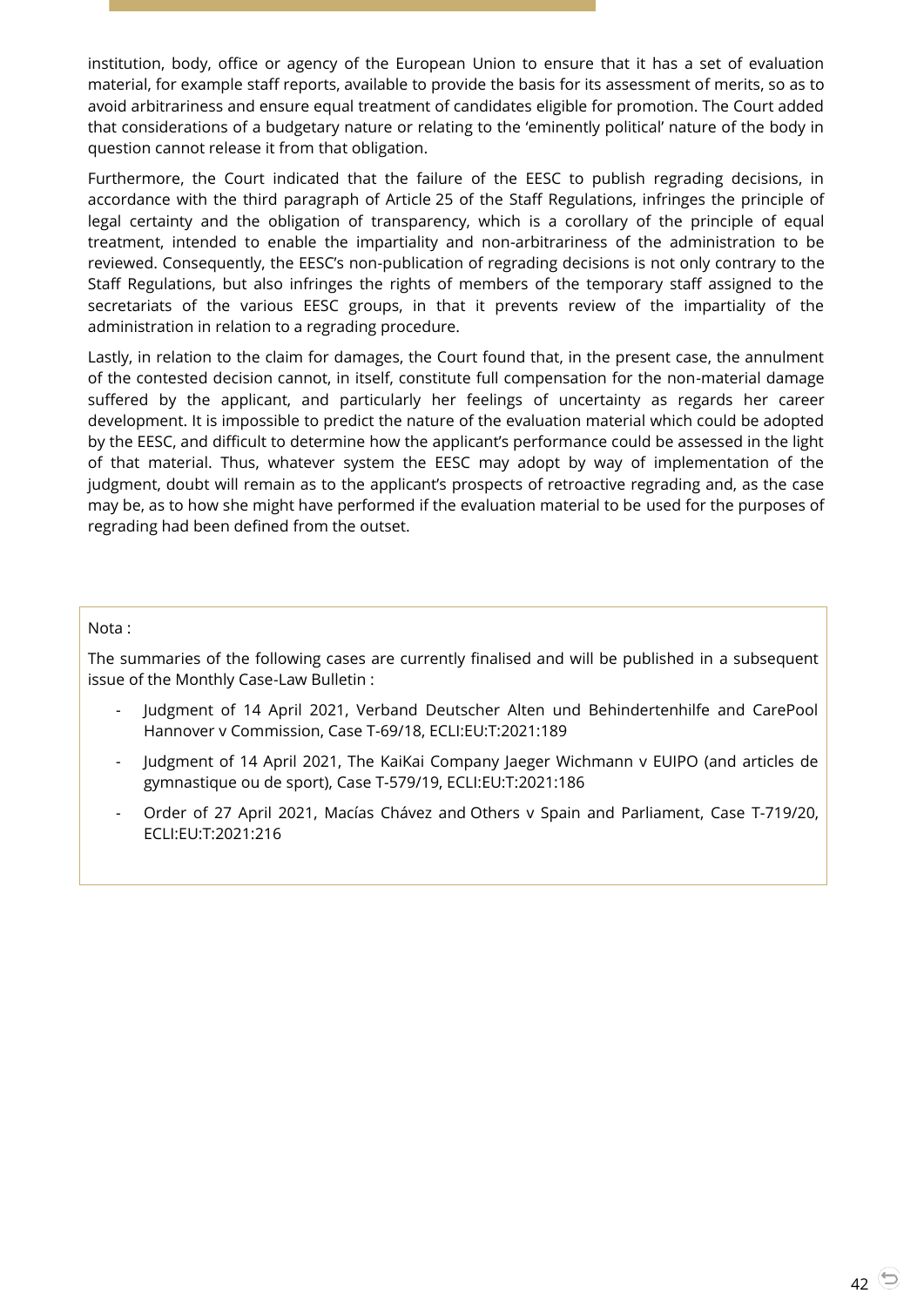institution, body, office or agency of the European Union to ensure that it has a set of evaluation material, for example staff reports, available to provide the basis for its assessment of merits, so as to avoid arbitrariness and ensure equal treatment of candidates eligible for promotion. The Court added that considerations of a budgetary nature or relating to the 'eminently political' nature of the body in question cannot release it from that obligation.

Furthermore, the Court indicated that the failure of the EESC to publish regrading decisions, in accordance with the third paragraph of Article 25 of the Staff Regulations, infringes the principle of legal certainty and the obligation of transparency, which is a corollary of the principle of equal treatment, intended to enable the impartiality and non-arbitrariness of the administration to be reviewed. Consequently, the EESC's non-publication of regrading decisions is not only contrary to the Staff Regulations, but also infringes the rights of members of the temporary staff assigned to the secretariats of the various EESC groups, in that it prevents review of the impartiality of the administration in relation to a regrading procedure.

Lastly, in relation to the claim for damages, the Court found that, in the present case, the annulment of the contested decision cannot, in itself, constitute full compensation for the non-material damage suffered by the applicant, and particularly her feelings of uncertainty as regards her career development. It is impossible to predict the nature of the evaluation material which could be adopted by the EESC, and difficult to determine how the applicant's performance could be assessed in the light of that material. Thus, whatever system the EESC may adopt by way of implementation of the judgment, doubt will remain as to the applicant's prospects of retroactive regrading and, as the case may be, as to how she might have performed if the evaluation material to be used for the purposes of regrading had been defined from the outset.

Nota :

The summaries of the following cases are currently finalised and will be published in a subsequent issue of the Monthly Case-Law Bulletin :

- Judgment of 14 April 2021, Verband Deutscher Alten und Behindertenhilfe and CarePool Hannover v Commission, Case T-69/18, ECLI:EU:T:2021:189
- Judgment of 14 April 2021, The KaiKai Company Jaeger Wichmann v EUIPO (and articles de gymnastique ou de sport), Case T-579/19, ECLI:EU:T:2021:186
- Order of 27 April 2021, Macías Chávez and Others v Spain and Parliament, Case T-719/20, ECLI:EU:T:2021:216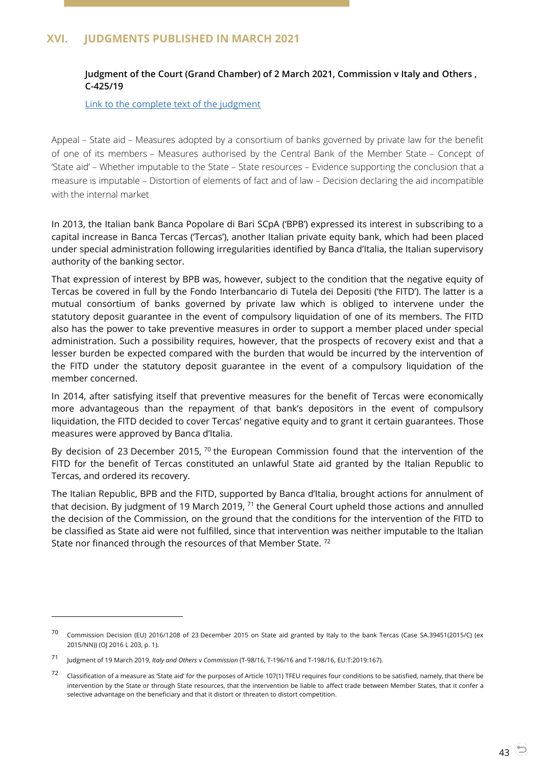## XVI. JUDGMENTS PUBLISHED IN MARCH 2021

### Judgment of the Court (Grand Chamber) of 2 March 2021, Commission v Italy and Others , C-425/19

Link to the complete text of the judgment

Appeal – State aid – Measures adopted by a consortium of banks governed by private law for the benefit of one of its members – Measures authorised by the Central Bank of the Member State – Concept of 'State aid' – Whether imputable to the State – State resources – Evidence supporting the conclusion that a measure is imputable – Distortion of elements of fact and of law – Decision declaring the aid incompatible with the internal market

In 2013, the Italian bank Banca Popolare di Bari SCpA ('BPB') expressed its interest in subscribing to a capital increase in Banca Tercas ('Tercas'), another Italian private equity bank, which had been placed under special administration following irregularities identified by Banca d'Italia, the Italian supervisory authority of the banking sector.

That expression of interest by BPB was, however, subject to the condition that the negative equity of Tercas be covered in full by the Fondo Interbancario di Tutela dei Depositi ('the FITD'). The latter is a mutual consortium of banks governed by private law which is obliged to intervene under the statutory deposit guarantee in the event of compulsory liquidation of one of its members. The FITD also has the power to take preventive measures in order to support a member placed under special administration. Such a possibility requires, however, that the prospects of recovery exist and that a lesser burden be expected compared with the burden that would be incurred by the intervention of the FITD under the statutory deposit guarantee in the event of a compulsory liquidation of the member concerned.

In 2014, after satisfying itself that preventive measures for the benefit of Tercas were economically more advantageous than the repayment of that bank's depositors in the event of compulsory liquidation, the FITD decided to cover Tercas' negative equity and to grant it certain guarantees. Those measures were approved by Banca d'Italia.

By decision of 23 December 2015, [70] the European Commission found that the intervention of the FITD for the benefit of Tercas constituted an unlawful State aid granted by the Italian Republic to Tercas, and ordered its recovery.

The Italian Republic, BPB and the FITD, supported by Banca d'Italia, brought actions for annulment of that decision. By judgment of 19 March 2019, [71] the General Court upheld those actions and annulled the decision of the Commission, on the ground that the conditions for the intervention of the FITD to be classified as State aid were not fulfilled, since that intervention was neither imputable to the Italian State nor financed through the resources of that Member State. [72]

---

[70] Commission Decision (EU) 2016/1208 of 23 December 2015 on State aid granted by Italy to the bank Tercas (Case SA.39451(2015/C) (ex 2015/NN)) (OJ 2016 L 203, p. 1).

[71] Judgment of 19 March 2019, *Italy and Others* v *Commission* (T-98/16, T-196/16 and T-198/16, EU:T:2019:167).

[72] Classification of a measure as 'State aid' for the purposes of Article 107(1) TFEU requires four conditions to be satisfied, namely, that there be intervention by the State or through State resources, that the intervention be liable to affect trade between Member States, that it confer a selective advantage on the beneficiary and that it distort or threaten to distort competition.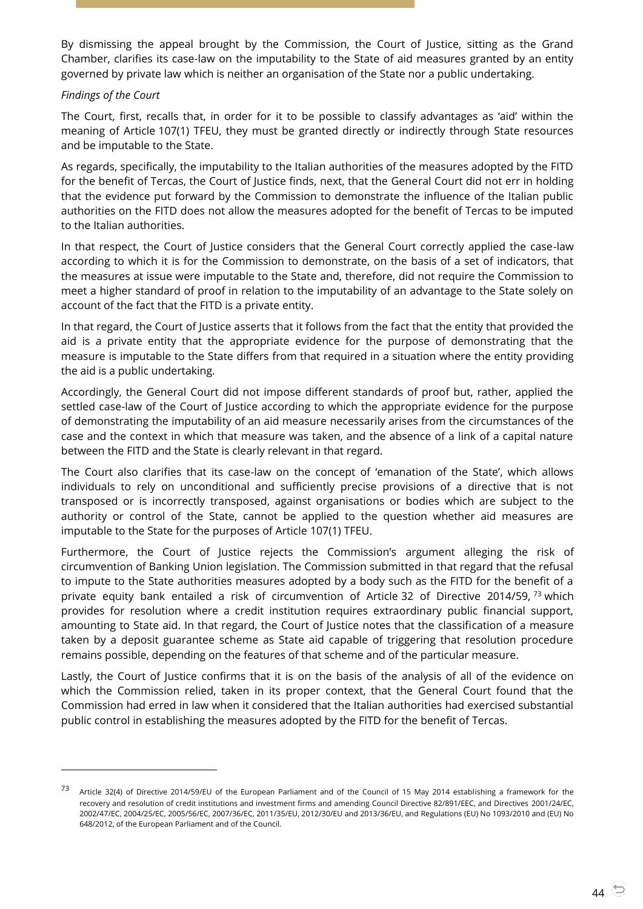By dismissing the appeal brought by the Commission, the Court of Justice, sitting as the Grand Chamber, clarifies its case-law on the imputability to the State of aid measures granted by an entity governed by private law which is neither an organisation of the State nor a public undertaking.

*Findings of the Court*

The Court, first, recalls that, in order for it to be possible to classify advantages as 'aid' within the meaning of Article 107(1) TFEU, they must be granted directly or indirectly through State resources and be imputable to the State.

As regards, specifically, the imputability to the Italian authorities of the measures adopted by the FITD for the benefit of Tercas, the Court of Justice finds, next, that the General Court did not err in holding that the evidence put forward by the Commission to demonstrate the influence of the Italian public authorities on the FITD does not allow the measures adopted for the benefit of Tercas to be imputed to the Italian authorities.

In that respect, the Court of Justice considers that the General Court correctly applied the case-law according to which it is for the Commission to demonstrate, on the basis of a set of indicators, that the measures at issue were imputable to the State and, therefore, did not require the Commission to meet a higher standard of proof in relation to the imputability of an advantage to the State solely on account of the fact that the FITD is a private entity.

In that regard, the Court of Justice asserts that it follows from the fact that the entity that provided the aid is a private entity that the appropriate evidence for the purpose of demonstrating that the measure is imputable to the State differs from that required in a situation where the entity providing the aid is a public undertaking.

Accordingly, the General Court did not impose different standards of proof but, rather, applied the settled case-law of the Court of Justice according to which the appropriate evidence for the purpose of demonstrating the imputability of an aid measure necessarily arises from the circumstances of the case and the context in which that measure was taken, and the absence of a link of a capital nature between the FITD and the State is clearly relevant in that regard.

The Court also clarifies that its case-law on the concept of 'emanation of the State', which allows individuals to rely on unconditional and sufficiently precise provisions of a directive that is not transposed or is incorrectly transposed, against organisations or bodies which are subject to the authority or control of the State, cannot be applied to the question whether aid measures are imputable to the State for the purposes of Article 107(1) TFEU.

Furthermore, the Court of Justice rejects the Commission's argument alleging the risk of circumvention of Banking Union legislation. The Commission submitted in that regard that the refusal to impute to the State authorities measures adopted by a body such as the FITD for the benefit of a private equity bank entailed a risk of circumvention of Article 32 of Directive 2014/59, [73] which provides for resolution where a credit institution requires extraordinary public financial support, amounting to State aid. In that regard, the Court of Justice notes that the classification of a measure taken by a deposit guarantee scheme as State aid capable of triggering that resolution procedure remains possible, depending on the features of that scheme and of the particular measure.

Lastly, the Court of Justice confirms that it is on the basis of the analysis of all of the evidence on which the Commission relied, taken in its proper context, that the General Court found that the Commission had erred in law when it considered that the Italian authorities had exercised substantial public control in establishing the measures adopted by the FITD for the benefit of Tercas.

---

[73] Article 32(4) of Directive 2014/59/EU of the European Parliament and of the Council of 15 May 2014 establishing a framework for the recovery and resolution of credit institutions and investment firms and amending Council Directive 82/891/EEC, and Directives 2001/24/EC, 2002/47/EC, 2004/25/EC, 2005/56/EC, 2007/36/EC, 2011/35/EU, 2012/30/EU and 2013/36/EU, and Regulations (EU) No 1093/2010 and (EU) No 648/2012, of the European Parliament and of the Council.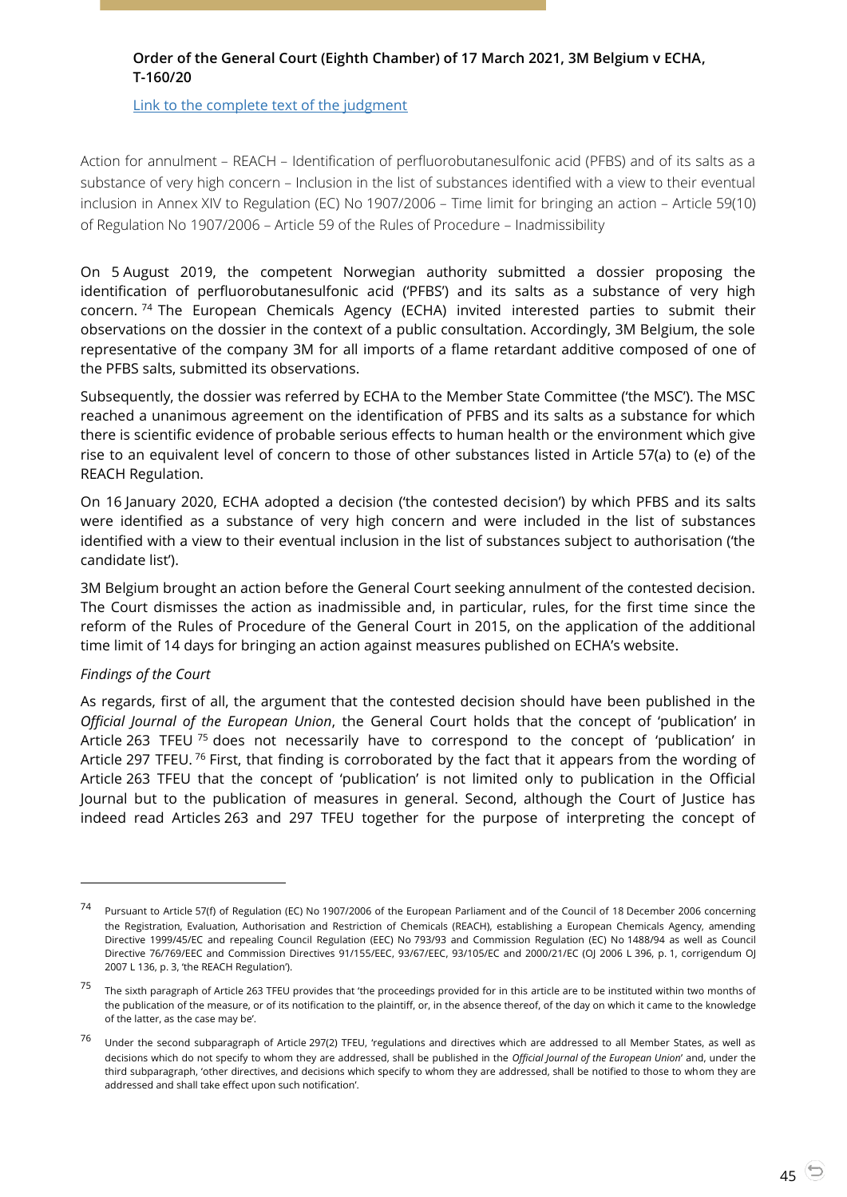**Order of the General Court (Eighth Chamber) of 17 March 2021, 3M Belgium v ECHA, T-160/20**

[Link to the complete text of the judgment]

Action for annulment – REACH – Identification of perfluorobutanesulfonic acid (PFBS) and of its salts as a substance of very high concern – Inclusion in the list of substances identified with a view to their eventual inclusion in Annex XIV to Regulation (EC) No 1907/2006 – Time limit for bringing an action – Article 59(10) of Regulation No 1907/2006 – Article 59 of the Rules of Procedure – Inadmissibility

On 5 August 2019, the competent Norwegian authority submitted a dossier proposing the identification of perfluorobutanesulfonic acid ('PFBS') and its salts as a substance of very high concern. [74] The European Chemicals Agency (ECHA) invited interested parties to submit their observations on the dossier in the context of a public consultation. Accordingly, 3M Belgium, the sole representative of the company 3M for all imports of a flame retardant additive composed of one of the PFBS salts, submitted its observations.

Subsequently, the dossier was referred by ECHA to the Member State Committee ('the MSC'). The MSC reached a unanimous agreement on the identification of PFBS and its salts as a substance for which there is scientific evidence of probable serious effects to human health or the environment which give rise to an equivalent level of concern to those of other substances listed in Article 57(a) to (e) of the REACH Regulation.

On 16 January 2020, ECHA adopted a decision ('the contested decision') by which PFBS and its salts were identified as a substance of very high concern and were included in the list of substances identified with a view to their eventual inclusion in the list of substances subject to authorisation ('the candidate list').

3M Belgium brought an action before the General Court seeking annulment of the contested decision. The Court dismisses the action as inadmissible and, in particular, rules, for the first time since the reform of the Rules of Procedure of the General Court in 2015, on the application of the additional time limit of 14 days for bringing an action against measures published on ECHA's website.

*Findings of the Court*

As regards, first of all, the argument that the contested decision should have been published in the *Official Journal of the European Union*, the General Court holds that the concept of 'publication' in Article 263 TFEU [75] does not necessarily have to correspond to the concept of 'publication' in Article 297 TFEU. [76] First, that finding is corroborated by the fact that it appears from the wording of Article 263 TFEU that the concept of 'publication' is not limited only to publication in the Official Journal but to the publication of measures in general. Second, although the Court of Justice has indeed read Articles 263 and 297 TFEU together for the purpose of interpreting the concept of

---

[74] Pursuant to Article 57(f) of Regulation (EC) No 1907/2006 of the European Parliament and of the Council of 18 December 2006 concerning the Registration, Evaluation, Authorisation and Restriction of Chemicals (REACH), establishing a European Chemicals Agency, amending Directive 1999/45/EC and repealing Council Regulation (EEC) No 793/93 and Commission Regulation (EC) No 1488/94 as well as Council Directive 76/769/EEC and Commission Directives 91/155/EEC, 93/67/EEC, 93/105/EC and 2000/21/EC (OJ 2006 L 396, p. 1, corrigendum OJ 2007 L 136, p. 3, 'the REACH Regulation').

[75] The sixth paragraph of Article 263 TFEU provides that 'the proceedings provided for in this article are to be instituted within two months of the publication of the measure, or of its notification to the plaintiff, or, in the absence thereof, of the day on which it came to the knowledge of the latter, as the case may be'.

[76] Under the second subparagraph of Article 297(2) TFEU, 'regulations and directives which are addressed to all Member States, as well as decisions which do not specify to whom they are addressed, shall be published in the *Official Journal of the European Union*' and, under the third subparagraph, 'other directives, and decisions which specify to whom they are addressed, shall be notified to those to whom they are addressed and shall take effect upon such notification'.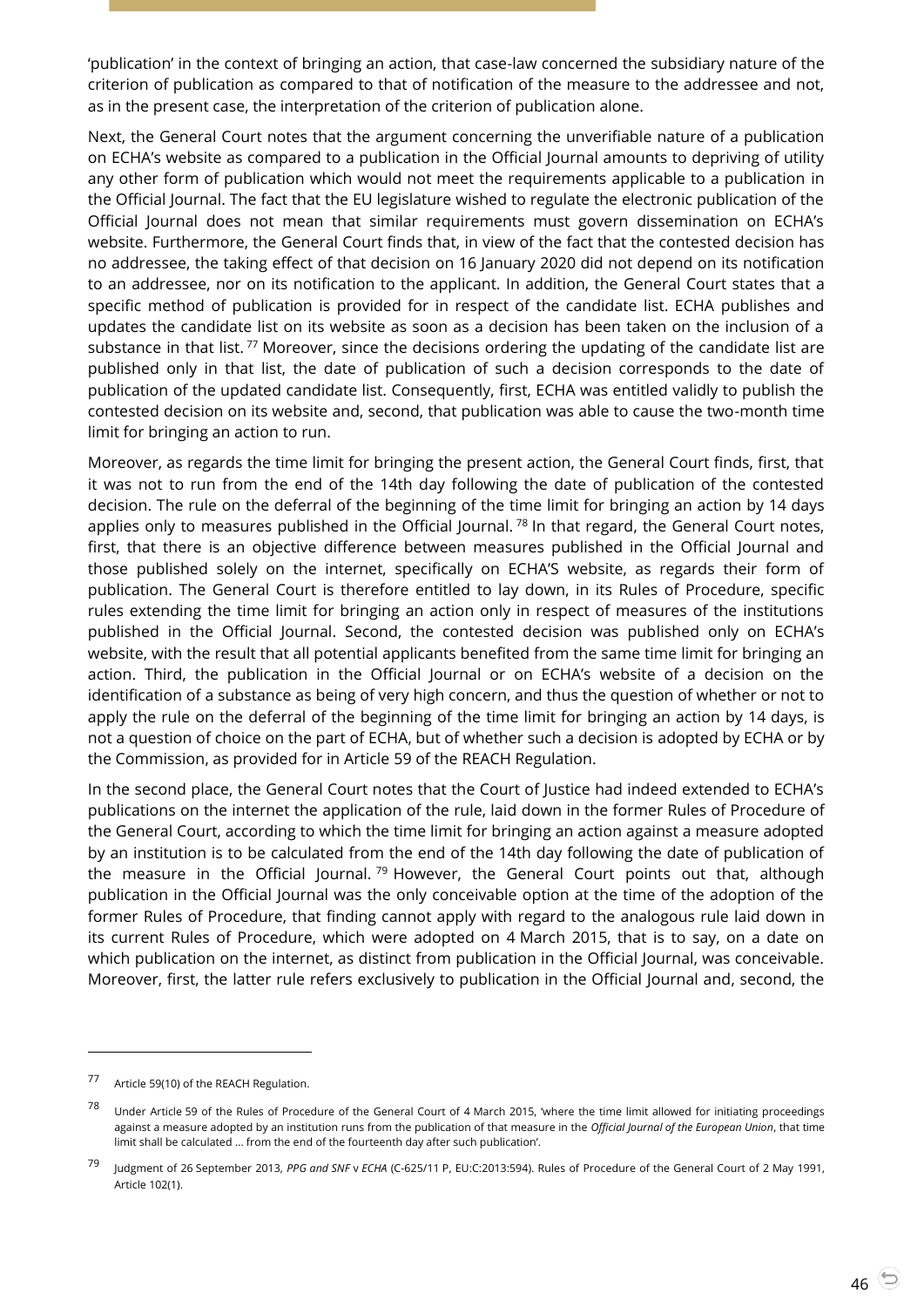'publication' in the context of bringing an action, that case-law concerned the subsidiary nature of the criterion of publication as compared to that of notification of the measure to the addressee and not, as in the present case, the interpretation of the criterion of publication alone.

Next, the General Court notes that the argument concerning the unverifiable nature of a publication on ECHA's website as compared to a publication in the Official Journal amounts to depriving of utility any other form of publication which would not meet the requirements applicable to a publication in the Official Journal. The fact that the EU legislature wished to regulate the electronic publication of the Official Journal does not mean that similar requirements must govern dissemination on ECHA's website. Furthermore, the General Court finds that, in view of the fact that the contested decision has no addressee, the taking effect of that decision on 16 January 2020 did not depend on its notification to an addressee, nor on its notification to the applicant. In addition, the General Court states that a specific method of publication is provided for in respect of the candidate list. ECHA publishes and updates the candidate list on its website as soon as a decision has been taken on the inclusion of a substance in that list. [77] Moreover, since the decisions ordering the updating of the candidate list are published only in that list, the date of publication of such a decision corresponds to the date of publication of the updated candidate list. Consequently, first, ECHA was entitled validly to publish the contested decision on its website and, second, that publication was able to cause the two-month time limit for bringing an action to run.

Moreover, as regards the time limit for bringing the present action, the General Court finds, first, that it was not to run from the end of the 14th day following the date of publication of the contested decision. The rule on the deferral of the beginning of the time limit for bringing an action by 14 days applies only to measures published in the Official Journal. [78] In that regard, the General Court notes, first, that there is an objective difference between measures published in the Official Journal and those published solely on the internet, specifically on ECHA'S website, as regards their form of publication. The General Court is therefore entitled to lay down, in its Rules of Procedure, specific rules extending the time limit for bringing an action only in respect of measures of the institutions published in the Official Journal. Second, the contested decision was published only on ECHA's website, with the result that all potential applicants benefited from the same time limit for bringing an action. Third, the publication in the Official Journal or on ECHA's website of a decision on the identification of a substance as being of very high concern, and thus the question of whether or not to apply the rule on the deferral of the beginning of the time limit for bringing an action by 14 days, is not a question of choice on the part of ECHA, but of whether such a decision is adopted by ECHA or by the Commission, as provided for in Article 59 of the REACH Regulation.

In the second place, the General Court notes that the Court of Justice had indeed extended to ECHA's publications on the internet the application of the rule, laid down in the former Rules of Procedure of the General Court, according to which the time limit for bringing an action against a measure adopted by an institution is to be calculated from the end of the 14th day following the date of publication of the measure in the Official Journal. [79] However, the General Court points out that, although publication in the Official Journal was the only conceivable option at the time of the adoption of the former Rules of Procedure, that finding cannot apply with regard to the analogous rule laid down in its current Rules of Procedure, which were adopted on 4 March 2015, that is to say, on a date on which publication on the internet, as distinct from publication in the Official Journal, was conceivable. Moreover, first, the latter rule refers exclusively to publication in the Official Journal and, second, the

---

[77] Article 59(10) of the REACH Regulation.

[78] Under Article 59 of the Rules of Procedure of the General Court of 4 March 2015, 'where the time limit allowed for initiating proceedings against a measure adopted by an institution runs from the publication of that measure in the *Official Journal of the European Union*, that time limit shall be calculated … from the end of the fourteenth day after such publication'.

[79] Judgment of 26 September 2013, *PPG and SNF* v *ECHA* (C-625/11 P, EU:C:2013:594). Rules of Procedure of the General Court of 2 May 1991, Article 102(1).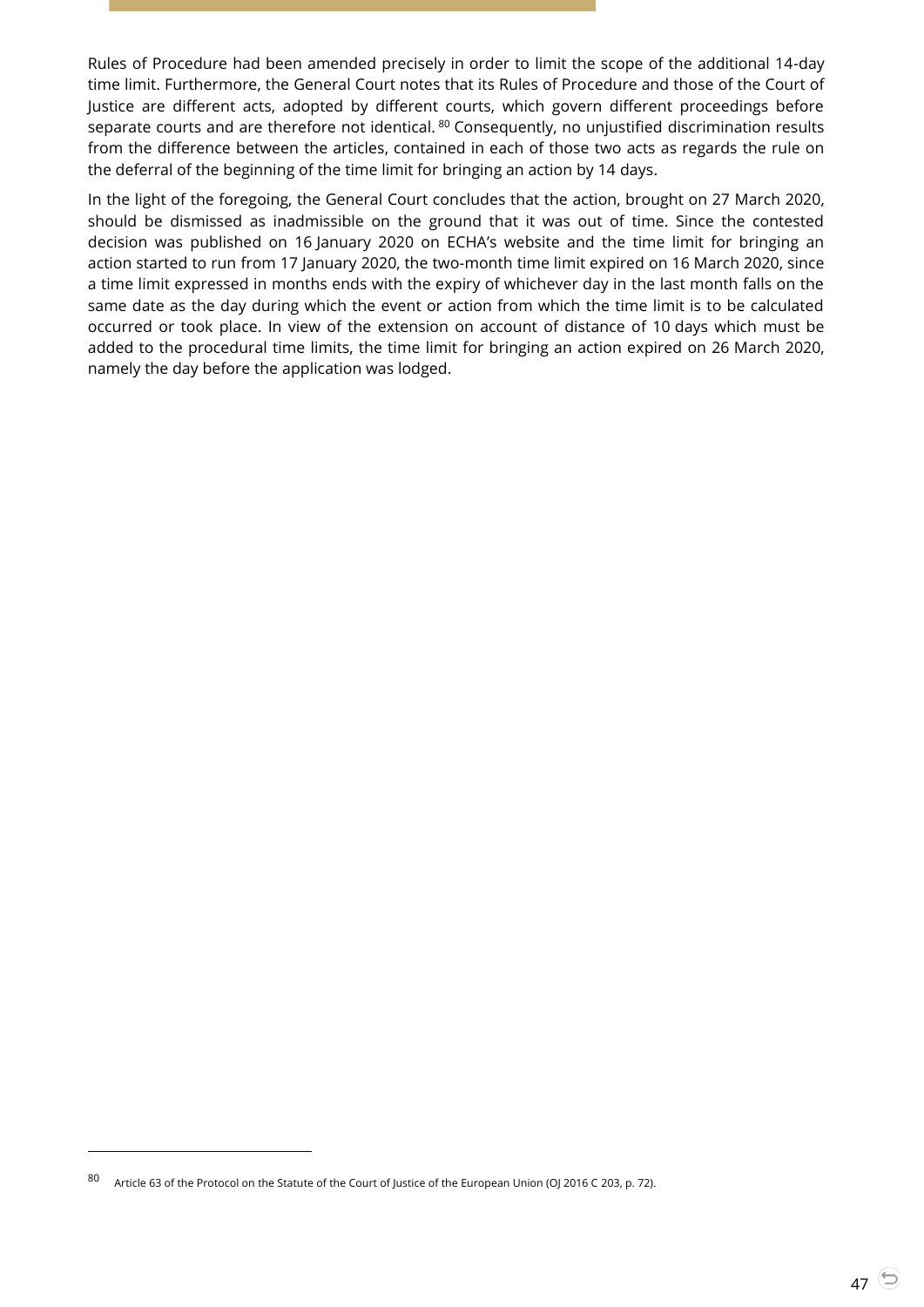Rules of Procedure had been amended precisely in order to limit the scope of the additional 14-day time limit. Furthermore, the General Court notes that its Rules of Procedure and those of the Court of Justice are different acts, adopted by different courts, which govern different proceedings before separate courts and are therefore not identical. [80] Consequently, no unjustified discrimination results from the difference between the articles, contained in each of those two acts as regards the rule on the deferral of the beginning of the time limit for bringing an action by 14 days.

In the light of the foregoing, the General Court concludes that the action, brought on 27 March 2020, should be dismissed as inadmissible on the ground that it was out of time. Since the contested decision was published on 16 January 2020 on ECHA's website and the time limit for bringing an action started to run from 17 January 2020, the two-month time limit expired on 16 March 2020, since a time limit expressed in months ends with the expiry of whichever day in the last month falls on the same date as the day during which the event or action from which the time limit is to be calculated occurred or took place. In view of the extension on account of distance of 10 days which must be added to the procedural time limits, the time limit for bringing an action expired on 26 March 2020, namely the day before the application was lodged.

---

[80] Article 63 of the Protocol on the Statute of the Court of Justice of the European Union (OJ 2016 C 203, p. 72).